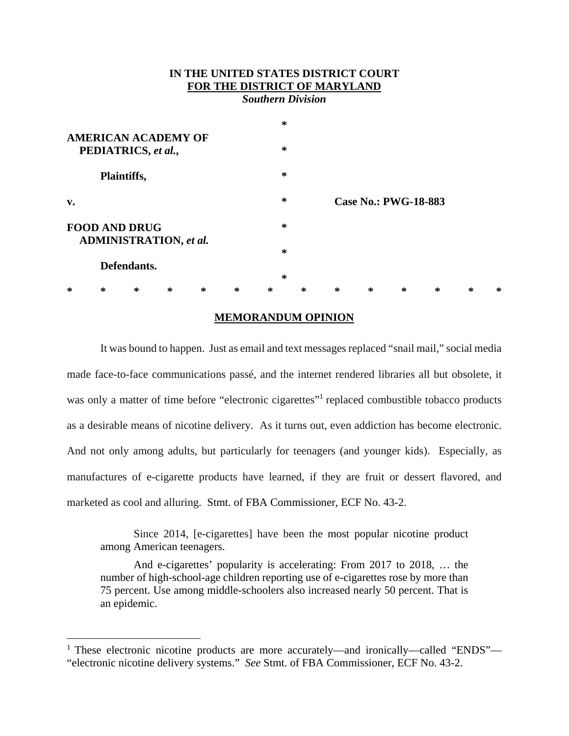**IN THE UNITED STATES DISTRICT COURT**
**FOR THE DISTRICT OF MARYLAND**
***Southern Division***

| | | |
|---|---|---|
| **AMERICAN ACADEMY OF PEDIATRICS, *et al.*,** | * | |
| **Plaintiffs,** | * | |
| **v.** | * | **Case No.: PWG-18-883** |
| **FOOD AND DRUG ADMINISTRATION, *et al.*** | * | |
| **Defendants.** | * | |

\* \* \* \* \* \* \* \* \* \* \* \* \* \*

## MEMORANDUM OPINION

It was bound to happen. Just as email and text messages replaced "snail mail," social media made face-to-face communications passé, and the internet rendered libraries all but obsolete, it was only a matter of time before "electronic cigarettes"[1] replaced combustible tobacco products as a desirable means of nicotine delivery. As it turns out, even addiction has become electronic. And not only among adults, but particularly for teenagers (and younger kids). Especially, as manufactures of e-cigarette products have learned, if they are fruit or dessert flavored, and marketed as cool and alluring. Stmt. of FBA Commissioner, ECF No. 43-2.

> Since 2014, [e-cigarettes] have been the most popular nicotine product among American teenagers.
>
> And e-cigarettes' popularity is accelerating: From 2017 to 2018, … the number of high-school-age children reporting use of e-cigarettes rose by more than 75 percent. Use among middle-schoolers also increased nearly 50 percent. That is an epidemic.

---

[1] These electronic nicotine products are more accurately—and ironically—called "ENDS"—"electronic nicotine delivery systems." *See* Stmt. of FBA Commissioner, ECF No. 43-2.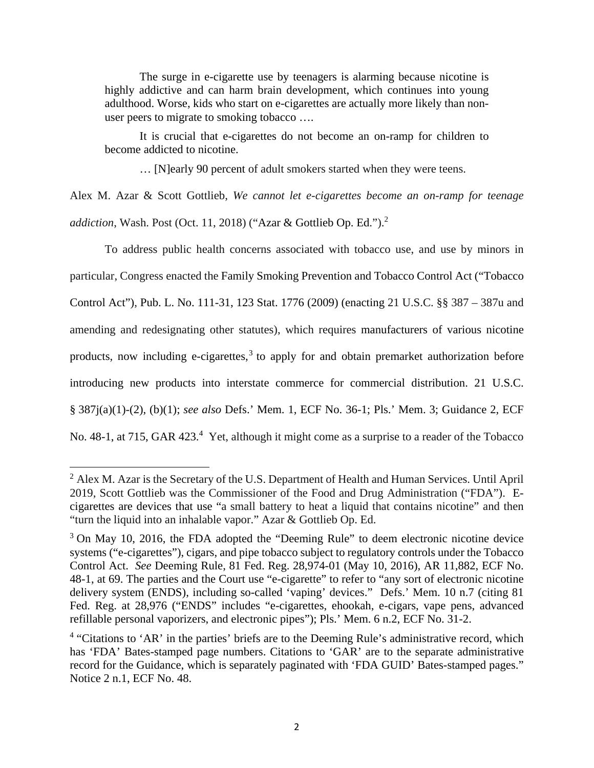> The surge in e-cigarette use by teenagers is alarming because nicotine is highly addictive and can harm brain development, which continues into young adulthood. Worse, kids who start on e-cigarettes are actually more likely than non-user peers to migrate to smoking tobacco ….
>
> It is crucial that e-cigarettes do not become an on-ramp for children to become addicted to nicotine.
>
> … [N]early 90 percent of adult smokers started when they were teens.

Alex M. Azar & Scott Gottlieb, *We cannot let e-cigarettes become an on-ramp for teenage addiction*, Wash. Post (Oct. 11, 2018) ("Azar & Gottlieb Op. Ed.").[2]

To address public health concerns associated with tobacco use, and use by minors in particular, Congress enacted the Family Smoking Prevention and Tobacco Control Act ("Tobacco Control Act"), Pub. L. No. 111-31, 123 Stat. 1776 (2009) (enacting 21 U.S.C. §§ 387 – 387u and amending and redesignating other statutes), which requires manufacturers of various nicotine products, now including e-cigarettes,[3] to apply for and obtain premarket authorization before introducing new products into interstate commerce for commercial distribution. 21 U.S.C. § 387j(a)(1)-(2), (b)(1); *see also* Defs.' Mem. 1, ECF No. 36-1; Pls.' Mem. 3; Guidance 2, ECF No. 48-1, at 715, GAR 423.[4] Yet, although it might come as a surprise to a reader of the Tobacco

---

[2] Alex M. Azar is the Secretary of the U.S. Department of Health and Human Services. Until April 2019, Scott Gottlieb was the Commissioner of the Food and Drug Administration ("FDA"). E-cigarettes are devices that use "a small battery to heat a liquid that contains nicotine" and then "turn the liquid into an inhalable vapor." Azar & Gottlieb Op. Ed.

[3] On May 10, 2016, the FDA adopted the "Deeming Rule" to deem electronic nicotine device systems ("e-cigarettes"), cigars, and pipe tobacco subject to regulatory controls under the Tobacco Control Act. *See* Deeming Rule, 81 Fed. Reg. 28,974-01 (May 10, 2016), AR 11,882, ECF No. 48-1, at 69. The parties and the Court use "e-cigarette" to refer to "any sort of electronic nicotine delivery system (ENDS), including so-called 'vaping' devices." Defs.' Mem. 10 n.7 (citing 81 Fed. Reg. at 28,976 ("ENDS" includes "e-cigarettes, ehookah, e-cigars, vape pens, advanced refillable personal vaporizers, and electronic pipes"); Pls.' Mem. 6 n.2, ECF No. 31-2.

[4] "Citations to 'AR' in the parties' briefs are to the Deeming Rule's administrative record, which has 'FDA' Bates-stamped page numbers. Citations to 'GAR' are to the separate administrative record for the Guidance, which is separately paginated with 'FDA GUID' Bates-stamped pages." Notice 2 n.1, ECF No. 48.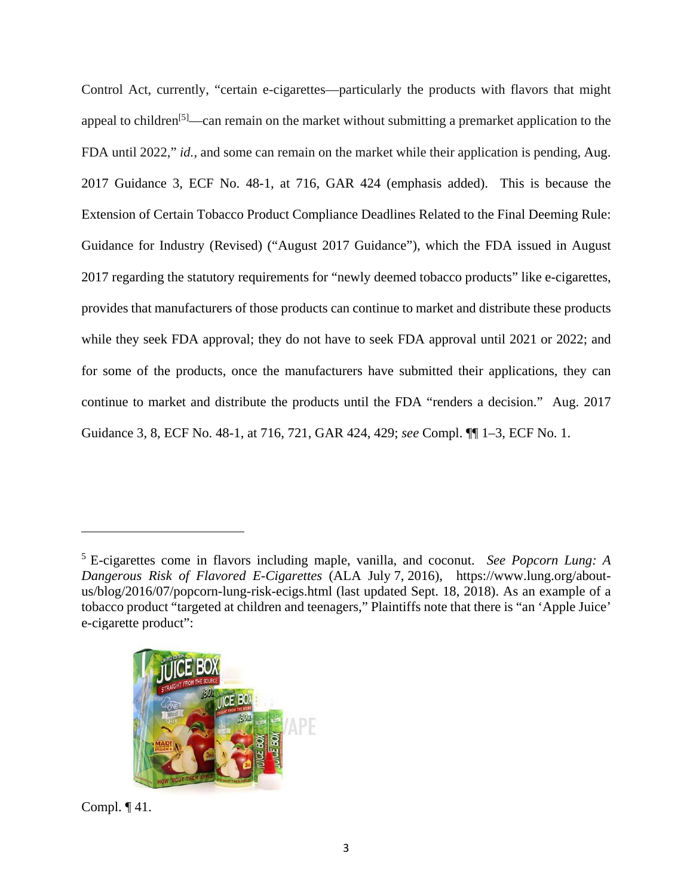Control Act, currently, "certain e-cigarettes—particularly the products with flavors that might appeal to children[5]—can remain on the market without submitting a premarket application to the FDA until 2022," *id.*, and some can remain on the market while their application is pending, Aug. 2017 Guidance 3, ECF No. 48-1, at 716, GAR 424 (emphasis added). This is because the Extension of Certain Tobacco Product Compliance Deadlines Related to the Final Deeming Rule: Guidance for Industry (Revised) ("August 2017 Guidance"), which the FDA issued in August 2017 regarding the statutory requirements for "newly deemed tobacco products" like e-cigarettes, provides that manufacturers of those products can continue to market and distribute these products while they seek FDA approval; they do not have to seek FDA approval until 2021 or 2022; and for some of the products, once the manufacturers have submitted their applications, they can continue to market and distribute the products until the FDA "renders a decision." Aug. 2017 Guidance 3, 8, ECF No. 48-1, at 716, 721, GAR 424, 429; *see* Compl. ¶¶ 1–3, ECF No. 1.

---

[5] E-cigarettes come in flavors including maple, vanilla, and coconut. *See Popcorn Lung: A Dangerous Risk of Flavored E-Cigarettes* (ALA July 7, 2016), https://www.lung.org/about-us/blog/2016/07/popcorn-lung-risk-ecigs.html (last updated Sept. 18, 2018). As an example of a tobacco product "targeted at children and teenagers," Plaintiffs note that there is "an 'Apple Juice' e-cigarette product":

Compl. ¶ 41.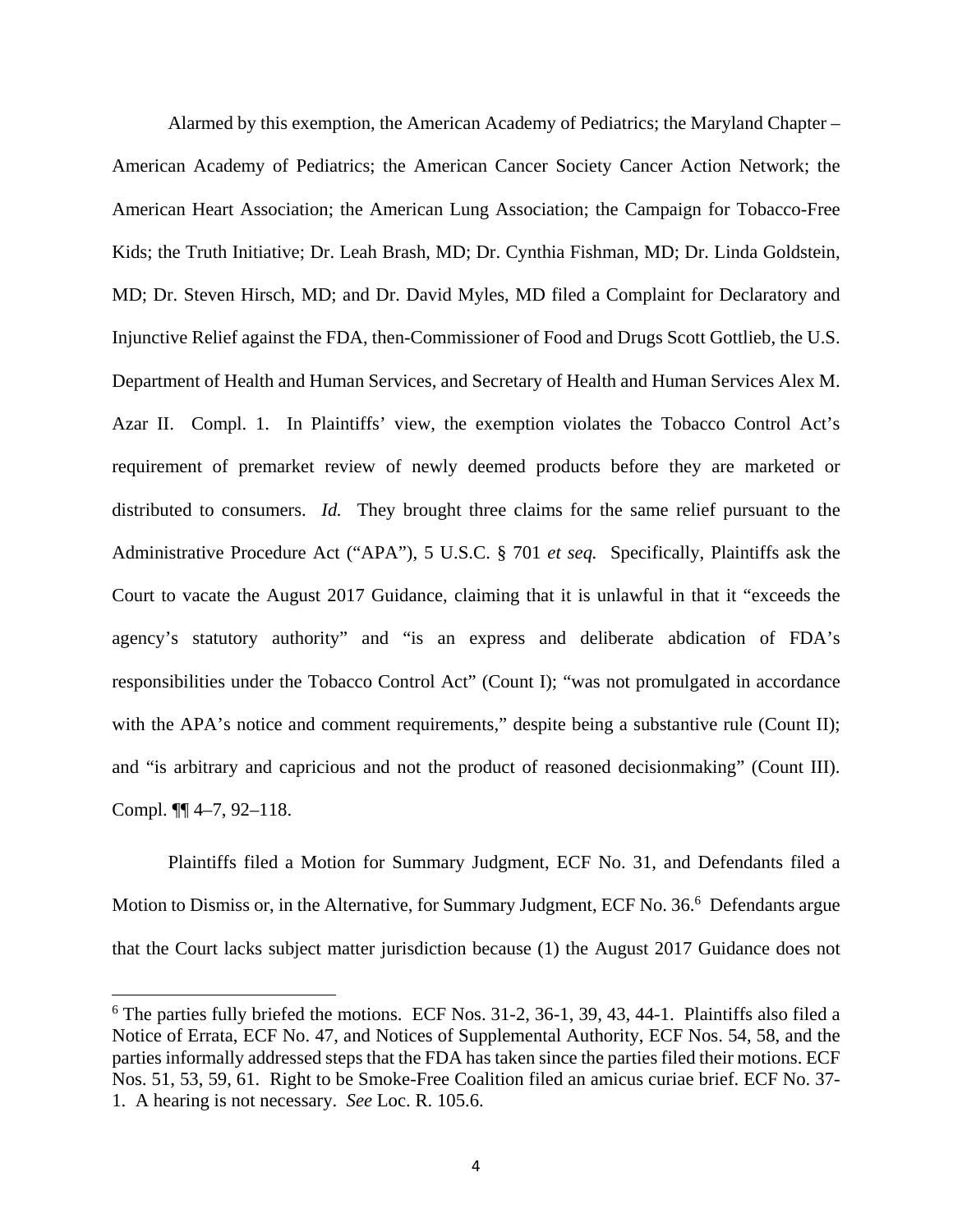Alarmed by this exemption, the American Academy of Pediatrics; the Maryland Chapter – American Academy of Pediatrics; the American Cancer Society Cancer Action Network; the American Heart Association; the American Lung Association; the Campaign for Tobacco-Free Kids; the Truth Initiative; Dr. Leah Brash, MD; Dr. Cynthia Fishman, MD; Dr. Linda Goldstein, MD; Dr. Steven Hirsch, MD; and Dr. David Myles, MD filed a Complaint for Declaratory and Injunctive Relief against the FDA, then-Commissioner of Food and Drugs Scott Gottlieb, the U.S. Department of Health and Human Services, and Secretary of Health and Human Services Alex M. Azar II. Compl. 1. In Plaintiffs' view, the exemption violates the Tobacco Control Act's requirement of premarket review of newly deemed products before they are marketed or distributed to consumers. *Id.* They brought three claims for the same relief pursuant to the Administrative Procedure Act ("APA"), 5 U.S.C. § 701 *et seq.* Specifically, Plaintiffs ask the Court to vacate the August 2017 Guidance, claiming that it is unlawful in that it "exceeds the agency's statutory authority" and "is an express and deliberate abdication of FDA's responsibilities under the Tobacco Control Act" (Count I); "was not promulgated in accordance with the APA's notice and comment requirements," despite being a substantive rule (Count II); and "is arbitrary and capricious and not the product of reasoned decisionmaking" (Count III). Compl. ¶¶ 4–7, 92–118.

Plaintiffs filed a Motion for Summary Judgment, ECF No. 31, and Defendants filed a Motion to Dismiss or, in the Alternative, for Summary Judgment, ECF No. 36.[6] Defendants argue that the Court lacks subject matter jurisdiction because (1) the August 2017 Guidance does not

---

[6] The parties fully briefed the motions. ECF Nos. 31-2, 36-1, 39, 43, 44-1. Plaintiffs also filed a Notice of Errata, ECF No. 47, and Notices of Supplemental Authority, ECF Nos. 54, 58, and the parties informally addressed steps that the FDA has taken since the parties filed their motions. ECF Nos. 51, 53, 59, 61. Right to be Smoke-Free Coalition filed an amicus curiae brief. ECF No. 37-1. A hearing is not necessary. *See* Loc. R. 105.6.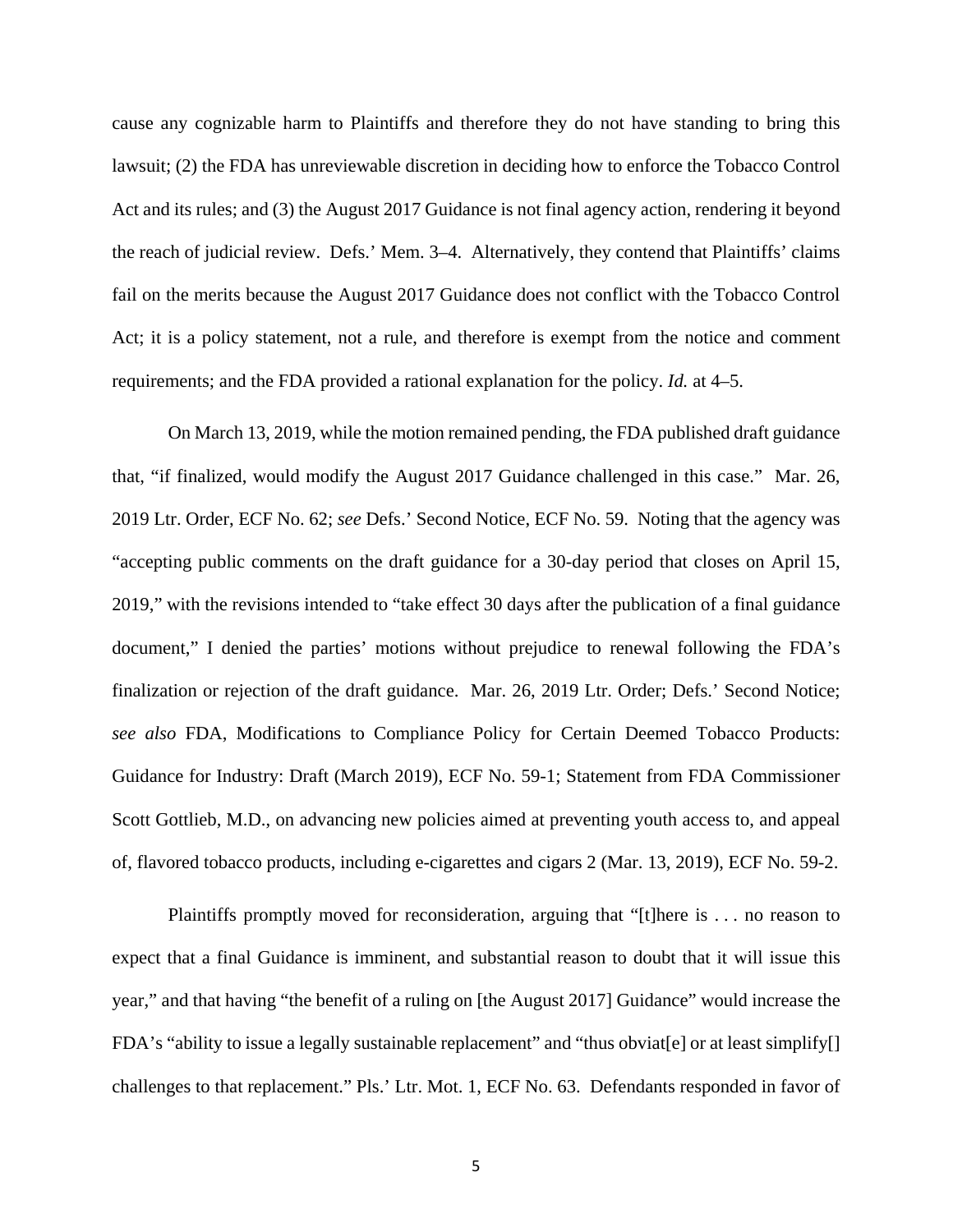cause any cognizable harm to Plaintiffs and therefore they do not have standing to bring this lawsuit; (2) the FDA has unreviewable discretion in deciding how to enforce the Tobacco Control Act and its rules; and (3) the August 2017 Guidance is not final agency action, rendering it beyond the reach of judicial review. Defs.' Mem. 3–4. Alternatively, they contend that Plaintiffs' claims fail on the merits because the August 2017 Guidance does not conflict with the Tobacco Control Act; it is a policy statement, not a rule, and therefore is exempt from the notice and comment requirements; and the FDA provided a rational explanation for the policy. *Id.* at 4–5.

On March 13, 2019, while the motion remained pending, the FDA published draft guidance that, "if finalized, would modify the August 2017 Guidance challenged in this case." Mar. 26, 2019 Ltr. Order, ECF No. 62; *see* Defs.' Second Notice, ECF No. 59. Noting that the agency was "accepting public comments on the draft guidance for a 30-day period that closes on April 15, 2019," with the revisions intended to "take effect 30 days after the publication of a final guidance document," I denied the parties' motions without prejudice to renewal following the FDA's finalization or rejection of the draft guidance. Mar. 26, 2019 Ltr. Order; Defs.' Second Notice; *see also* FDA, Modifications to Compliance Policy for Certain Deemed Tobacco Products: Guidance for Industry: Draft (March 2019), ECF No. 59-1; Statement from FDA Commissioner Scott Gottlieb, M.D., on advancing new policies aimed at preventing youth access to, and appeal of, flavored tobacco products, including e-cigarettes and cigars 2 (Mar. 13, 2019), ECF No. 59-2.

Plaintiffs promptly moved for reconsideration, arguing that "[t]here is . . . no reason to expect that a final Guidance is imminent, and substantial reason to doubt that it will issue this year," and that having "the benefit of a ruling on [the August 2017] Guidance" would increase the FDA's "ability to issue a legally sustainable replacement" and "thus obviat[e] or at least simplify[] challenges to that replacement." Pls.' Ltr. Mot. 1, ECF No. 63. Defendants responded in favor of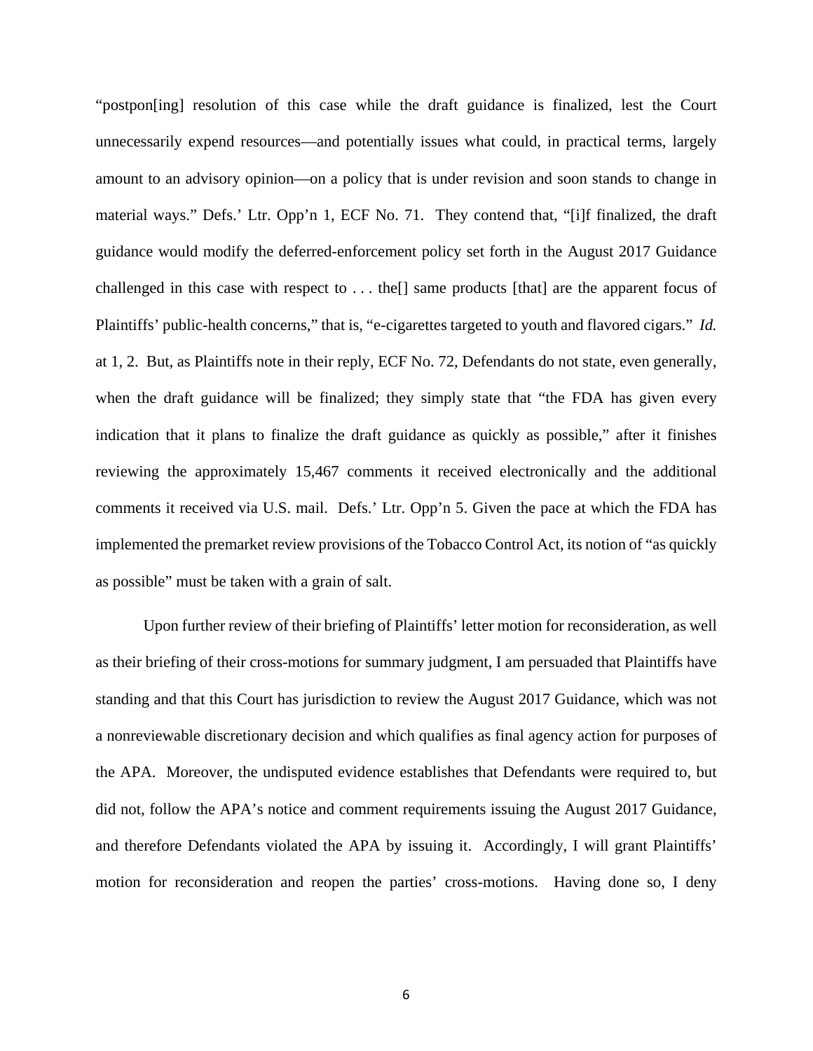"postpon[ing] resolution of this case while the draft guidance is finalized, lest the Court unnecessarily expend resources—and potentially issues what could, in practical terms, largely amount to an advisory opinion—on a policy that is under revision and soon stands to change in material ways." Defs.' Ltr. Opp'n 1, ECF No. 71. They contend that, "[i]f finalized, the draft guidance would modify the deferred-enforcement policy set forth in the August 2017 Guidance challenged in this case with respect to . . . the[] same products [that] are the apparent focus of Plaintiffs' public-health concerns," that is, "e-cigarettes targeted to youth and flavored cigars." *Id.* at 1, 2. But, as Plaintiffs note in their reply, ECF No. 72, Defendants do not state, even generally, when the draft guidance will be finalized; they simply state that "the FDA has given every indication that it plans to finalize the draft guidance as quickly as possible," after it finishes reviewing the approximately 15,467 comments it received electronically and the additional comments it received via U.S. mail. Defs.' Ltr. Opp'n 5. Given the pace at which the FDA has implemented the premarket review provisions of the Tobacco Control Act, its notion of "as quickly as possible" must be taken with a grain of salt.

Upon further review of their briefing of Plaintiffs' letter motion for reconsideration, as well as their briefing of their cross-motions for summary judgment, I am persuaded that Plaintiffs have standing and that this Court has jurisdiction to review the August 2017 Guidance, which was not a nonreviewable discretionary decision and which qualifies as final agency action for purposes of the APA. Moreover, the undisputed evidence establishes that Defendants were required to, but did not, follow the APA's notice and comment requirements issuing the August 2017 Guidance, and therefore Defendants violated the APA by issuing it. Accordingly, I will grant Plaintiffs' motion for reconsideration and reopen the parties' cross-motions. Having done so, I deny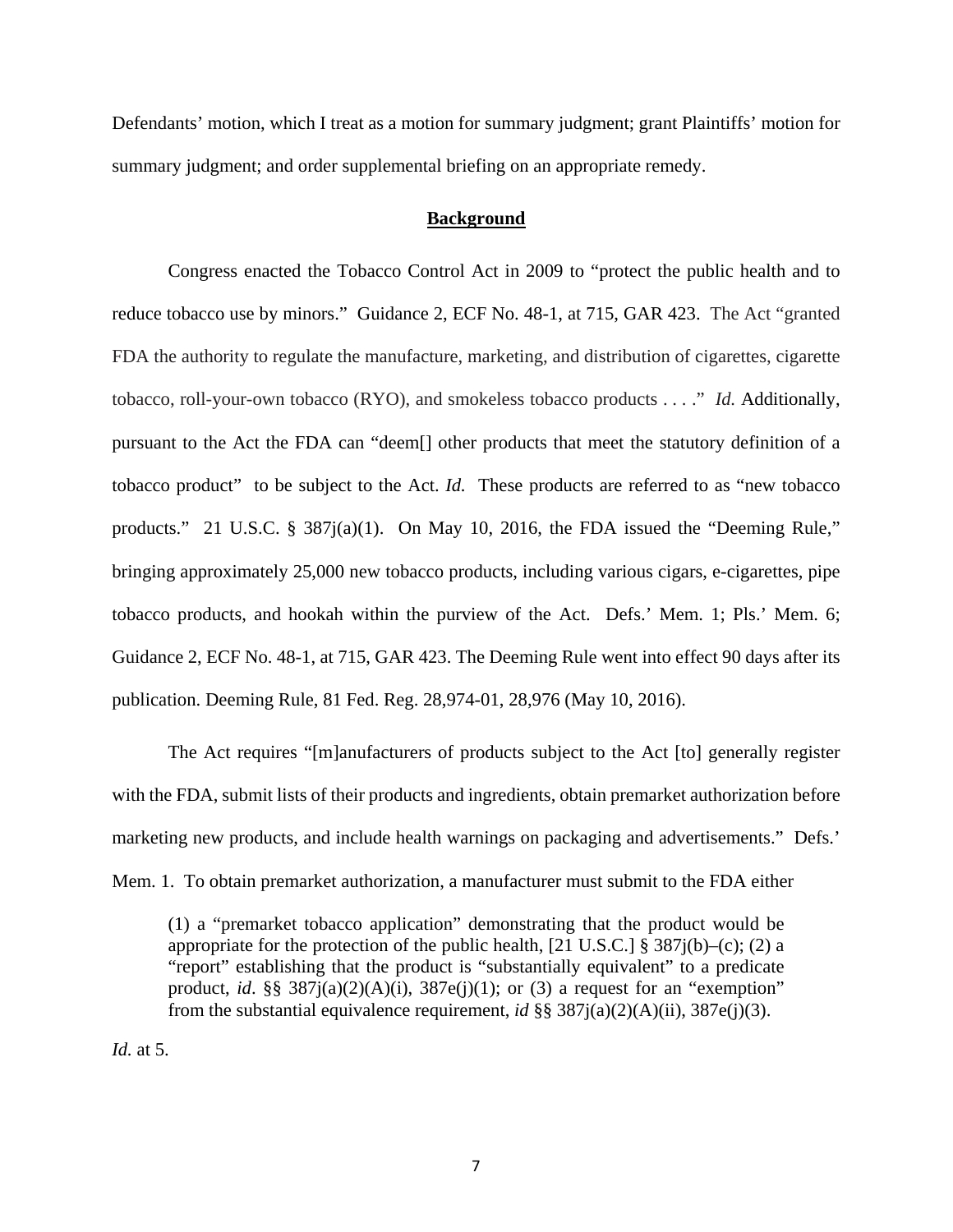Defendants' motion, which I treat as a motion for summary judgment; grant Plaintiffs' motion for summary judgment; and order supplemental briefing on an appropriate remedy.

## Background

Congress enacted the Tobacco Control Act in 2009 to "protect the public health and to reduce tobacco use by minors." Guidance 2, ECF No. 48-1, at 715, GAR 423. The Act "granted FDA the authority to regulate the manufacture, marketing, and distribution of cigarettes, cigarette tobacco, roll-your-own tobacco (RYO), and smokeless tobacco products . . . ." *Id.* Additionally, pursuant to the Act the FDA can "deem[] other products that meet the statutory definition of a tobacco product" to be subject to the Act. *Id.* These products are referred to as "new tobacco products." 21 U.S.C. § 387j(a)(1). On May 10, 2016, the FDA issued the "Deeming Rule," bringing approximately 25,000 new tobacco products, including various cigars, e-cigarettes, pipe tobacco products, and hookah within the purview of the Act. Defs.' Mem. 1; Pls.' Mem. 6; Guidance 2, ECF No. 48-1, at 715, GAR 423. The Deeming Rule went into effect 90 days after its publication. Deeming Rule, 81 Fed. Reg. 28,974-01, 28,976 (May 10, 2016).

The Act requires "[m]anufacturers of products subject to the Act [to] generally register with the FDA, submit lists of their products and ingredients, obtain premarket authorization before marketing new products, and include health warnings on packaging and advertisements." Defs.' Mem. 1. To obtain premarket authorization, a manufacturer must submit to the FDA either

> (1) a "premarket tobacco application" demonstrating that the product would be appropriate for the protection of the public health, [21 U.S.C.] § 387j(b)–(c); (2) a "report" establishing that the product is "substantially equivalent" to a predicate product, *id*. §§ 387j(a)(2)(A)(i), 387e(j)(1); or (3) a request for an "exemption" from the substantial equivalence requirement, *id* §§ 387j(a)(2)(A)(ii), 387e(j)(3).

*Id.* at 5.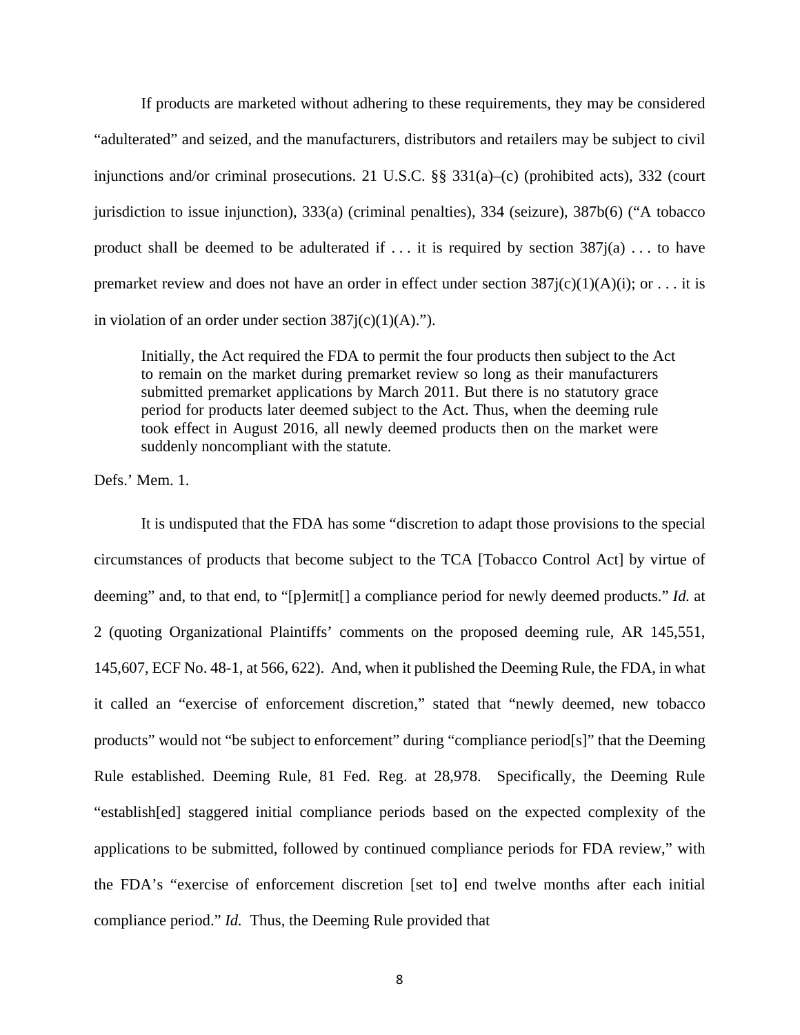If products are marketed without adhering to these requirements, they may be considered "adulterated" and seized, and the manufacturers, distributors and retailers may be subject to civil injunctions and/or criminal prosecutions. 21 U.S.C. §§ 331(a)–(c) (prohibited acts), 332 (court jurisdiction to issue injunction), 333(a) (criminal penalties), 334 (seizure), 387b(6) ("A tobacco product shall be deemed to be adulterated if . . . it is required by section 387j(a) . . . to have premarket review and does not have an order in effect under section 387j(c)(1)(A)(i); or . . . it is in violation of an order under section 387j(c)(1)(A).").

> Initially, the Act required the FDA to permit the four products then subject to the Act to remain on the market during premarket review so long as their manufacturers submitted premarket applications by March 2011. But there is no statutory grace period for products later deemed subject to the Act. Thus, when the deeming rule took effect in August 2016, all newly deemed products then on the market were suddenly noncompliant with the statute.

Defs.' Mem. 1.

It is undisputed that the FDA has some "discretion to adapt those provisions to the special circumstances of products that become subject to the TCA [Tobacco Control Act] by virtue of deeming" and, to that end, to "[p]ermit[] a compliance period for newly deemed products." *Id.* at 2 (quoting Organizational Plaintiffs' comments on the proposed deeming rule, AR 145,551, 145,607, ECF No. 48-1, at 566, 622). And, when it published the Deeming Rule, the FDA, in what it called an "exercise of enforcement discretion," stated that "newly deemed, new tobacco products" would not "be subject to enforcement" during "compliance period[s]" that the Deeming Rule established. Deeming Rule, 81 Fed. Reg. at 28,978. Specifically, the Deeming Rule "establish[ed] staggered initial compliance periods based on the expected complexity of the applications to be submitted, followed by continued compliance periods for FDA review," with the FDA's "exercise of enforcement discretion [set to] end twelve months after each initial compliance period." *Id.* Thus, the Deeming Rule provided that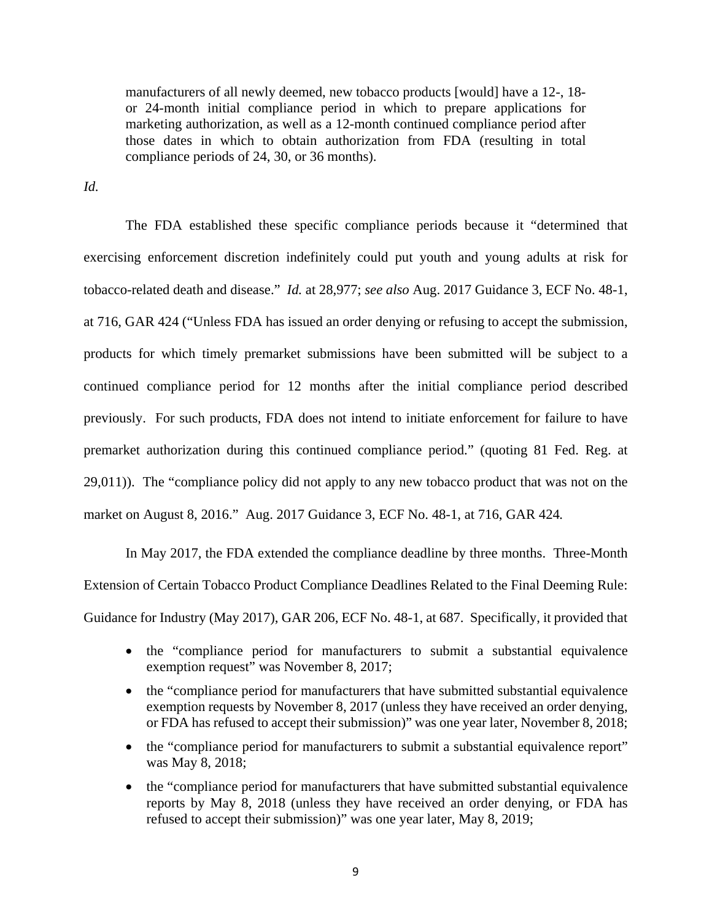> manufacturers of all newly deemed, new tobacco products [would] have a 12-, 18- or 24-month initial compliance period in which to prepare applications for marketing authorization, as well as a 12-month continued compliance period after those dates in which to obtain authorization from FDA (resulting in total compliance periods of 24, 30, or 36 months).

*Id.*

The FDA established these specific compliance periods because it "determined that exercising enforcement discretion indefinitely could put youth and young adults at risk for tobacco-related death and disease." *Id.* at 28,977; *see also* Aug. 2017 Guidance 3, ECF No. 48-1, at 716, GAR 424 ("Unless FDA has issued an order denying or refusing to accept the submission, products for which timely premarket submissions have been submitted will be subject to a continued compliance period for 12 months after the initial compliance period described previously. For such products, FDA does not intend to initiate enforcement for failure to have premarket authorization during this continued compliance period." (quoting 81 Fed. Reg. at 29,011)). The "compliance policy did not apply to any new tobacco product that was not on the market on August 8, 2016." Aug. 2017 Guidance 3, ECF No. 48-1, at 716, GAR 424.

In May 2017, the FDA extended the compliance deadline by three months. Three-Month Extension of Certain Tobacco Product Compliance Deadlines Related to the Final Deeming Rule: Guidance for Industry (May 2017), GAR 206, ECF No. 48-1, at 687. Specifically, it provided that

- the "compliance period for manufacturers to submit a substantial equivalence exemption request" was November 8, 2017;
- the "compliance period for manufacturers that have submitted substantial equivalence exemption requests by November 8, 2017 (unless they have received an order denying, or FDA has refused to accept their submission)" was one year later, November 8, 2018;
- the "compliance period for manufacturers to submit a substantial equivalence report" was May 8, 2018;
- the "compliance period for manufacturers that have submitted substantial equivalence reports by May 8, 2018 (unless they have received an order denying, or FDA has refused to accept their submission)" was one year later, May 8, 2019;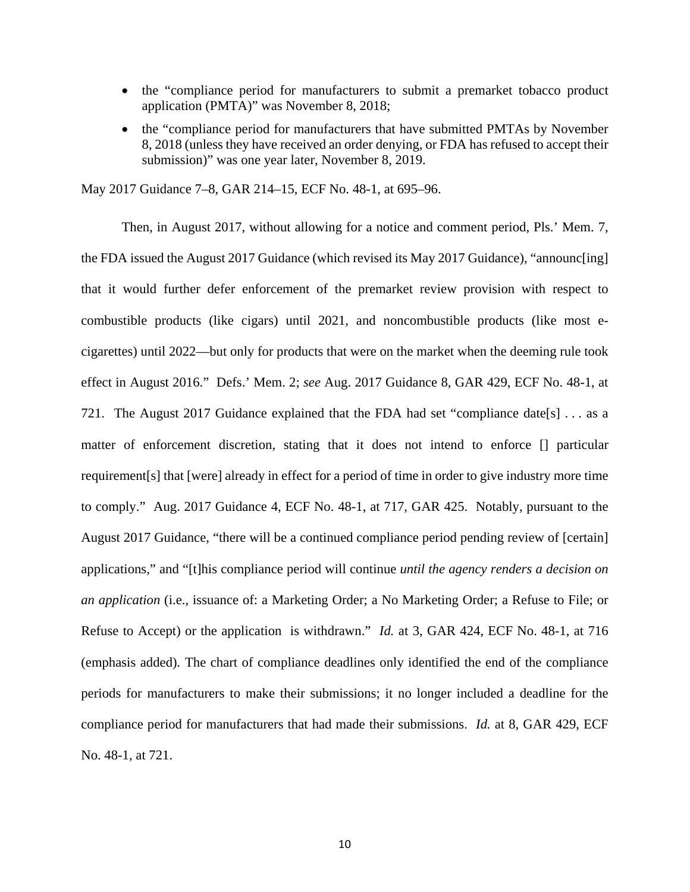- the "compliance period for manufacturers to submit a premarket tobacco product application (PMTA)" was November 8, 2018;
- the "compliance period for manufacturers that have submitted PMTAs by November 8, 2018 (unless they have received an order denying, or FDA has refused to accept their submission)" was one year later, November 8, 2019.

May 2017 Guidance 7–8, GAR 214–15, ECF No. 48-1, at 695–96.

Then, in August 2017, without allowing for a notice and comment period, Pls.' Mem. 7, the FDA issued the August 2017 Guidance (which revised its May 2017 Guidance), "announc[ing] that it would further defer enforcement of the premarket review provision with respect to combustible products (like cigars) until 2021, and noncombustible products (like most e-cigarettes) until 2022—but only for products that were on the market when the deeming rule took effect in August 2016." Defs.' Mem. 2; *see* Aug. 2017 Guidance 8, GAR 429, ECF No. 48-1, at 721. The August 2017 Guidance explained that the FDA had set "compliance date[s] . . . as a matter of enforcement discretion, stating that it does not intend to enforce [] particular requirement[s] that [were] already in effect for a period of time in order to give industry more time to comply." Aug. 2017 Guidance 4, ECF No. 48-1, at 717, GAR 425. Notably, pursuant to the August 2017 Guidance, "there will be a continued compliance period pending review of [certain] applications," and "[t]his compliance period will continue *until the agency renders a decision on an application* (i.e., issuance of: a Marketing Order; a No Marketing Order; a Refuse to File; or Refuse to Accept) or the application is withdrawn." *Id.* at 3, GAR 424, ECF No. 48-1, at 716 (emphasis added). The chart of compliance deadlines only identified the end of the compliance periods for manufacturers to make their submissions; it no longer included a deadline for the compliance period for manufacturers that had made their submissions. *Id.* at 8, GAR 429, ECF No. 48-1, at 721.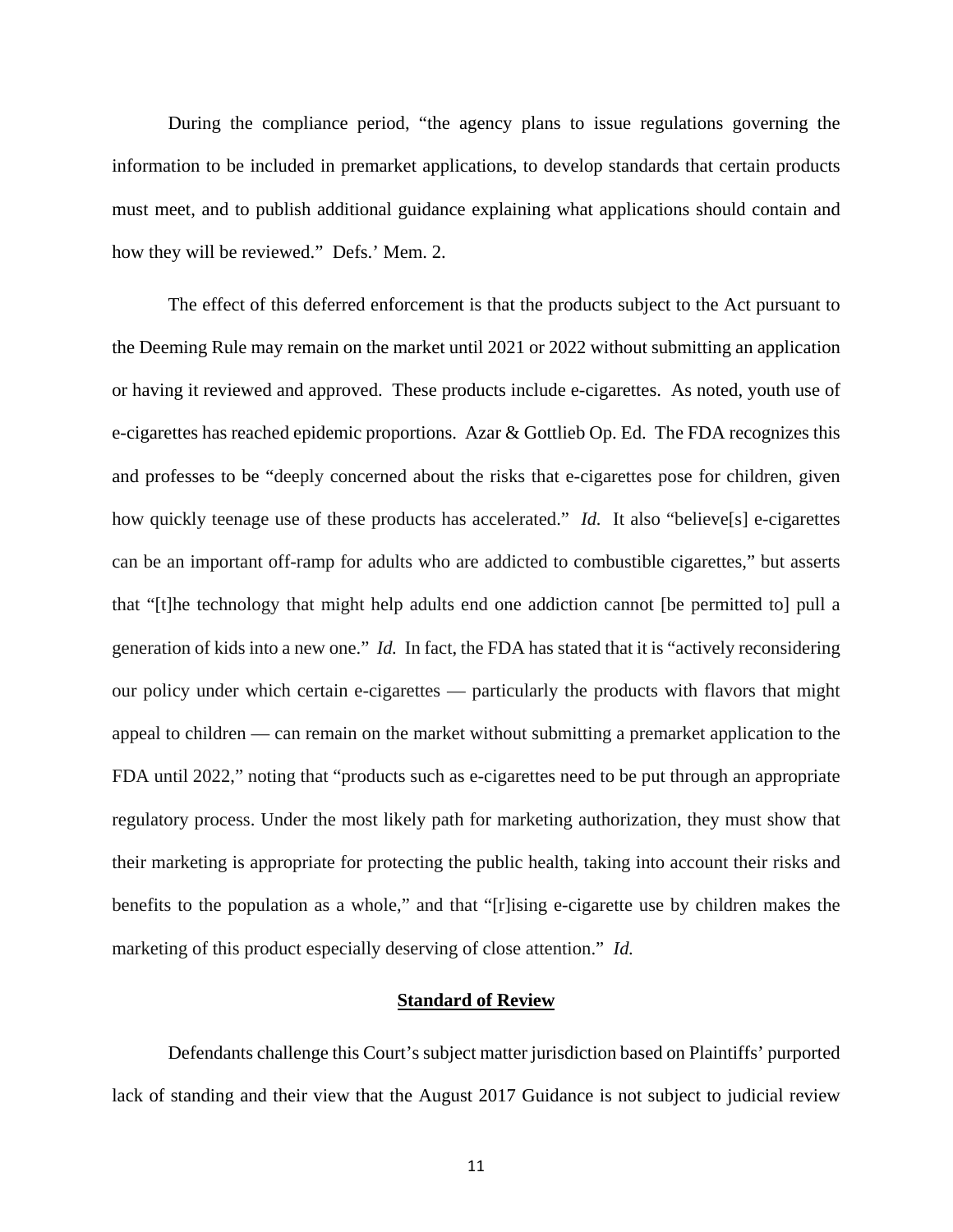During the compliance period, "the agency plans to issue regulations governing the information to be included in premarket applications, to develop standards that certain products must meet, and to publish additional guidance explaining what applications should contain and how they will be reviewed." Defs.' Mem. 2.

The effect of this deferred enforcement is that the products subject to the Act pursuant to the Deeming Rule may remain on the market until 2021 or 2022 without submitting an application or having it reviewed and approved. These products include e-cigarettes. As noted, youth use of e-cigarettes has reached epidemic proportions. Azar & Gottlieb Op. Ed. The FDA recognizes this and professes to be "deeply concerned about the risks that e-cigarettes pose for children, given how quickly teenage use of these products has accelerated." *Id.* It also "believe[s] e-cigarettes can be an important off-ramp for adults who are addicted to combustible cigarettes," but asserts that "[t]he technology that might help adults end one addiction cannot [be permitted to] pull a generation of kids into a new one." *Id.* In fact, the FDA has stated that it is "actively reconsidering our policy under which certain e-cigarettes — particularly the products with flavors that might appeal to children — can remain on the market without submitting a premarket application to the FDA until 2022," noting that "products such as e-cigarettes need to be put through an appropriate regulatory process. Under the most likely path for marketing authorization, they must show that their marketing is appropriate for protecting the public health, taking into account their risks and benefits to the population as a whole," and that "[r]ising e-cigarette use by children makes the marketing of this product especially deserving of close attention." *Id.*

## Standard of Review

Defendants challenge this Court's subject matter jurisdiction based on Plaintiffs' purported lack of standing and their view that the August 2017 Guidance is not subject to judicial review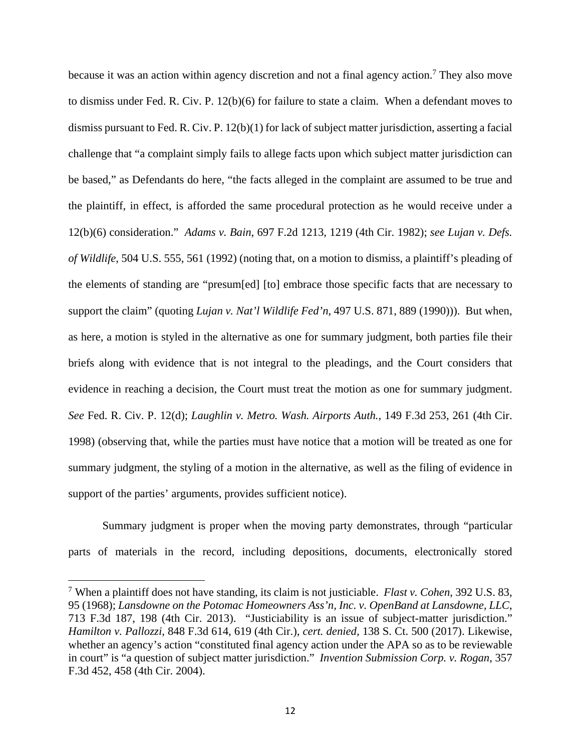because it was an action within agency discretion and not a final agency action.[7] They also move to dismiss under Fed. R. Civ. P. 12(b)(6) for failure to state a claim. When a defendant moves to dismiss pursuant to Fed. R. Civ. P. 12(b)(1) for lack of subject matter jurisdiction, asserting a facial challenge that "a complaint simply fails to allege facts upon which subject matter jurisdiction can be based," as Defendants do here, "the facts alleged in the complaint are assumed to be true and the plaintiff, in effect, is afforded the same procedural protection as he would receive under a 12(b)(6) consideration." *Adams v. Bain*, 697 F.2d 1213, 1219 (4th Cir. 1982); *see Lujan v. Defs. of Wildlife*, 504 U.S. 555, 561 (1992) (noting that, on a motion to dismiss, a plaintiff's pleading of the elements of standing are "presum[ed] [to] embrace those specific facts that are necessary to support the claim" (quoting *Lujan v. Nat'l Wildlife Fed'n*, 497 U.S. 871, 889 (1990))). But when, as here, a motion is styled in the alternative as one for summary judgment, both parties file their briefs along with evidence that is not integral to the pleadings, and the Court considers that evidence in reaching a decision, the Court must treat the motion as one for summary judgment. *See* Fed. R. Civ. P. 12(d); *Laughlin v. Metro. Wash. Airports Auth.*, 149 F.3d 253, 261 (4th Cir. 1998) (observing that, while the parties must have notice that a motion will be treated as one for summary judgment, the styling of a motion in the alternative, as well as the filing of evidence in support of the parties' arguments, provides sufficient notice).

Summary judgment is proper when the moving party demonstrates, through "particular parts of materials in the record, including depositions, documents, electronically stored

[7] When a plaintiff does not have standing, its claim is not justiciable. *Flast v. Cohen*, 392 U.S. 83, 95 (1968); *Lansdowne on the Potomac Homeowners Ass'n, Inc. v. OpenBand at Lansdowne, LLC*, 713 F.3d 187, 198 (4th Cir. 2013). "Justiciability is an issue of subject-matter jurisdiction." *Hamilton v. Pallozzi*, 848 F.3d 614, 619 (4th Cir.), *cert. denied*, 138 S. Ct. 500 (2017). Likewise, whether an agency's action "constituted final agency action under the APA so as to be reviewable in court" is "a question of subject matter jurisdiction." *Invention Submission Corp. v. Rogan*, 357 F.3d 452, 458 (4th Cir. 2004).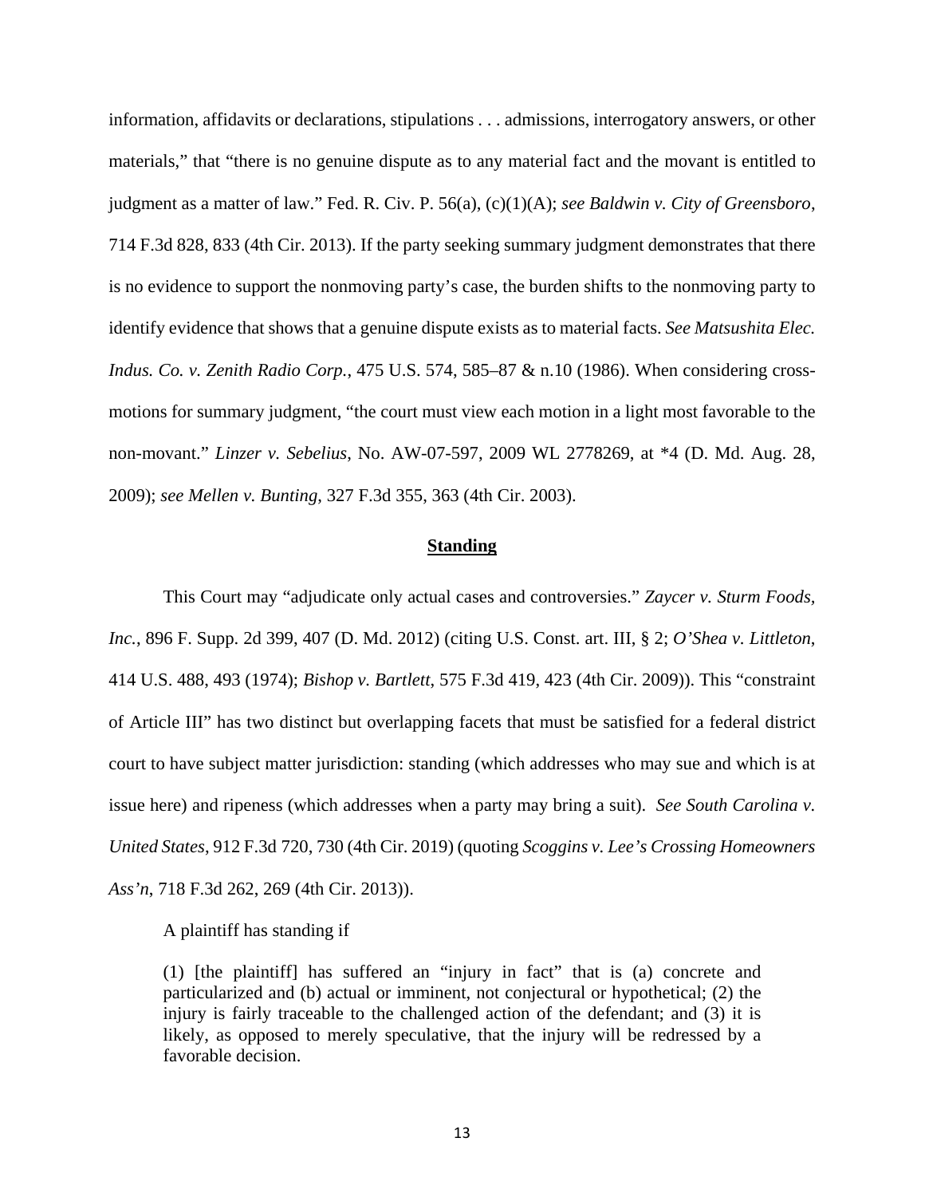information, affidavits or declarations, stipulations . . . admissions, interrogatory answers, or other materials," that "there is no genuine dispute as to any material fact and the movant is entitled to judgment as a matter of law." Fed. R. Civ. P. 56(a), (c)(1)(A); *see Baldwin v. City of Greensboro*, 714 F.3d 828, 833 (4th Cir. 2013). If the party seeking summary judgment demonstrates that there is no evidence to support the nonmoving party's case, the burden shifts to the nonmoving party to identify evidence that shows that a genuine dispute exists as to material facts. *See Matsushita Elec. Indus. Co. v. Zenith Radio Corp.*, 475 U.S. 574, 585–87 & n.10 (1986). When considering cross-motions for summary judgment, "the court must view each motion in a light most favorable to the non-movant." *Linzer v. Sebelius*, No. AW-07-597, 2009 WL 2778269, at *4 (D. Md. Aug. 28, 2009); *see Mellen v. Bunting*, 327 F.3d 355, 363 (4th Cir. 2003).

## **Standing**

This Court may "adjudicate only actual cases and controversies." *Zaycer v. Sturm Foods, Inc.*, 896 F. Supp. 2d 399, 407 (D. Md. 2012) (citing U.S. Const. art. III, § 2; *O'Shea v. Littleton*, 414 U.S. 488, 493 (1974); *Bishop v. Bartlett*, 575 F.3d 419, 423 (4th Cir. 2009)). This "constraint of Article III" has two distinct but overlapping facets that must be satisfied for a federal district court to have subject matter jurisdiction: standing (which addresses who may sue and which is at issue here) and ripeness (which addresses when a party may bring a suit). *See South Carolina v. United States*, 912 F.3d 720, 730 (4th Cir. 2019) (quoting *Scoggins v. Lee's Crossing Homeowners Ass'n*, 718 F.3d 262, 269 (4th Cir. 2013)).

A plaintiff has standing if

> (1) [the plaintiff] has suffered an "injury in fact" that is (a) concrete and particularized and (b) actual or imminent, not conjectural or hypothetical; (2) the injury is fairly traceable to the challenged action of the defendant; and (3) it is likely, as opposed to merely speculative, that the injury will be redressed by a favorable decision.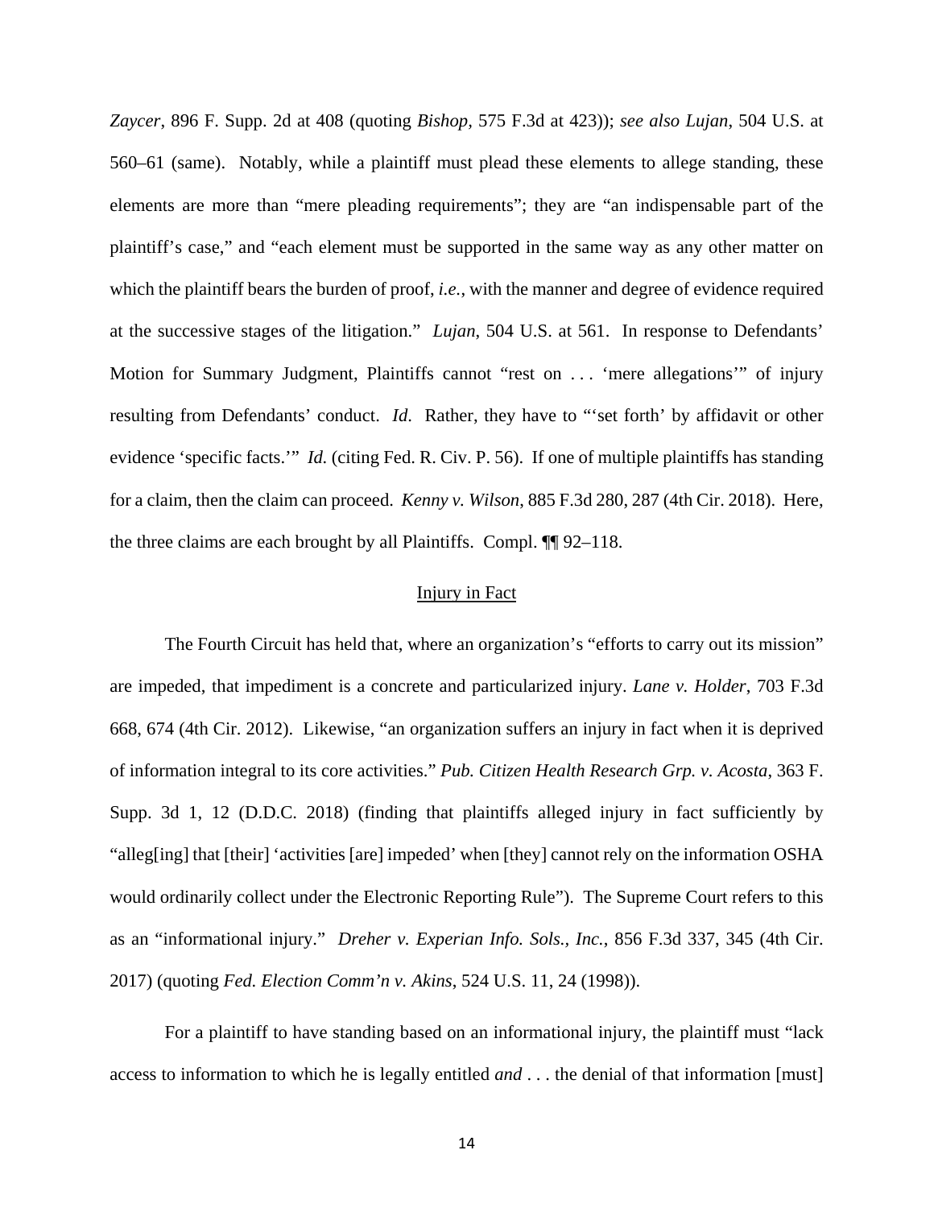*Zaycer*, 896 F. Supp. 2d at 408 (quoting *Bishop*, 575 F.3d at 423)); *see also Lujan*, 504 U.S. at 560–61 (same). Notably, while a plaintiff must plead these elements to allege standing, these elements are more than "mere pleading requirements"; they are "an indispensable part of the plaintiff's case," and "each element must be supported in the same way as any other matter on which the plaintiff bears the burden of proof, *i.e.*, with the manner and degree of evidence required at the successive stages of the litigation." *Lujan*, 504 U.S. at 561. In response to Defendants' Motion for Summary Judgment, Plaintiffs cannot "rest on . . . 'mere allegations'" of injury resulting from Defendants' conduct. *Id*. Rather, they have to "'set forth' by affidavit or other evidence 'specific facts.'" *Id.* (citing Fed. R. Civ. P. 56). If one of multiple plaintiffs has standing for a claim, then the claim can proceed. *Kenny v. Wilson*, 885 F.3d 280, 287 (4th Cir. 2018). Here, the three claims are each brought by all Plaintiffs. Compl. ¶¶ 92–118.

## Injury in Fact

The Fourth Circuit has held that, where an organization's "efforts to carry out its mission" are impeded, that impediment is a concrete and particularized injury. *Lane v. Holder*, 703 F.3d 668, 674 (4th Cir. 2012). Likewise, "an organization suffers an injury in fact when it is deprived of information integral to its core activities." *Pub. Citizen Health Research Grp. v. Acosta*, 363 F. Supp. 3d 1, 12 (D.D.C. 2018) (finding that plaintiffs alleged injury in fact sufficiently by "alleg[ing] that [their] 'activities [are] impeded' when [they] cannot rely on the information OSHA would ordinarily collect under the Electronic Reporting Rule"). The Supreme Court refers to this as an "informational injury." *Dreher v. Experian Info. Sols., Inc.*, 856 F.3d 337, 345 (4th Cir. 2017) (quoting *Fed. Election Comm'n v. Akins*, 524 U.S. 11, 24 (1998)).

For a plaintiff to have standing based on an informational injury, the plaintiff must "lack access to information to which he is legally entitled *and* . . . the denial of that information [must]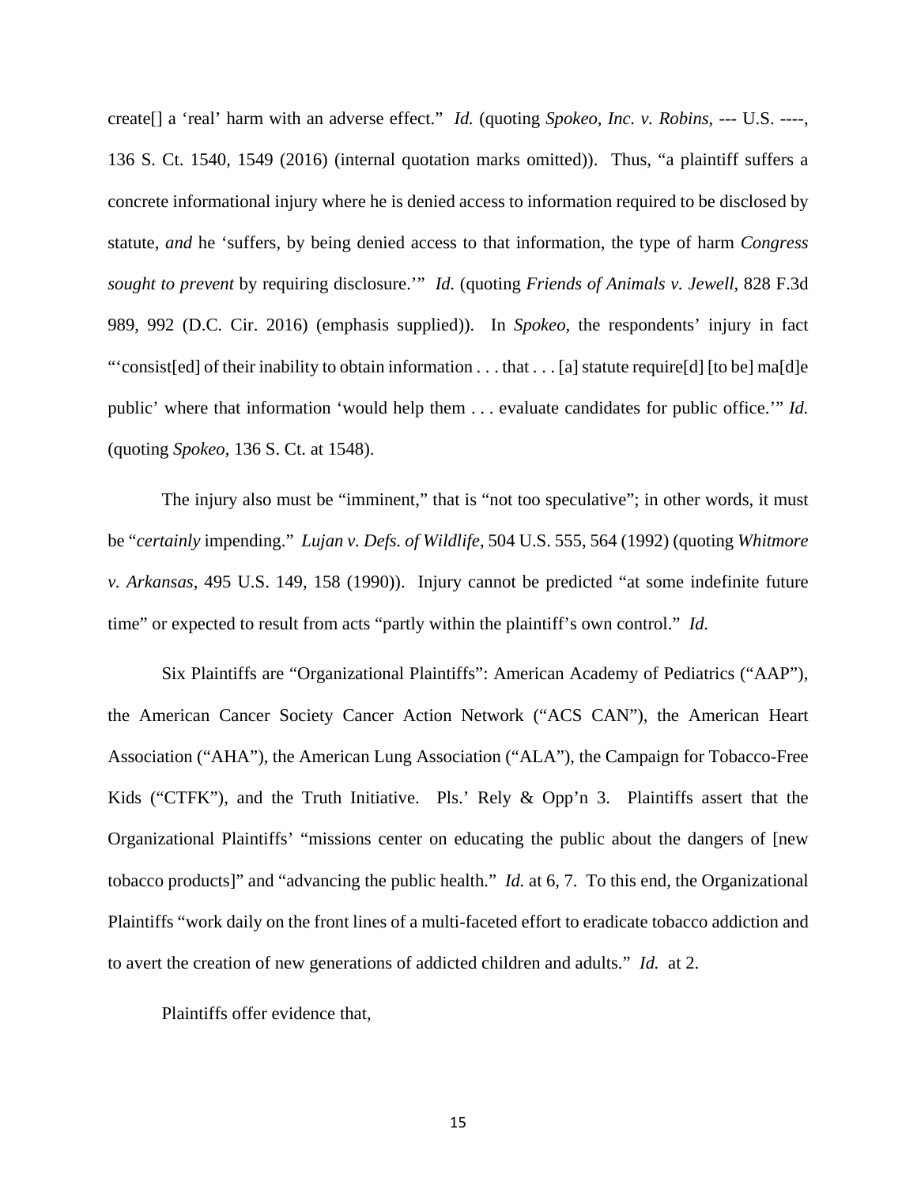create[] a 'real' harm with an adverse effect." *Id.* (quoting *Spokeo, Inc. v. Robins*, --- U.S. ----, 136 S. Ct. 1540, 1549 (2016) (internal quotation marks omitted)). Thus, "a plaintiff suffers a concrete informational injury where he is denied access to information required to be disclosed by statute, *and* he 'suffers, by being denied access to that information, the type of harm *Congress sought to prevent* by requiring disclosure.'" *Id.* (quoting *Friends of Animals v. Jewell*, 828 F.3d 989, 992 (D.C. Cir. 2016) (emphasis supplied)). In *Spokeo*, the respondents' injury in fact "'consist[ed] of their inability to obtain information . . . that . . . [a] statute require[d] [to be] ma[d]e public' where that information 'would help them . . . evaluate candidates for public office.'" *Id.* (quoting *Spokeo*, 136 S. Ct. at 1548).

The injury also must be "imminent," that is "not too speculative"; in other words, it must be "*certainly* impending." *Lujan v. Defs. of Wildlife*, 504 U.S. 555, 564 (1992) (quoting *Whitmore v. Arkansas*, 495 U.S. 149, 158 (1990)). Injury cannot be predicted "at some indefinite future time" or expected to result from acts "partly within the plaintiff's own control." *Id.*

Six Plaintiffs are "Organizational Plaintiffs": American Academy of Pediatrics ("AAP"), the American Cancer Society Cancer Action Network ("ACS CAN"), the American Heart Association ("AHA"), the American Lung Association ("ALA"), the Campaign for Tobacco-Free Kids ("CTFK"), and the Truth Initiative. Pls.' Rely & Opp'n 3. Plaintiffs assert that the Organizational Plaintiffs' "missions center on educating the public about the dangers of [new tobacco products]" and "advancing the public health." *Id.* at 6, 7. To this end, the Organizational Plaintiffs "work daily on the front lines of a multi-faceted effort to eradicate tobacco addiction and to avert the creation of new generations of addicted children and adults." *Id.* at 2.

Plaintiffs offer evidence that,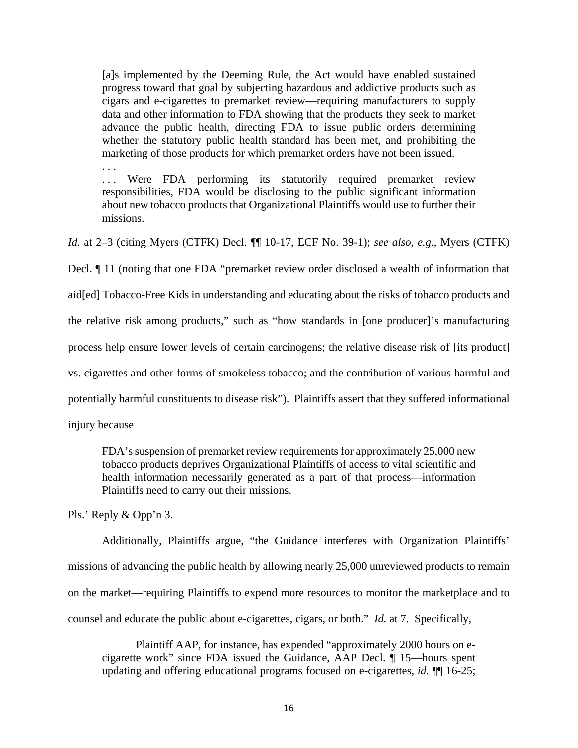> [a]s implemented by the Deeming Rule, the Act would have enabled sustained progress toward that goal by subjecting hazardous and addictive products such as cigars and e-cigarettes to premarket review—requiring manufacturers to supply data and other information to FDA showing that the products they seek to market advance the public health, directing FDA to issue public orders determining whether the statutory public health standard has been met, and prohibiting the marketing of those products for which premarket orders have not been issued.
>
> . . .
>
> . . . Were FDA performing its statutorily required premarket review responsibilities, FDA would be disclosing to the public significant information about new tobacco products that Organizational Plaintiffs would use to further their missions.

*Id.* at 2–3 (citing Myers (CTFK) Decl. ¶¶ 10-17, ECF No. 39-1); *see also, e.g.*, Myers (CTFK) Decl. ¶ 11 (noting that one FDA "premarket review order disclosed a wealth of information that aid[ed] Tobacco-Free Kids in understanding and educating about the risks of tobacco products and the relative risk among products," such as "how standards in [one producer]'s manufacturing process help ensure lower levels of certain carcinogens; the relative disease risk of [its product] vs. cigarettes and other forms of smokeless tobacco; and the contribution of various harmful and potentially harmful constituents to disease risk"). Plaintiffs assert that they suffered informational injury because

> FDA's suspension of premarket review requirements for approximately 25,000 new tobacco products deprives Organizational Plaintiffs of access to vital scientific and health information necessarily generated as a part of that process—information Plaintiffs need to carry out their missions.

Pls.' Reply & Opp'n 3.

Additionally, Plaintiffs argue, "the Guidance interferes with Organization Plaintiffs' missions of advancing the public health by allowing nearly 25,000 unreviewed products to remain on the market—requiring Plaintiffs to expend more resources to monitor the marketplace and to counsel and educate the public about e-cigarettes, cigars, or both." *Id.* at 7. Specifically,

> Plaintiff AAP, for instance, has expended "approximately 2000 hours on e-cigarette work" since FDA issued the Guidance, AAP Decl. ¶ 15—hours spent updating and offering educational programs focused on e-cigarettes, *id.* ¶¶ 16-25;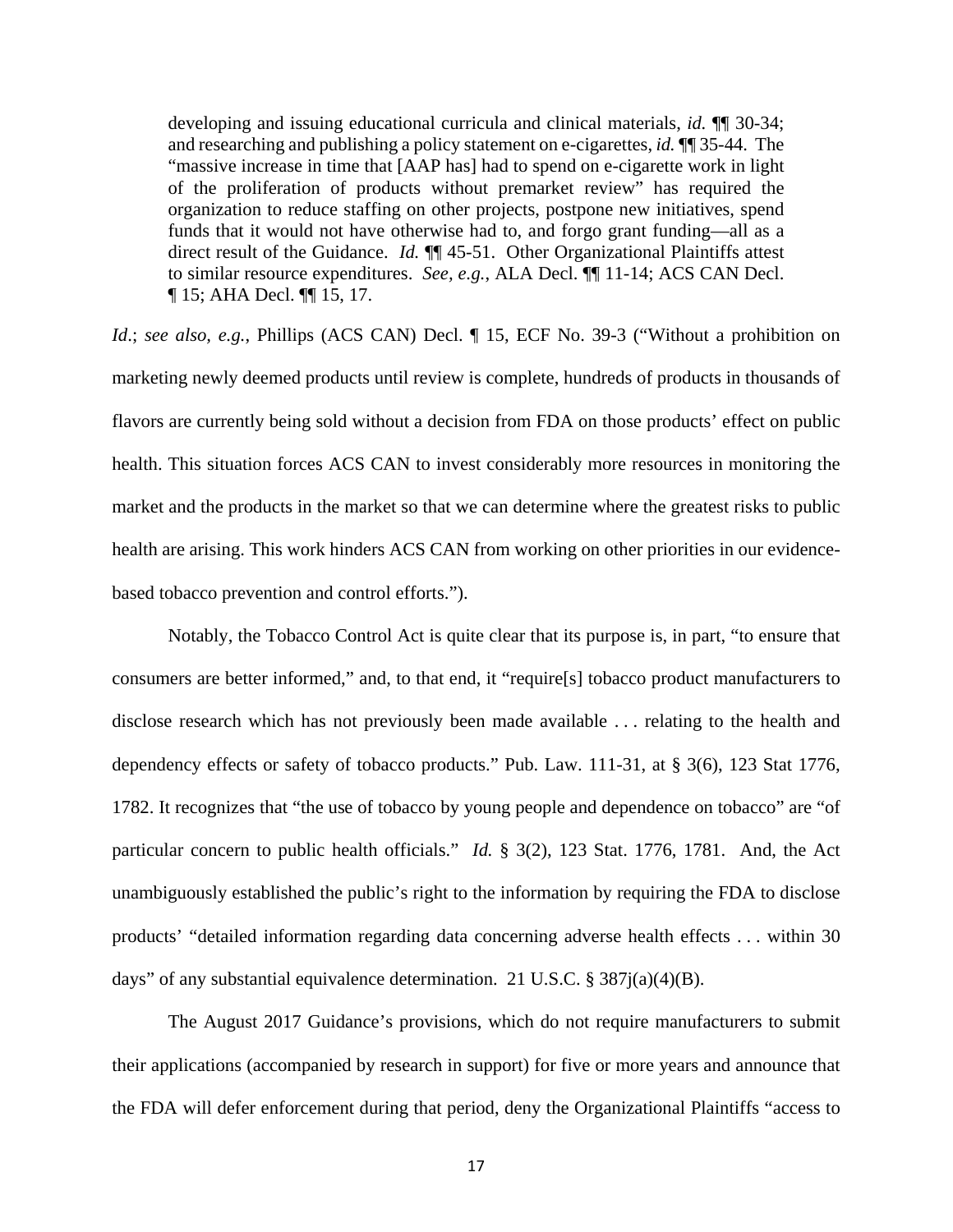> developing and issuing educational curricula and clinical materials, *id.* ¶¶ 30-34; and researching and publishing a policy statement on e-cigarettes, *id.* ¶¶ 35-44. The "massive increase in time that [AAP has] had to spend on e-cigarette work in light of the proliferation of products without premarket review" has required the organization to reduce staffing on other projects, postpone new initiatives, spend funds that it would not have otherwise had to, and forgo grant funding—all as a direct result of the Guidance. *Id.* ¶¶ 45-51. Other Organizational Plaintiffs attest to similar resource expenditures. *See, e.g.*, ALA Decl. ¶¶ 11-14; ACS CAN Decl. ¶ 15; AHA Decl. ¶¶ 15, 17.

*Id*.; *see also, e.g.*, Phillips (ACS CAN) Decl. ¶ 15, ECF No. 39-3 ("Without a prohibition on marketing newly deemed products until review is complete, hundreds of products in thousands of flavors are currently being sold without a decision from FDA on those products' effect on public health. This situation forces ACS CAN to invest considerably more resources in monitoring the market and the products in the market so that we can determine where the greatest risks to public health are arising. This work hinders ACS CAN from working on other priorities in our evidence-based tobacco prevention and control efforts.").

Notably, the Tobacco Control Act is quite clear that its purpose is, in part, "to ensure that consumers are better informed," and, to that end, it "require[s] tobacco product manufacturers to disclose research which has not previously been made available . . . relating to the health and dependency effects or safety of tobacco products." Pub. Law. 111-31, at § 3(6), 123 Stat 1776, 1782. It recognizes that "the use of tobacco by young people and dependence on tobacco" are "of particular concern to public health officials." *Id.* § 3(2), 123 Stat. 1776, 1781. And, the Act unambiguously established the public's right to the information by requiring the FDA to disclose products' "detailed information regarding data concerning adverse health effects . . . within 30 days" of any substantial equivalence determination. 21 U.S.C. § 387j(a)(4)(B).

The August 2017 Guidance's provisions, which do not require manufacturers to submit their applications (accompanied by research in support) for five or more years and announce that the FDA will defer enforcement during that period, deny the Organizational Plaintiffs "access to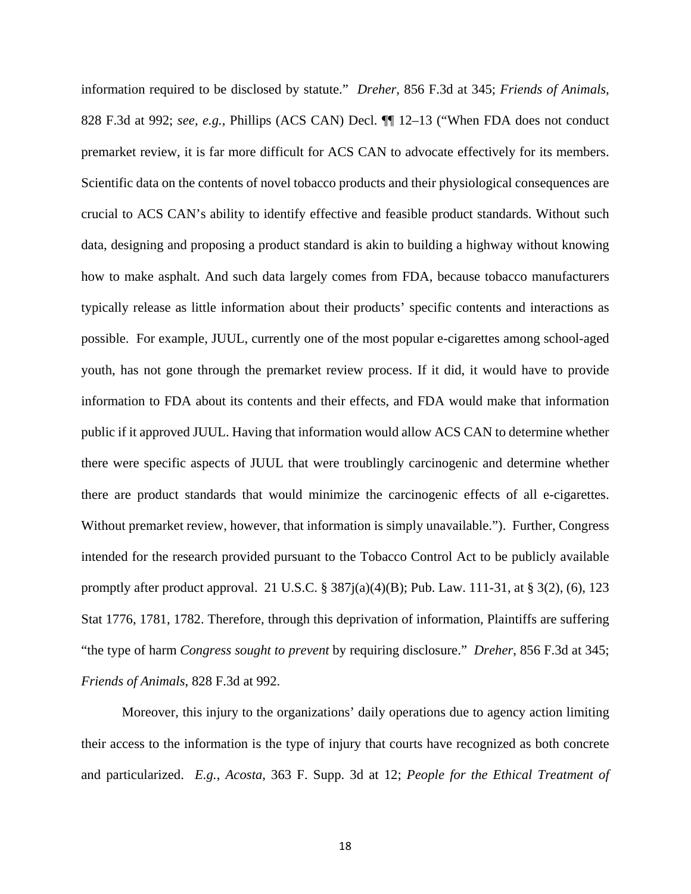information required to be disclosed by statute." *Dreher*, 856 F.3d at 345; *Friends of Animals*, 828 F.3d at 992; *see, e.g.*, Phillips (ACS CAN) Decl. ¶¶ 12–13 ("When FDA does not conduct premarket review, it is far more difficult for ACS CAN to advocate effectively for its members. Scientific data on the contents of novel tobacco products and their physiological consequences are crucial to ACS CAN's ability to identify effective and feasible product standards. Without such data, designing and proposing a product standard is akin to building a highway without knowing how to make asphalt. And such data largely comes from FDA, because tobacco manufacturers typically release as little information about their products' specific contents and interactions as possible. For example, JUUL, currently one of the most popular e-cigarettes among school-aged youth, has not gone through the premarket review process. If it did, it would have to provide information to FDA about its contents and their effects, and FDA would make that information public if it approved JUUL. Having that information would allow ACS CAN to determine whether there were specific aspects of JUUL that were troublingly carcinogenic and determine whether there are product standards that would minimize the carcinogenic effects of all e-cigarettes. Without premarket review, however, that information is simply unavailable."). Further, Congress intended for the research provided pursuant to the Tobacco Control Act to be publicly available promptly after product approval. 21 U.S.C. § 387j(a)(4)(B); Pub. Law. 111-31, at § 3(2), (6), 123 Stat 1776, 1781, 1782. Therefore, through this deprivation of information, Plaintiffs are suffering "the type of harm *Congress sought to prevent* by requiring disclosure." *Dreher*, 856 F.3d at 345; *Friends of Animals*, 828 F.3d at 992.

Moreover, this injury to the organizations' daily operations due to agency action limiting their access to the information is the type of injury that courts have recognized as both concrete and particularized. *E.g.*, *Acosta*, 363 F. Supp. 3d at 12; *People for the Ethical Treatment of*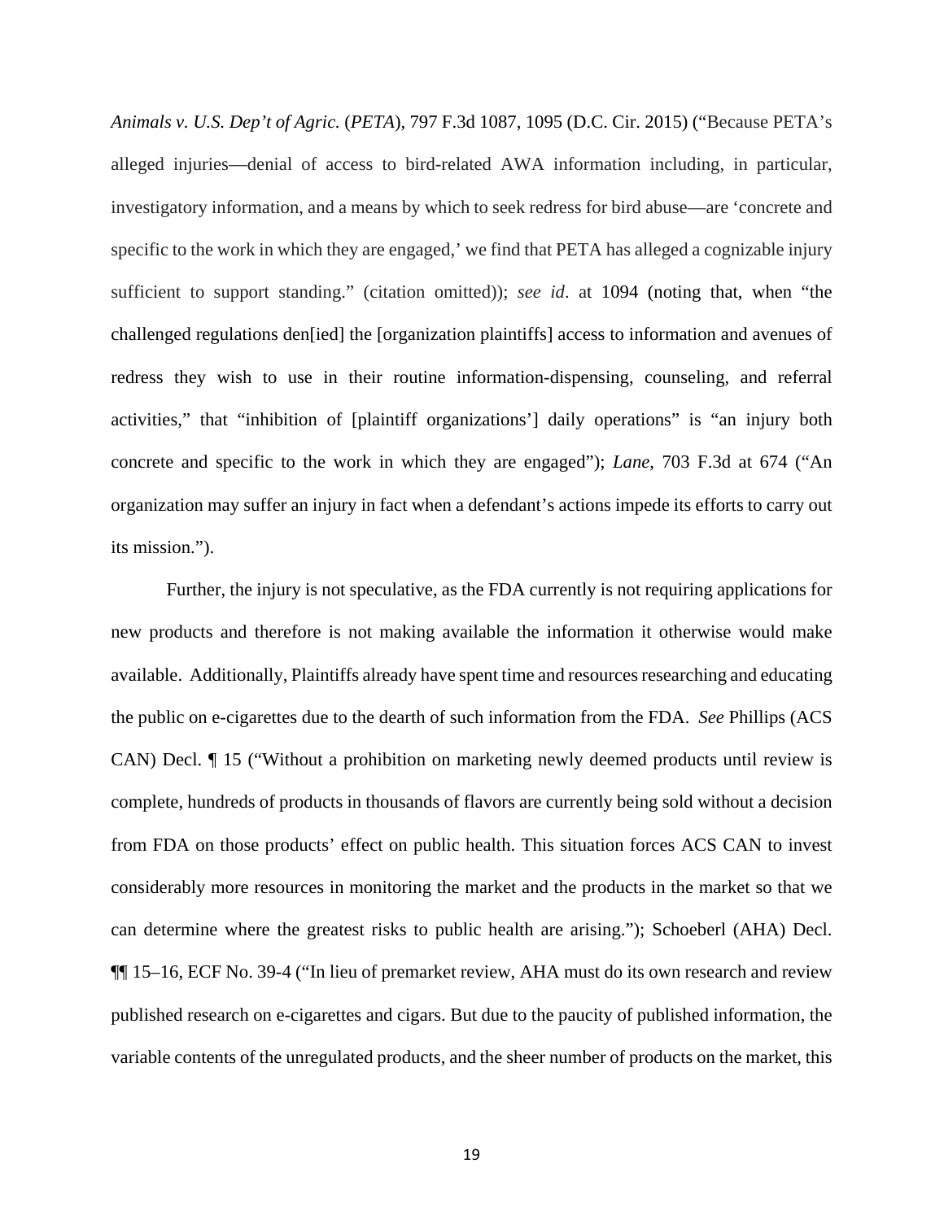*Animals v. U.S. Dep't of Agric.* (*PETA*), 797 F.3d 1087, 1095 (D.C. Cir. 2015) ("Because PETA's alleged injuries—denial of access to bird-related AWA information including, in particular, investigatory information, and a means by which to seek redress for bird abuse—are 'concrete and specific to the work in which they are engaged,' we find that PETA has alleged a cognizable injury sufficient to support standing." (citation omitted)); *see id*. at 1094 (noting that, when "the challenged regulations den[ied] the [organization plaintiffs] access to information and avenues of redress they wish to use in their routine information-dispensing, counseling, and referral activities," that "inhibition of [plaintiff organizations'] daily operations" is "an injury both concrete and specific to the work in which they are engaged"); *Lane*, 703 F.3d at 674 ("An organization may suffer an injury in fact when a defendant's actions impede its efforts to carry out its mission.").

Further, the injury is not speculative, as the FDA currently is not requiring applications for new products and therefore is not making available the information it otherwise would make available. Additionally, Plaintiffs already have spent time and resources researching and educating the public on e-cigarettes due to the dearth of such information from the FDA. *See* Phillips (ACS CAN) Decl. ¶ 15 ("Without a prohibition on marketing newly deemed products until review is complete, hundreds of products in thousands of flavors are currently being sold without a decision from FDA on those products' effect on public health. This situation forces ACS CAN to invest considerably more resources in monitoring the market and the products in the market so that we can determine where the greatest risks to public health are arising."); Schoeberl (AHA) Decl. ¶¶ 15–16, ECF No. 39-4 ("In lieu of premarket review, AHA must do its own research and review published research on e-cigarettes and cigars. But due to the paucity of published information, the variable contents of the unregulated products, and the sheer number of products on the market, this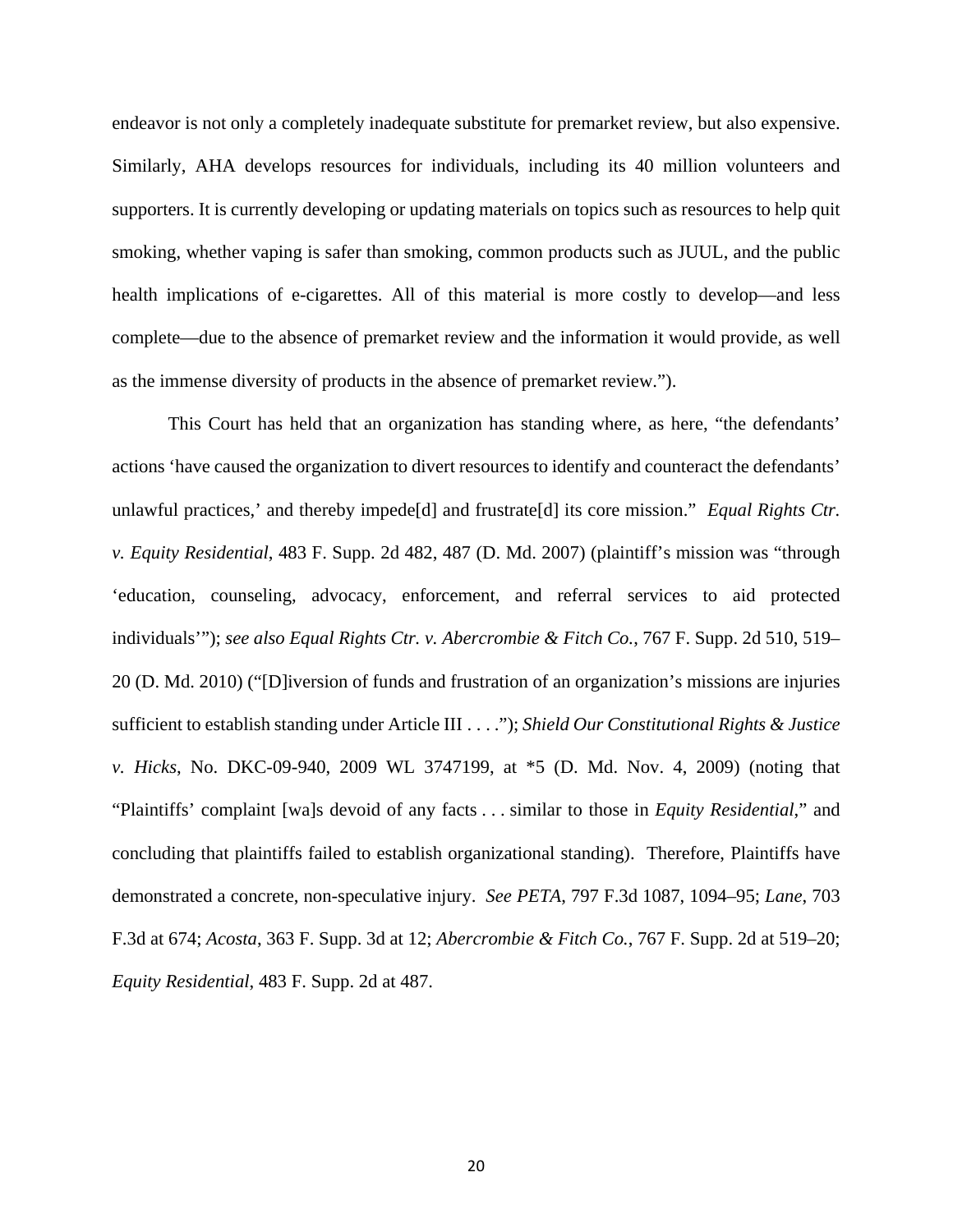endeavor is not only a completely inadequate substitute for premarket review, but also expensive. Similarly, AHA develops resources for individuals, including its 40 million volunteers and supporters. It is currently developing or updating materials on topics such as resources to help quit smoking, whether vaping is safer than smoking, common products such as JUUL, and the public health implications of e-cigarettes. All of this material is more costly to develop—and less complete—due to the absence of premarket review and the information it would provide, as well as the immense diversity of products in the absence of premarket review.").

This Court has held that an organization has standing where, as here, "the defendants' actions 'have caused the organization to divert resources to identify and counteract the defendants' unlawful practices,' and thereby impede[d] and frustrate[d] its core mission." *Equal Rights Ctr. v. Equity Residential*, 483 F. Supp. 2d 482, 487 (D. Md. 2007) (plaintiff's mission was "through 'education, counseling, advocacy, enforcement, and referral services to aid protected individuals'"); *see also Equal Rights Ctr. v. Abercrombie & Fitch Co.*, 767 F. Supp. 2d 510, 519–20 (D. Md. 2010) ("[D]iversion of funds and frustration of an organization's missions are injuries sufficient to establish standing under Article III . . . ."); *Shield Our Constitutional Rights & Justice v. Hicks*, No. DKC-09-940, 2009 WL 3747199, at *5 (D. Md. Nov. 4, 2009) (noting that "Plaintiffs' complaint [wa]s devoid of any facts . . . similar to those in *Equity Residential*," and concluding that plaintiffs failed to establish organizational standing). Therefore, Plaintiffs have demonstrated a concrete, non-speculative injury. *See PETA*, 797 F.3d 1087, 1094–95; *Lane*, 703 F.3d at 674; *Acosta*, 363 F. Supp. 3d at 12; *Abercrombie & Fitch Co.*, 767 F. Supp. 2d at 519–20; *Equity Residential*, 483 F. Supp. 2d at 487.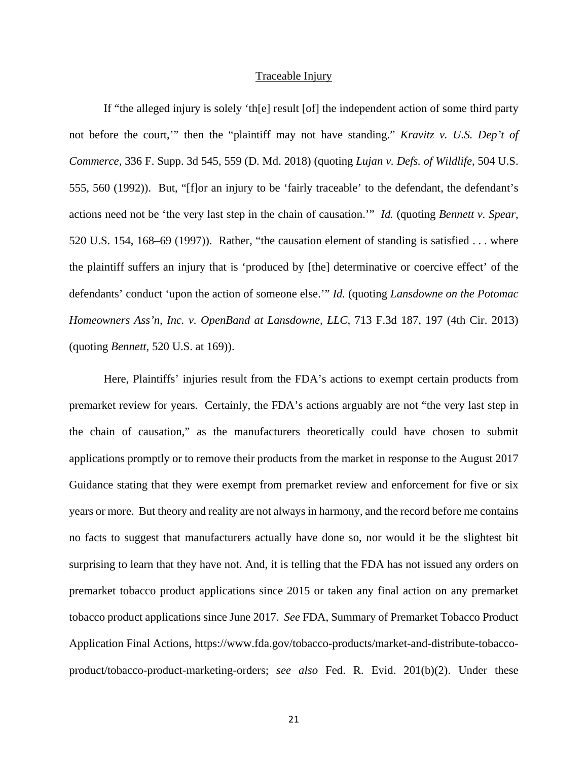Traceable Injury

If "the alleged injury is solely 'th[e] result [of] the independent action of some third party not before the court,'" then the "plaintiff may not have standing." *Kravitz v. U.S. Dep't of Commerce*, 336 F. Supp. 3d 545, 559 (D. Md. 2018) (quoting *Lujan v. Defs. of Wildlife*, 504 U.S. 555, 560 (1992)). But, "[f]or an injury to be 'fairly traceable' to the defendant, the defendant's actions need not be 'the very last step in the chain of causation.'" *Id.* (quoting *Bennett v. Spear*, 520 U.S. 154, 168–69 (1997)). Rather, "the causation element of standing is satisfied . . . where the plaintiff suffers an injury that is 'produced by [the] determinative or coercive effect' of the defendants' conduct 'upon the action of someone else.'" *Id.* (quoting *Lansdowne on the Potomac Homeowners Ass'n, Inc. v. OpenBand at Lansdowne, LLC*, 713 F.3d 187, 197 (4th Cir. 2013) (quoting *Bennett*, 520 U.S. at 169)).

Here, Plaintiffs' injuries result from the FDA's actions to exempt certain products from premarket review for years. Certainly, the FDA's actions arguably are not "the very last step in the chain of causation," as the manufacturers theoretically could have chosen to submit applications promptly or to remove their products from the market in response to the August 2017 Guidance stating that they were exempt from premarket review and enforcement for five or six years or more. But theory and reality are not always in harmony, and the record before me contains no facts to suggest that manufacturers actually have done so, nor would it be the slightest bit surprising to learn that they have not. And, it is telling that the FDA has not issued any orders on premarket tobacco product applications since 2015 or taken any final action on any premarket tobacco product applications since June 2017. *See* FDA, Summary of Premarket Tobacco Product Application Final Actions, https://www.fda.gov/tobacco-products/market-and-distribute-tobacco-product/tobacco-product-marketing-orders; *see also* Fed. R. Evid. 201(b)(2). Under these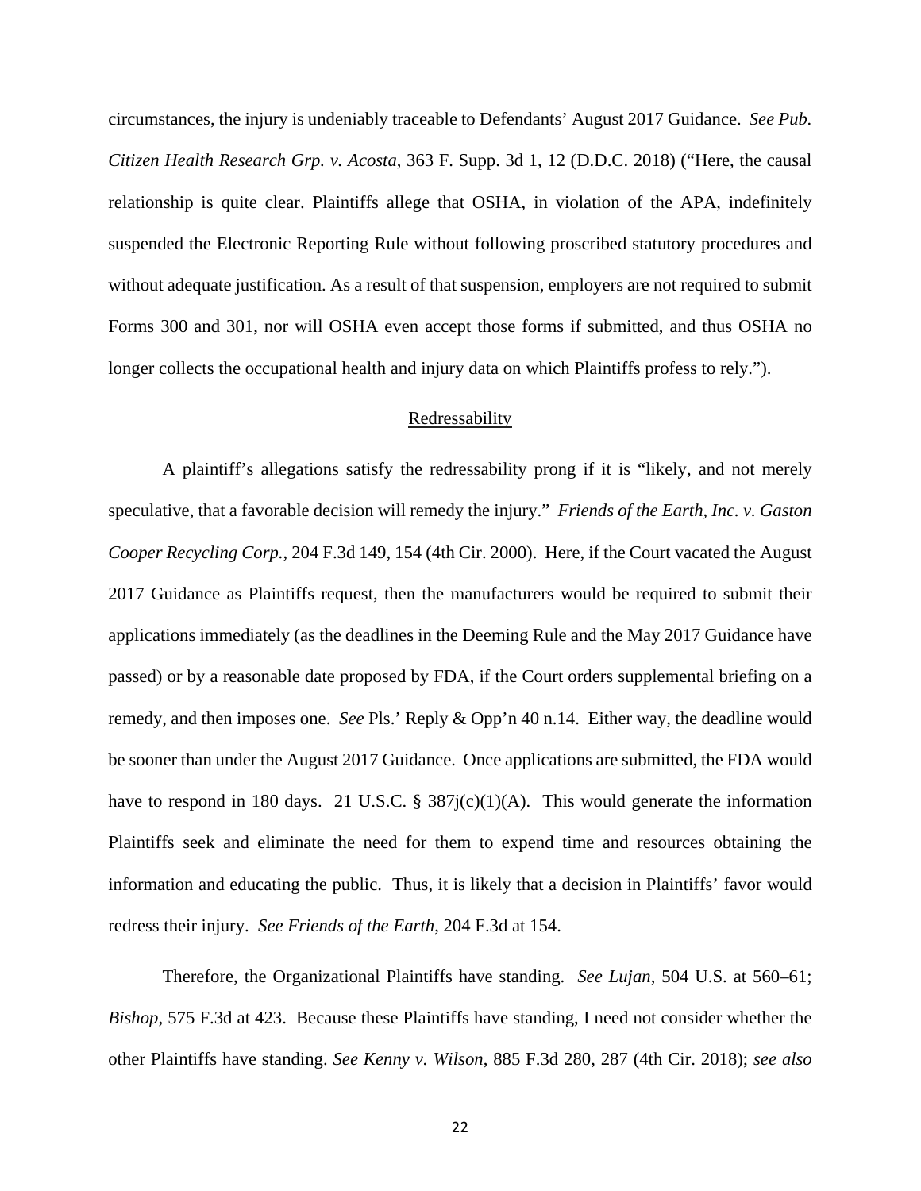circumstances, the injury is undeniably traceable to Defendants' August 2017 Guidance. *See Pub. Citizen Health Research Grp. v. Acosta*, 363 F. Supp. 3d 1, 12 (D.D.C. 2018) ("Here, the causal relationship is quite clear. Plaintiffs allege that OSHA, in violation of the APA, indefinitely suspended the Electronic Reporting Rule without following proscribed statutory procedures and without adequate justification. As a result of that suspension, employers are not required to submit Forms 300 and 301, nor will OSHA even accept those forms if submitted, and thus OSHA no longer collects the occupational health and injury data on which Plaintiffs profess to rely.").

<u>Redressability</u>

A plaintiff's allegations satisfy the redressability prong if it is "likely, and not merely speculative, that a favorable decision will remedy the injury." *Friends of the Earth, Inc. v. Gaston Cooper Recycling Corp.*, 204 F.3d 149, 154 (4th Cir. 2000). Here, if the Court vacated the August 2017 Guidance as Plaintiffs request, then the manufacturers would be required to submit their applications immediately (as the deadlines in the Deeming Rule and the May 2017 Guidance have passed) or by a reasonable date proposed by FDA, if the Court orders supplemental briefing on a remedy, and then imposes one. *See* Pls.' Reply & Opp'n 40 n.14. Either way, the deadline would be sooner than under the August 2017 Guidance. Once applications are submitted, the FDA would have to respond in 180 days. 21 U.S.C. § 387j(c)(1)(A). This would generate the information Plaintiffs seek and eliminate the need for them to expend time and resources obtaining the information and educating the public. Thus, it is likely that a decision in Plaintiffs' favor would redress their injury. *See Friends of the Earth*, 204 F.3d at 154.

Therefore, the Organizational Plaintiffs have standing. *See Lujan*, 504 U.S. at 560–61; *Bishop*, 575 F.3d at 423. Because these Plaintiffs have standing, I need not consider whether the other Plaintiffs have standing. *See Kenny v. Wilson*, 885 F.3d 280, 287 (4th Cir. 2018); *see also*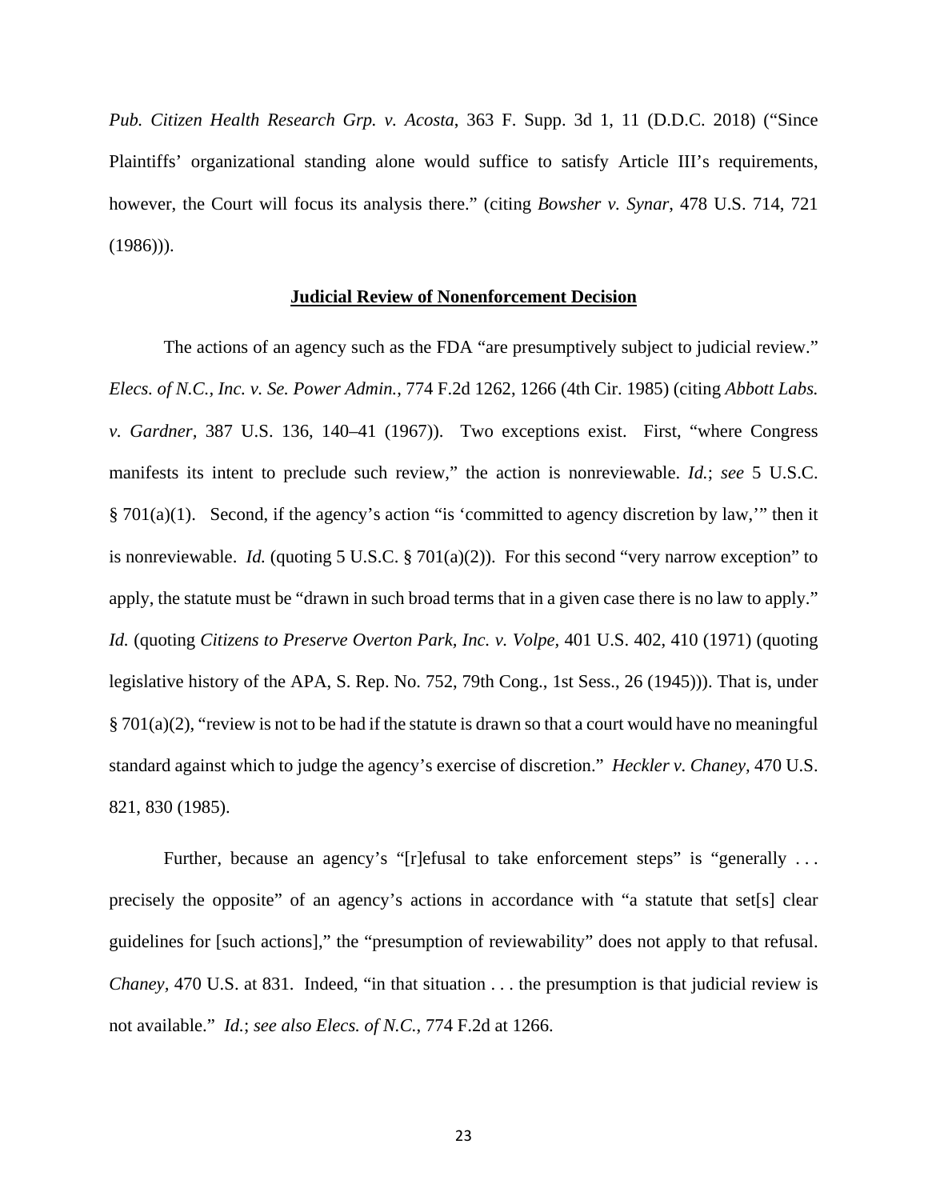*Pub. Citizen Health Research Grp. v. Acosta*, 363 F. Supp. 3d 1, 11 (D.D.C. 2018) ("Since Plaintiffs' organizational standing alone would suffice to satisfy Article III's requirements, however, the Court will focus its analysis there." (citing *Bowsher v. Synar*, 478 U.S. 714, 721 (1986))).

**Judicial Review of Nonenforcement Decision**

The actions of an agency such as the FDA "are presumptively subject to judicial review." *Elecs. of N.C., Inc. v. Se. Power Admin.*, 774 F.2d 1262, 1266 (4th Cir. 1985) (citing *Abbott Labs. v. Gardner,* 387 U.S. 136, 140–41 (1967)). Two exceptions exist. First, "where Congress manifests its intent to preclude such review," the action is nonreviewable. *Id.*; *see* 5 U.S.C. § 701(a)(1). Second, if the agency's action "is 'committed to agency discretion by law,'" then it is nonreviewable. *Id.* (quoting 5 U.S.C. § 701(a)(2)). For this second "very narrow exception" to apply, the statute must be "drawn in such broad terms that in a given case there is no law to apply." *Id.* (quoting *Citizens to Preserve Overton Park, Inc. v. Volpe,* 401 U.S. 402, 410 (1971) (quoting legislative history of the APA, S. Rep. No. 752, 79th Cong., 1st Sess., 26 (1945))). That is, under § 701(a)(2), "review is not to be had if the statute is drawn so that a court would have no meaningful standard against which to judge the agency's exercise of discretion." *Heckler v. Chaney,* 470 U.S. 821, 830 (1985).

Further, because an agency's "[r]efusal to take enforcement steps" is "generally . . . precisely the opposite" of an agency's actions in accordance with "a statute that set[s] clear guidelines for [such actions]," the "presumption of reviewability" does not apply to that refusal. *Chaney*, 470 U.S. at 831. Indeed, "in that situation . . . the presumption is that judicial review is not available." *Id.*; *see also Elecs. of N.C.*, 774 F.2d at 1266.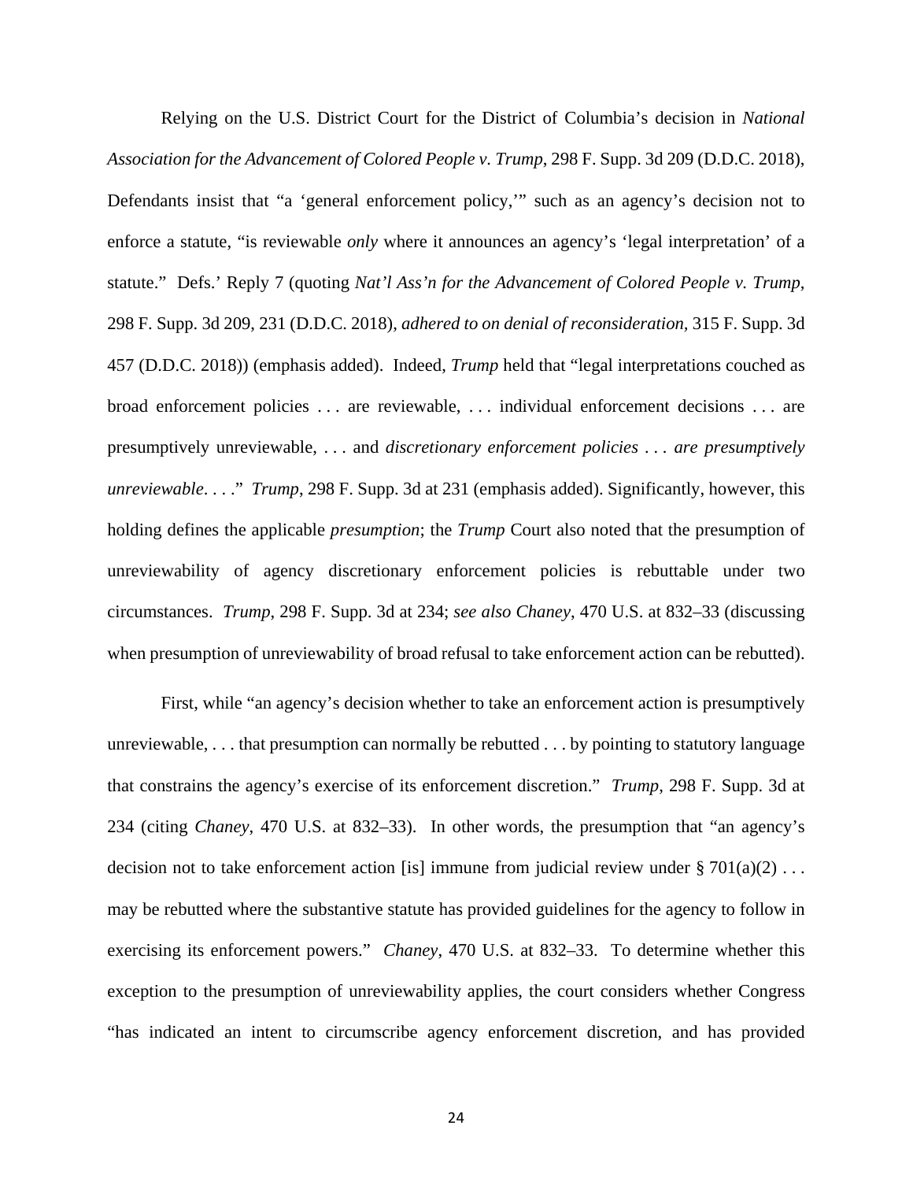Relying on the U.S. District Court for the District of Columbia's decision in *National Association for the Advancement of Colored People v. Trump*, 298 F. Supp. 3d 209 (D.D.C. 2018), Defendants insist that "a 'general enforcement policy,'" such as an agency's decision not to enforce a statute, "is reviewable *only* where it announces an agency's 'legal interpretation' of a statute." Defs.' Reply 7 (quoting *Nat'l Ass'n for the Advancement of Colored People v. Trump*, 298 F. Supp. 3d 209, 231 (D.D.C. 2018), *adhered to on denial of reconsideration*, 315 F. Supp. 3d 457 (D.D.C. 2018)) (emphasis added). Indeed, *Trump* held that "legal interpretations couched as broad enforcement policies . . . are reviewable, . . . individual enforcement decisions . . . are presumptively unreviewable, . . . and *discretionary enforcement policies . . . are presumptively unreviewable*. . . ." *Trump*, 298 F. Supp. 3d at 231 (emphasis added). Significantly, however, this holding defines the applicable *presumption*; the *Trump* Court also noted that the presumption of unreviewability of agency discretionary enforcement policies is rebuttable under two circumstances. *Trump*, 298 F. Supp. 3d at 234; *see also Chaney*, 470 U.S. at 832–33 (discussing when presumption of unreviewability of broad refusal to take enforcement action can be rebutted).

First, while "an agency's decision whether to take an enforcement action is presumptively unreviewable, . . . that presumption can normally be rebutted . . . by pointing to statutory language that constrains the agency's exercise of its enforcement discretion." *Trump*, 298 F. Supp. 3d at 234 (citing *Chaney*, 470 U.S. at 832–33). In other words, the presumption that "an agency's decision not to take enforcement action [is] immune from judicial review under § 701(a)(2) . . . may be rebutted where the substantive statute has provided guidelines for the agency to follow in exercising its enforcement powers." *Chaney*, 470 U.S. at 832–33. To determine whether this exception to the presumption of unreviewability applies, the court considers whether Congress "has indicated an intent to circumscribe agency enforcement discretion, and has provided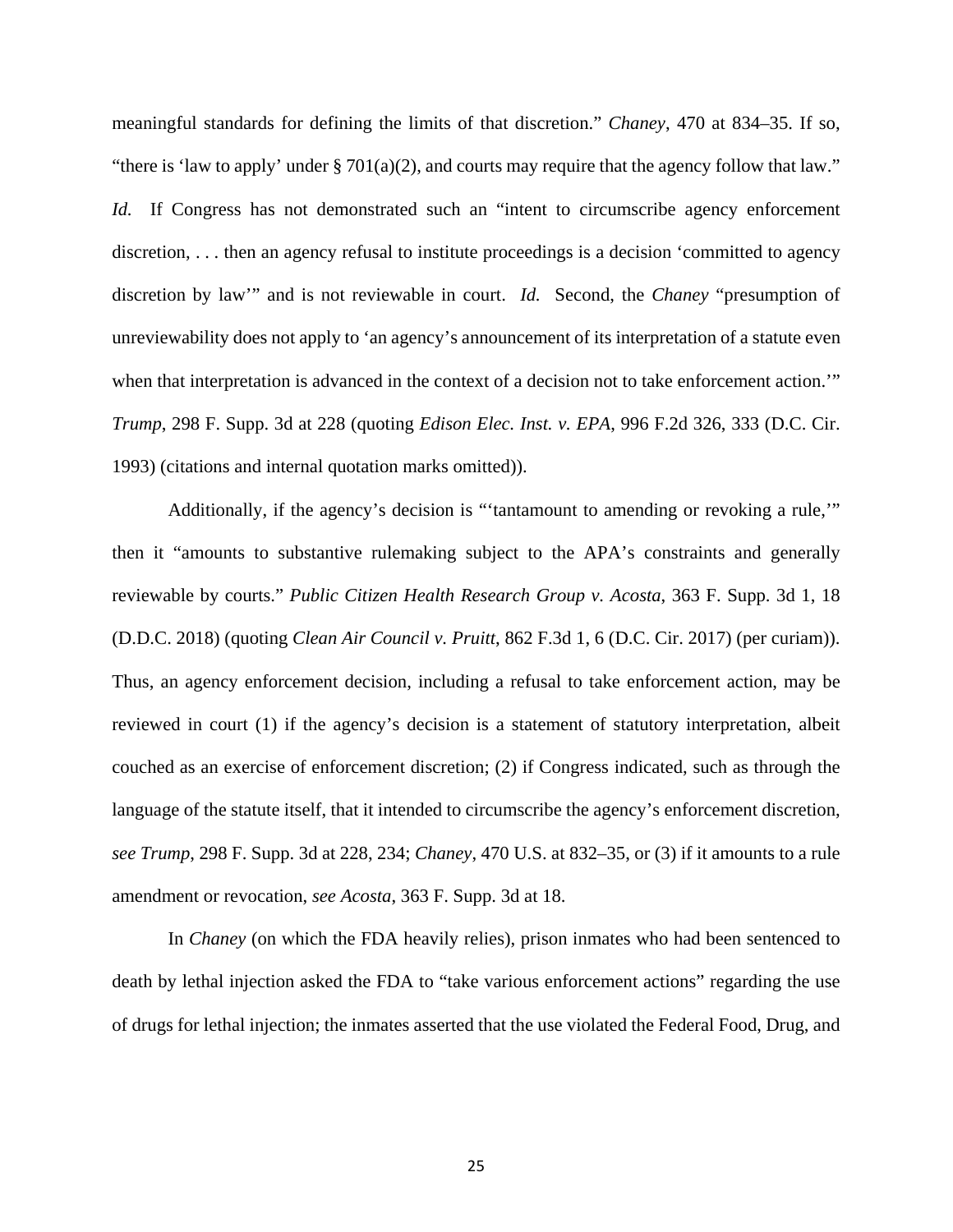meaningful standards for defining the limits of that discretion." *Chaney*, 470 at 834–35. If so, "there is 'law to apply' under § 701(a)(2), and courts may require that the agency follow that law." *Id.* If Congress has not demonstrated such an "intent to circumscribe agency enforcement discretion, . . . then an agency refusal to institute proceedings is a decision 'committed to agency discretion by law'" and is not reviewable in court. *Id.* Second, the *Chaney* "presumption of unreviewability does not apply to 'an agency's announcement of its interpretation of a statute even when that interpretation is advanced in the context of a decision not to take enforcement action.'" *Trump*, 298 F. Supp. 3d at 228 (quoting *Edison Elec. Inst. v. EPA*, 996 F.2d 326, 333 (D.C. Cir. 1993) (citations and internal quotation marks omitted)).

Additionally, if the agency's decision is "'tantamount to amending or revoking a rule,'" then it "amounts to substantive rulemaking subject to the APA's constraints and generally reviewable by courts." *Public Citizen Health Research Group v. Acosta*, 363 F. Supp. 3d 1, 18 (D.D.C. 2018) (quoting *Clean Air Council v. Pruitt*, 862 F.3d 1, 6 (D.C. Cir. 2017) (per curiam)). Thus, an agency enforcement decision, including a refusal to take enforcement action, may be reviewed in court (1) if the agency's decision is a statement of statutory interpretation, albeit couched as an exercise of enforcement discretion; (2) if Congress indicated, such as through the language of the statute itself, that it intended to circumscribe the agency's enforcement discretion, *see Trump*, 298 F. Supp. 3d at 228, 234; *Chaney*, 470 U.S. at 832–35, or (3) if it amounts to a rule amendment or revocation, *see Acosta*, 363 F. Supp. 3d at 18.

In *Chaney* (on which the FDA heavily relies), prison inmates who had been sentenced to death by lethal injection asked the FDA to "take various enforcement actions" regarding the use of drugs for lethal injection; the inmates asserted that the use violated the Federal Food, Drug, and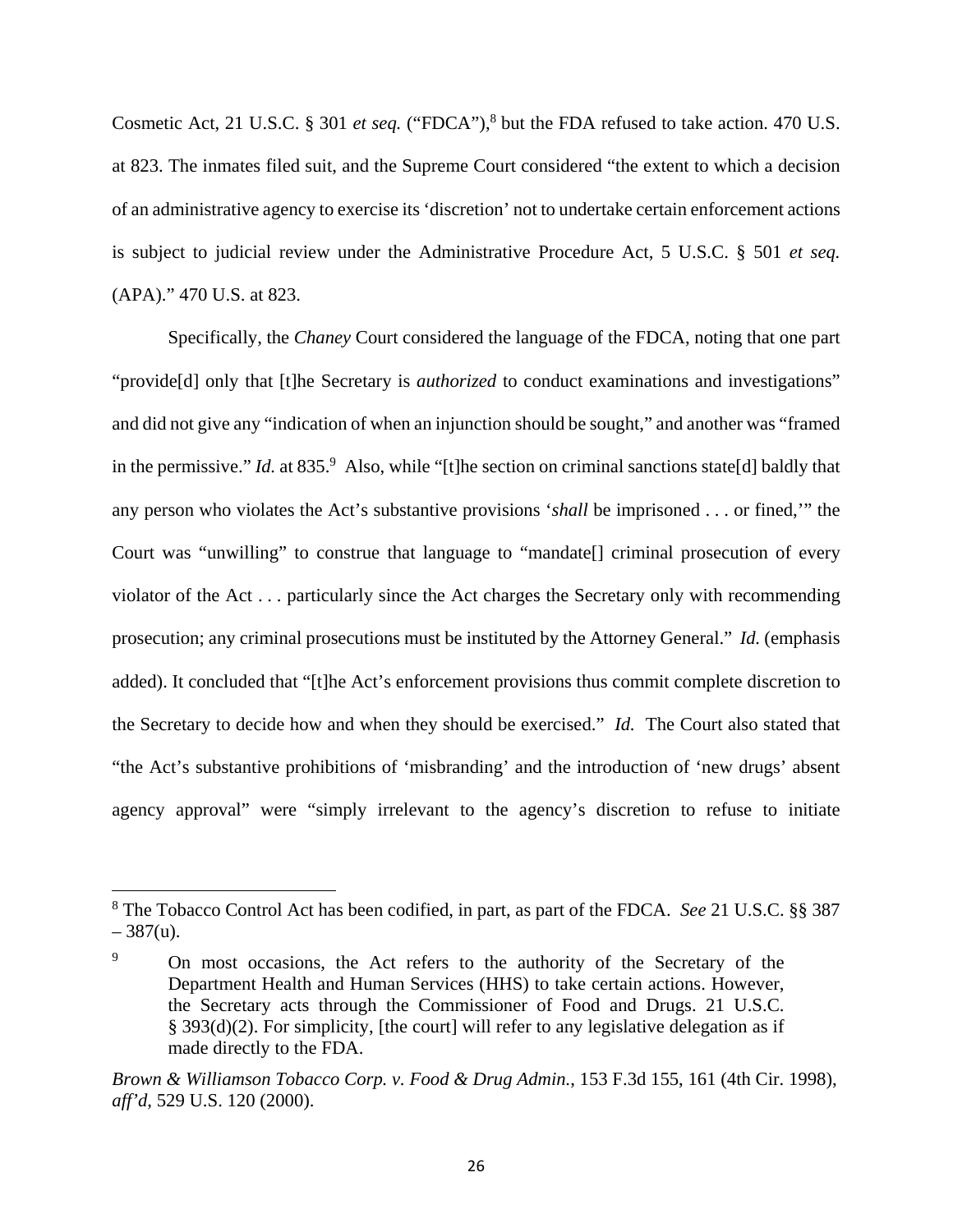Cosmetic Act, 21 U.S.C. § 301 *et seq.* ("FDCA"),[8] but the FDA refused to take action. 470 U.S. at 823. The inmates filed suit, and the Supreme Court considered "the extent to which a decision of an administrative agency to exercise its 'discretion' not to undertake certain enforcement actions is subject to judicial review under the Administrative Procedure Act, 5 U.S.C. § 501 *et seq.* (APA)." 470 U.S. at 823.

Specifically, the *Chaney* Court considered the language of the FDCA, noting that one part "provide[d] only that [t]he Secretary is *authorized* to conduct examinations and investigations" and did not give any "indication of when an injunction should be sought," and another was "framed in the permissive." *Id.* at 835.[9] Also, while "[t]he section on criminal sanctions state[d] baldly that any person who violates the Act's substantive provisions '*shall* be imprisoned . . . or fined,'" the Court was "unwilling" to construe that language to "mandate[] criminal prosecution of every violator of the Act . . . particularly since the Act charges the Secretary only with recommending prosecution; any criminal prosecutions must be instituted by the Attorney General." *Id.* (emphasis added). It concluded that "[t]he Act's enforcement provisions thus commit complete discretion to the Secretary to decide how and when they should be exercised." *Id.* The Court also stated that "the Act's substantive prohibitions of 'misbranding' and the introduction of 'new drugs' absent agency approval" were "simply irrelevant to the agency's discretion to refuse to initiate

---

[8] The Tobacco Control Act has been codified, in part, as part of the FDCA. *See* 21 U.S.C. §§ 387 – 387(u).

[9]
> On most occasions, the Act refers to the authority of the Secretary of the Department Health and Human Services (HHS) to take certain actions. However, the Secretary acts through the Commissioner of Food and Drugs. 21 U.S.C. § 393(d)(2). For simplicity, [the court] will refer to any legislative delegation as if made directly to the FDA.

*Brown & Williamson Tobacco Corp. v. Food & Drug Admin.*, 153 F.3d 155, 161 (4th Cir. 1998), *aff'd*, 529 U.S. 120 (2000).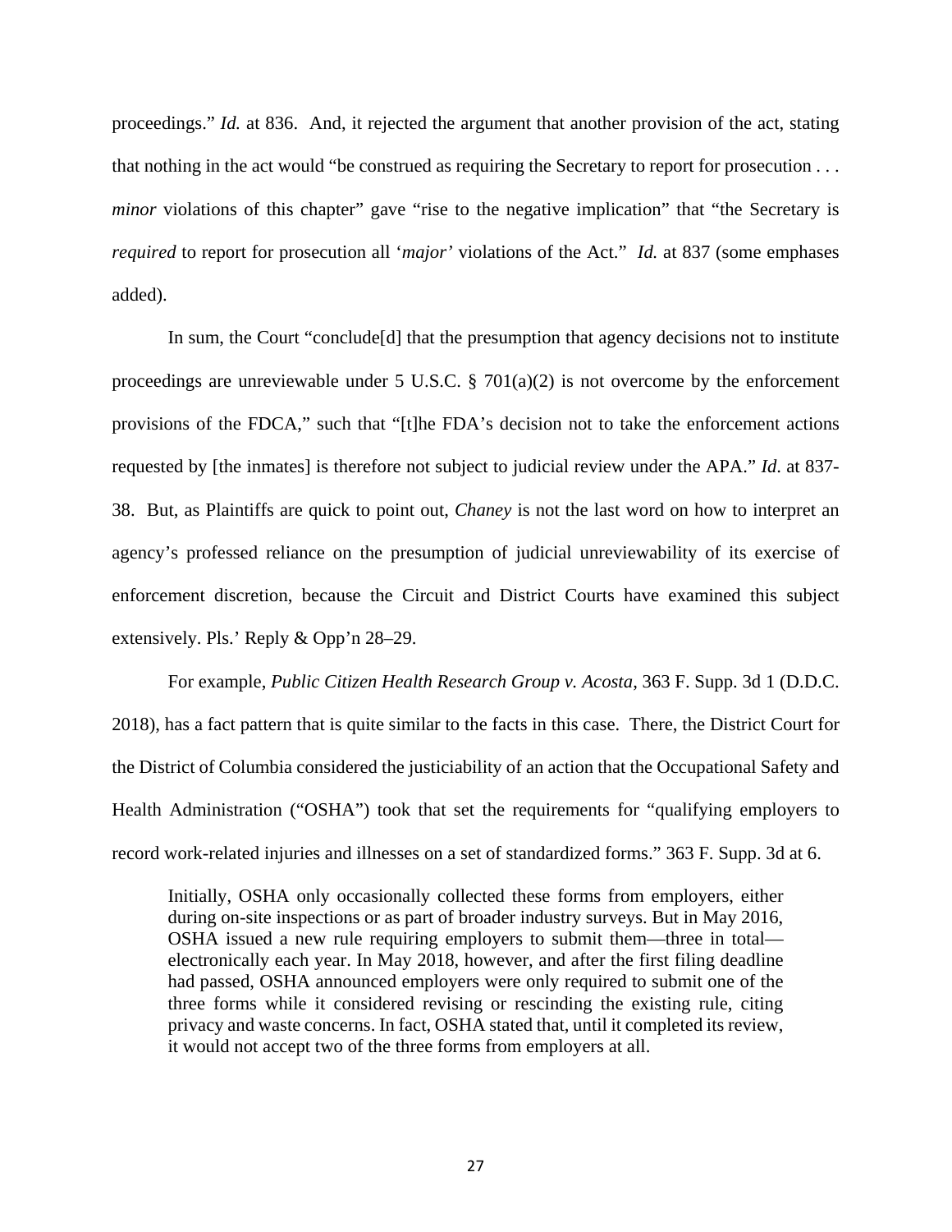proceedings." *Id.* at 836. And, it rejected the argument that another provision of the act, stating that nothing in the act would "be construed as requiring the Secretary to report for prosecution . . . *minor* violations of this chapter" gave "rise to the negative implication" that "the Secretary is *required* to report for prosecution all '*major'* violations of the Act." *Id.* at 837 (some emphases added).

In sum, the Court "conclude[d] that the presumption that agency decisions not to institute proceedings are unreviewable under 5 U.S.C. § 701(a)(2) is not overcome by the enforcement provisions of the FDCA," such that "[t]he FDA's decision not to take the enforcement actions requested by [the inmates] is therefore not subject to judicial review under the APA." *Id.* at 837-38. But, as Plaintiffs are quick to point out, *Chaney* is not the last word on how to interpret an agency's professed reliance on the presumption of judicial unreviewability of its exercise of enforcement discretion, because the Circuit and District Courts have examined this subject extensively. Pls.' Reply & Opp'n 28–29.

For example, *Public Citizen Health Research Group v. Acosta*, 363 F. Supp. 3d 1 (D.D.C. 2018), has a fact pattern that is quite similar to the facts in this case. There, the District Court for the District of Columbia considered the justiciability of an action that the Occupational Safety and Health Administration ("OSHA") took that set the requirements for "qualifying employers to record work-related injuries and illnesses on a set of standardized forms." 363 F. Supp. 3d at 6.

> Initially, OSHA only occasionally collected these forms from employers, either during on-site inspections or as part of broader industry surveys. But in May 2016, OSHA issued a new rule requiring employers to submit them—three in total—electronically each year. In May 2018, however, and after the first filing deadline had passed, OSHA announced employers were only required to submit one of the three forms while it considered revising or rescinding the existing rule, citing privacy and waste concerns. In fact, OSHA stated that, until it completed its review, it would not accept two of the three forms from employers at all.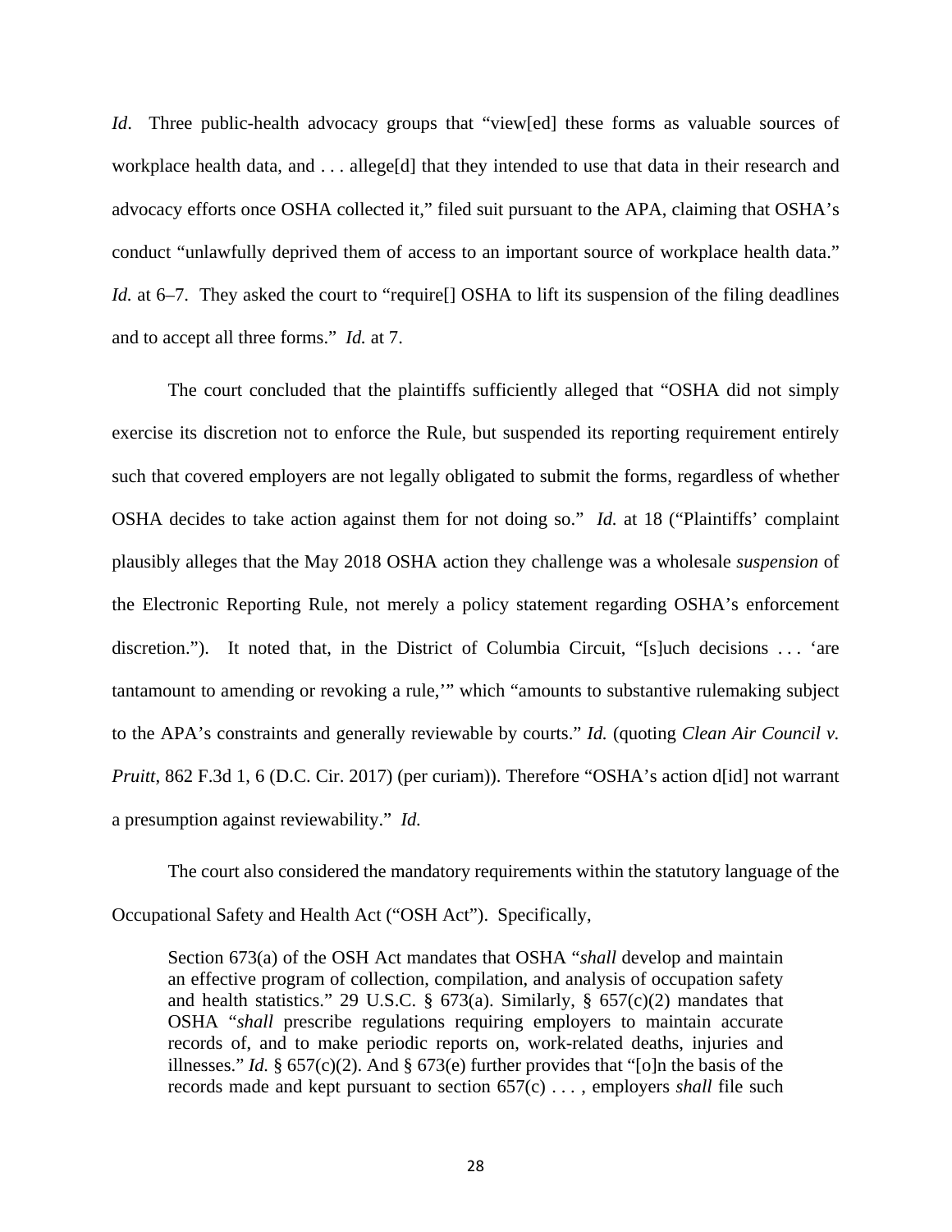*Id*. Three public-health advocacy groups that "view[ed] these forms as valuable sources of workplace health data, and . . . allege[d] that they intended to use that data in their research and advocacy efforts once OSHA collected it," filed suit pursuant to the APA, claiming that OSHA's conduct "unlawfully deprived them of access to an important source of workplace health data." *Id.* at 6–7. They asked the court to "require[] OSHA to lift its suspension of the filing deadlines and to accept all three forms." *Id.* at 7.

The court concluded that the plaintiffs sufficiently alleged that "OSHA did not simply exercise its discretion not to enforce the Rule, but suspended its reporting requirement entirely such that covered employers are not legally obligated to submit the forms, regardless of whether OSHA decides to take action against them for not doing so." *Id.* at 18 ("Plaintiffs' complaint plausibly alleges that the May 2018 OSHA action they challenge was a wholesale *suspension* of the Electronic Reporting Rule, not merely a policy statement regarding OSHA's enforcement discretion."). It noted that, in the District of Columbia Circuit, "[s]uch decisions . . . 'are tantamount to amending or revoking a rule,'" which "amounts to substantive rulemaking subject to the APA's constraints and generally reviewable by courts." *Id.* (quoting *Clean Air Council v. Pruitt*, 862 F.3d 1, 6 (D.C. Cir. 2017) (per curiam)). Therefore "OSHA's action d[id] not warrant a presumption against reviewability." *Id.*

The court also considered the mandatory requirements within the statutory language of the Occupational Safety and Health Act ("OSH Act"). Specifically,

> Section 673(a) of the OSH Act mandates that OSHA "*shall* develop and maintain an effective program of collection, compilation, and analysis of occupation safety and health statistics." 29 U.S.C. § 673(a). Similarly, § 657(c)(2) mandates that OSHA "*shall* prescribe regulations requiring employers to maintain accurate records of, and to make periodic reports on, work-related deaths, injuries and illnesses." *Id.* § 657(c)(2). And § 673(e) further provides that "[o]n the basis of the records made and kept pursuant to section 657(c) . . . , employers *shall* file such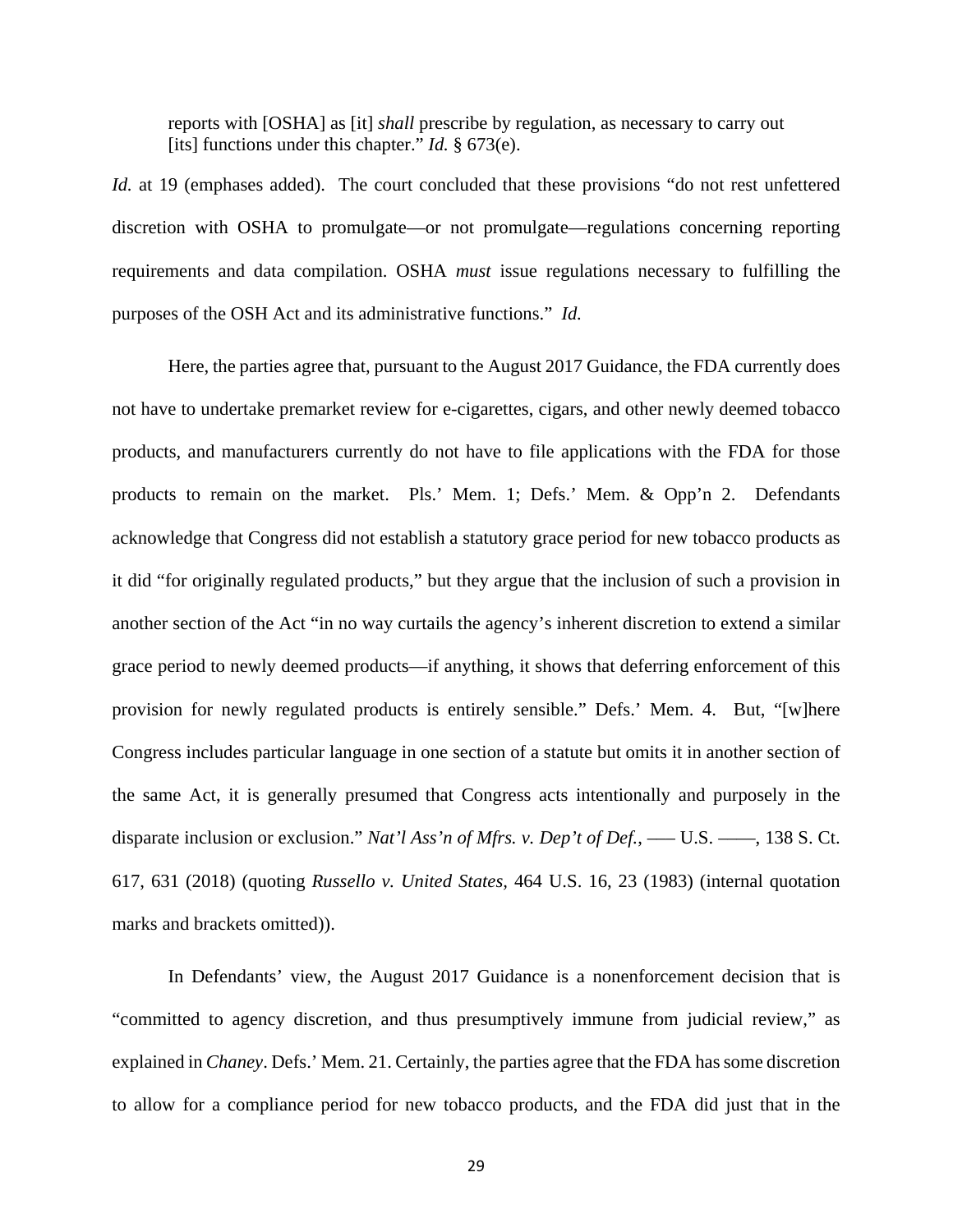> reports with [OSHA] as [it] *shall* prescribe by regulation, as necessary to carry out [its] functions under this chapter." *Id.* § 673(e).

*Id.* at 19 (emphases added). The court concluded that these provisions "do not rest unfettered discretion with OSHA to promulgate—or not promulgate—regulations concerning reporting requirements and data compilation. OSHA *must* issue regulations necessary to fulfilling the purposes of the OSH Act and its administrative functions." *Id.*

Here, the parties agree that, pursuant to the August 2017 Guidance, the FDA currently does not have to undertake premarket review for e-cigarettes, cigars, and other newly deemed tobacco products, and manufacturers currently do not have to file applications with the FDA for those products to remain on the market. Pls.' Mem. 1; Defs.' Mem. & Opp'n 2. Defendants acknowledge that Congress did not establish a statutory grace period for new tobacco products as it did "for originally regulated products," but they argue that the inclusion of such a provision in another section of the Act "in no way curtails the agency's inherent discretion to extend a similar grace period to newly deemed products—if anything, it shows that deferring enforcement of this provision for newly regulated products is entirely sensible." Defs.' Mem. 4. But, "[w]here Congress includes particular language in one section of a statute but omits it in another section of the same Act, it is generally presumed that Congress acts intentionally and purposely in the disparate inclusion or exclusion." *Nat'l Ass'n of Mfrs. v. Dep't of Def.*, ––– U.S. ––––, 138 S. Ct. 617, 631 (2018) (quoting *Russello v. United States*, 464 U.S. 16, 23 (1983) (internal quotation marks and brackets omitted)).

In Defendants' view, the August 2017 Guidance is a nonenforcement decision that is "committed to agency discretion, and thus presumptively immune from judicial review," as explained in *Chaney*. Defs.' Mem. 21. Certainly, the parties agree that the FDA has some discretion to allow for a compliance period for new tobacco products, and the FDA did just that in the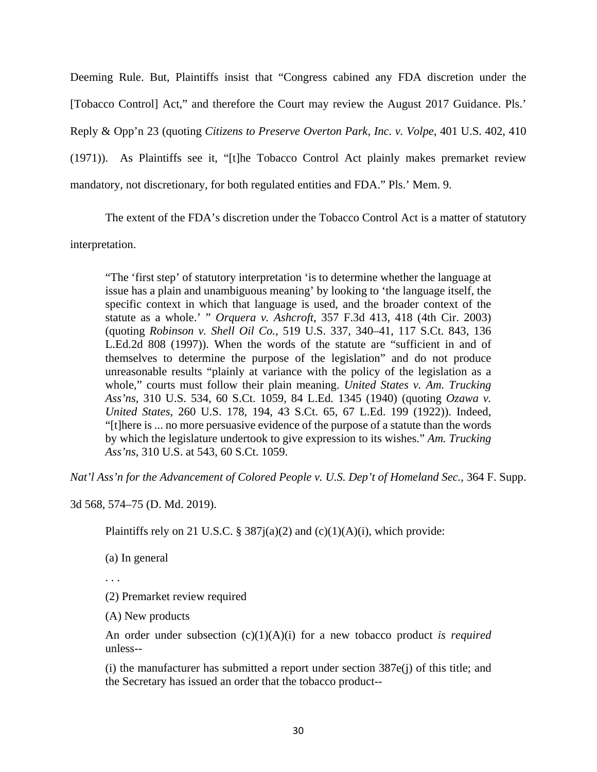Deeming Rule. But, Plaintiffs insist that "Congress cabined any FDA discretion under the [Tobacco Control] Act," and therefore the Court may review the August 2017 Guidance. Pls.' Reply & Opp'n 23 (quoting *Citizens to Preserve Overton Park, Inc. v. Volpe*, 401 U.S. 402, 410 (1971)). As Plaintiffs see it, "[t]he Tobacco Control Act plainly makes premarket review mandatory, not discretionary, for both regulated entities and FDA." Pls.' Mem. 9.

The extent of the FDA's discretion under the Tobacco Control Act is a matter of statutory interpretation.

> "The 'first step' of statutory interpretation 'is to determine whether the language at issue has a plain and unambiguous meaning' by looking to 'the language itself, the specific context in which that language is used, and the broader context of the statute as a whole.' " *Orquera v. Ashcroft*, 357 F.3d 413, 418 (4th Cir. 2003) (quoting *Robinson v. Shell Oil Co.*, 519 U.S. 337, 340–41, 117 S.Ct. 843, 136 L.Ed.2d 808 (1997)). When the words of the statute are "sufficient in and of themselves to determine the purpose of the legislation" and do not produce unreasonable results "plainly at variance with the policy of the legislation as a whole," courts must follow their plain meaning. *United States v. Am. Trucking Ass'ns*, 310 U.S. 534, 60 S.Ct. 1059, 84 L.Ed. 1345 (1940) (quoting *Ozawa v. United States*, 260 U.S. 178, 194, 43 S.Ct. 65, 67 L.Ed. 199 (1922)). Indeed, "[t]here is ... no more persuasive evidence of the purpose of a statute than the words by which the legislature undertook to give expression to its wishes." *Am. Trucking Ass'ns*, 310 U.S. at 543, 60 S.Ct. 1059.

*Nat'l Ass'n for the Advancement of Colored People v. U.S. Dep't of Homeland Sec.*, 364 F. Supp. 3d 568, 574–75 (D. Md. 2019).

Plaintiffs rely on 21 U.S.C. § 387j(a)(2) and (c)(1)(A)(i), which provide:

> (a) In general
>
> . . .
>
> (2) Premarket review required
>
> (A) New products
>
> An order under subsection (c)(1)(A)(i) for a new tobacco product *is required* unless--
>
> (i) the manufacturer has submitted a report under section 387e(j) of this title; and the Secretary has issued an order that the tobacco product--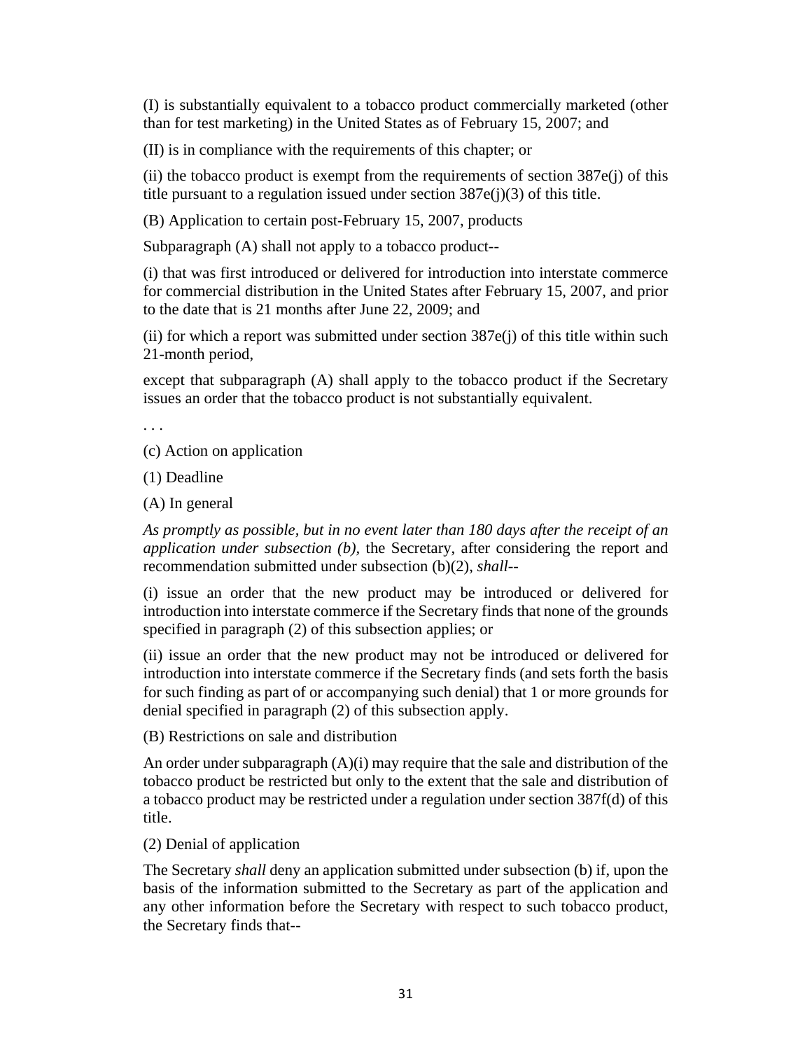(I) is substantially equivalent to a tobacco product commercially marketed (other than for test marketing) in the United States as of February 15, 2007; and

(II) is in compliance with the requirements of this chapter; or

(ii) the tobacco product is exempt from the requirements of section 387e(j) of this title pursuant to a regulation issued under section 387e(j)(3) of this title.

(B) Application to certain post-February 15, 2007, products

Subparagraph (A) shall not apply to a tobacco product--

(i) that was first introduced or delivered for introduction into interstate commerce for commercial distribution in the United States after February 15, 2007, and prior to the date that is 21 months after June 22, 2009; and

(ii) for which a report was submitted under section 387e(j) of this title within such 21-month period,

except that subparagraph (A) shall apply to the tobacco product if the Secretary issues an order that the tobacco product is not substantially equivalent.

. . .

(c) Action on application

(1) Deadline

(A) In general

*As promptly as possible, but in no event later than 180 days after the receipt of an application under subsection (b),* the Secretary, after considering the report and recommendation submitted under subsection (b)(2), *shall*--

(i) issue an order that the new product may be introduced or delivered for introduction into interstate commerce if the Secretary finds that none of the grounds specified in paragraph (2) of this subsection applies; or

(ii) issue an order that the new product may not be introduced or delivered for introduction into interstate commerce if the Secretary finds (and sets forth the basis for such finding as part of or accompanying such denial) that 1 or more grounds for denial specified in paragraph (2) of this subsection apply.

(B) Restrictions on sale and distribution

An order under subparagraph (A)(i) may require that the sale and distribution of the tobacco product be restricted but only to the extent that the sale and distribution of a tobacco product may be restricted under a regulation under section 387f(d) of this title.

(2) Denial of application

The Secretary *shall* deny an application submitted under subsection (b) if, upon the basis of the information submitted to the Secretary as part of the application and any other information before the Secretary with respect to such tobacco product, the Secretary finds that--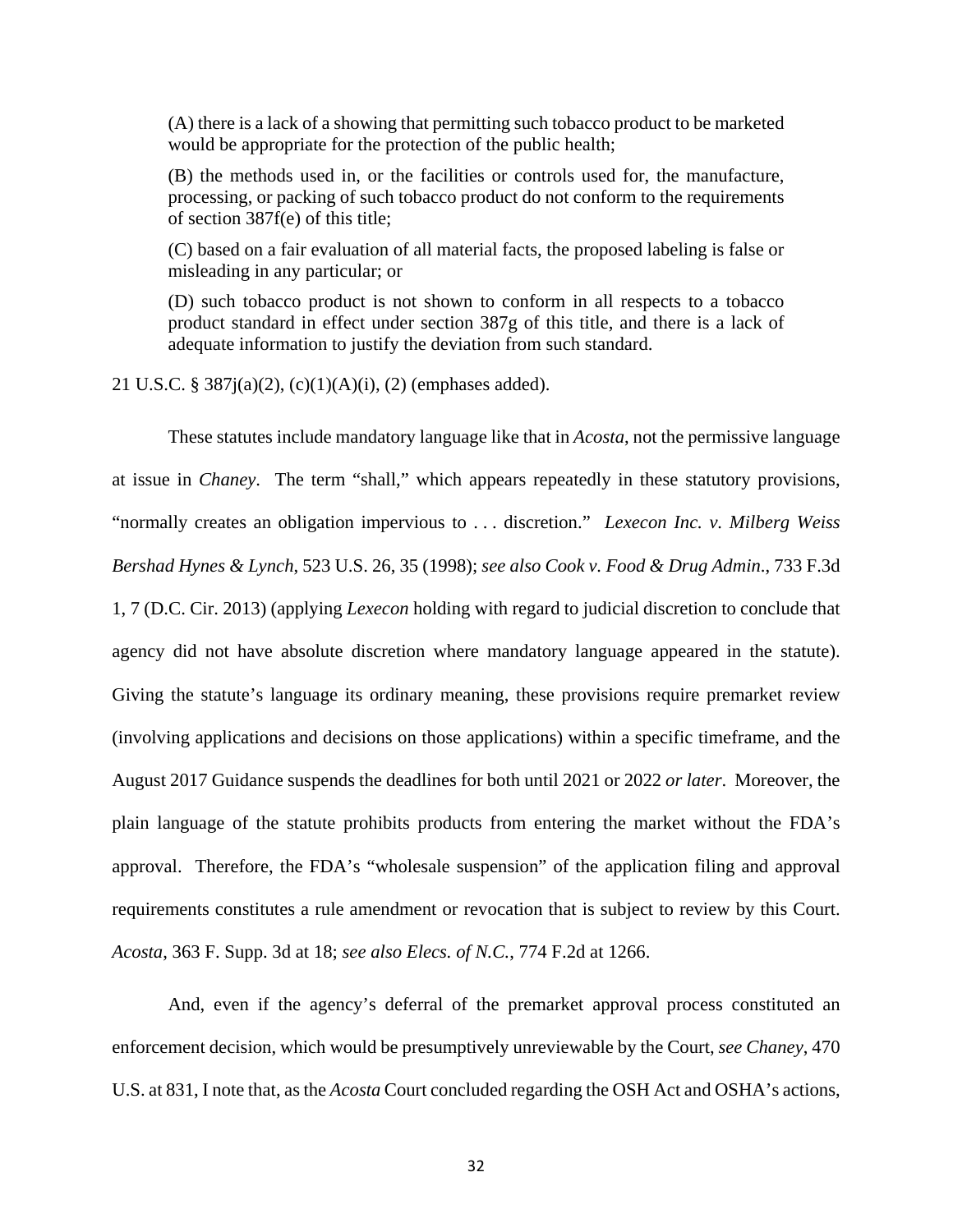> (A) there is a lack of a showing that permitting such tobacco product to be marketed would be appropriate for the protection of the public health;
>
> (B) the methods used in, or the facilities or controls used for, the manufacture, processing, or packing of such tobacco product do not conform to the requirements of section 387f(e) of this title;
>
> (C) based on a fair evaluation of all material facts, the proposed labeling is false or misleading in any particular; or
>
> (D) such tobacco product is not shown to conform in all respects to a tobacco product standard in effect under section 387g of this title, and there is a lack of adequate information to justify the deviation from such standard.

21 U.S.C. § 387j(a)(2), (c)(1)(A)(i), (2) (emphases added).

These statutes include mandatory language like that in *Acosta*, not the permissive language at issue in *Chaney*. The term "shall," which appears repeatedly in these statutory provisions, "normally creates an obligation impervious to . . . discretion." *Lexecon Inc. v. Milberg Weiss Bershad Hynes & Lynch*, 523 U.S. 26, 35 (1998); *see also Cook v. Food & Drug Admin.*, 733 F.3d 1, 7 (D.C. Cir. 2013) (applying *Lexecon* holding with regard to judicial discretion to conclude that agency did not have absolute discretion where mandatory language appeared in the statute). Giving the statute's language its ordinary meaning, these provisions require premarket review (involving applications and decisions on those applications) within a specific timeframe, and the August 2017 Guidance suspends the deadlines for both until 2021 or 2022 *or later*. Moreover, the plain language of the statute prohibits products from entering the market without the FDA's approval. Therefore, the FDA's "wholesale suspension" of the application filing and approval requirements constitutes a rule amendment or revocation that is subject to review by this Court. *Acosta*, 363 F. Supp. 3d at 18; *see also Elecs. of N.C.*, 774 F.2d at 1266.

And, even if the agency's deferral of the premarket approval process constituted an enforcement decision, which would be presumptively unreviewable by the Court, *see Chaney*, 470 U.S. at 831, I note that, as the *Acosta* Court concluded regarding the OSH Act and OSHA's actions,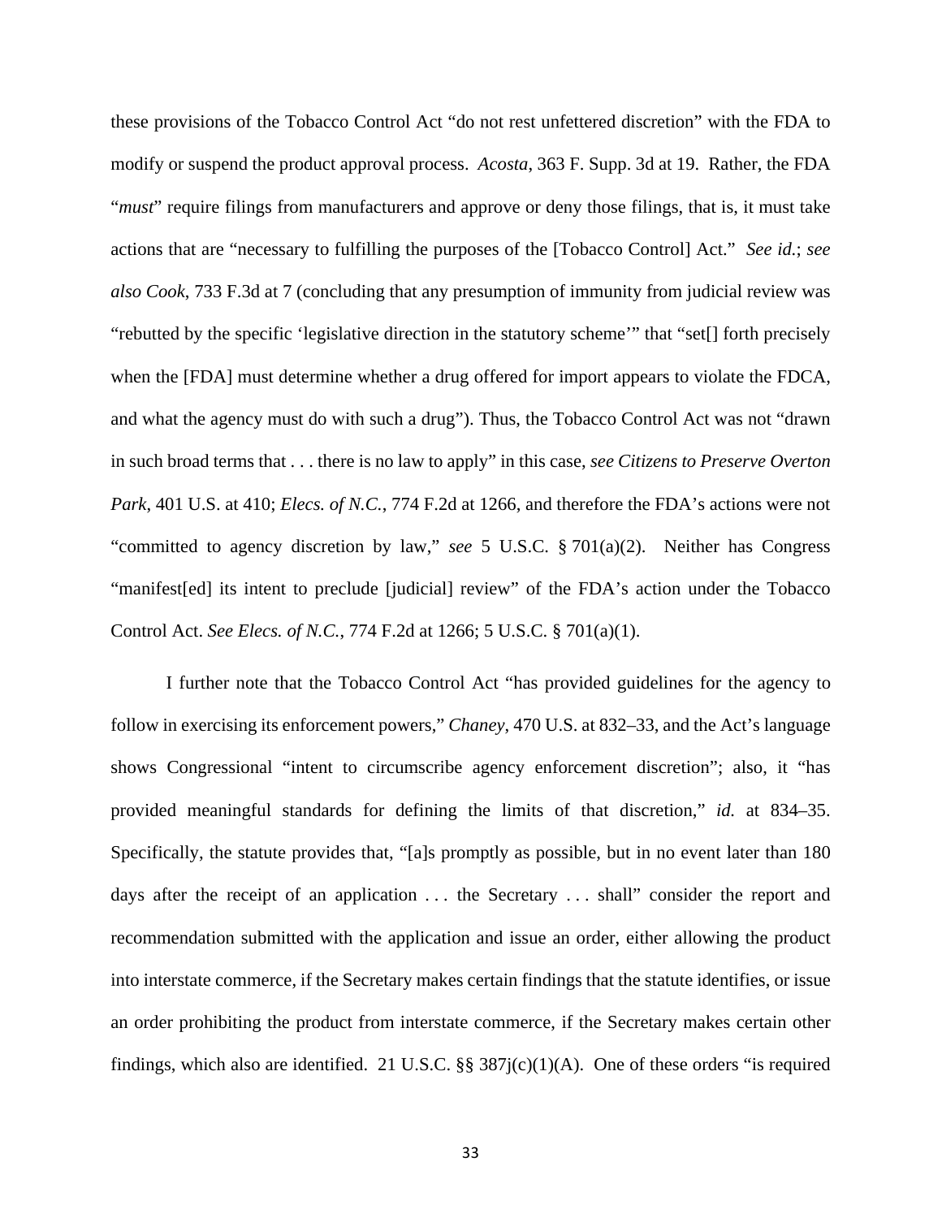these provisions of the Tobacco Control Act "do not rest unfettered discretion" with the FDA to modify or suspend the product approval process. *Acosta*, 363 F. Supp. 3d at 19. Rather, the FDA "*must*" require filings from manufacturers and approve or deny those filings, that is, it must take actions that are "necessary to fulfilling the purposes of the [Tobacco Control] Act." *See id.*; *see also Cook*, 733 F.3d at 7 (concluding that any presumption of immunity from judicial review was "rebutted by the specific 'legislative direction in the statutory scheme'" that "set[] forth precisely when the [FDA] must determine whether a drug offered for import appears to violate the FDCA, and what the agency must do with such a drug"). Thus, the Tobacco Control Act was not "drawn in such broad terms that . . . there is no law to apply" in this case, *see Citizens to Preserve Overton Park*, 401 U.S. at 410; *Elecs. of N.C.*, 774 F.2d at 1266, and therefore the FDA's actions were not "committed to agency discretion by law," *see* 5 U.S.C. § 701(a)(2). Neither has Congress "manifest[ed] its intent to preclude [judicial] review" of the FDA's action under the Tobacco Control Act. *See Elecs. of N.C.*, 774 F.2d at 1266; 5 U.S.C. § 701(a)(1).

I further note that the Tobacco Control Act "has provided guidelines for the agency to follow in exercising its enforcement powers," *Chaney*, 470 U.S. at 832–33, and the Act's language shows Congressional "intent to circumscribe agency enforcement discretion"; also, it "has provided meaningful standards for defining the limits of that discretion," *id.* at 834–35. Specifically, the statute provides that, "[a]s promptly as possible, but in no event later than 180 days after the receipt of an application . . . the Secretary . . . shall" consider the report and recommendation submitted with the application and issue an order, either allowing the product into interstate commerce, if the Secretary makes certain findings that the statute identifies, or issue an order prohibiting the product from interstate commerce, if the Secretary makes certain other findings, which also are identified. 21 U.S.C. §§ 387j(c)(1)(A). One of these orders "is required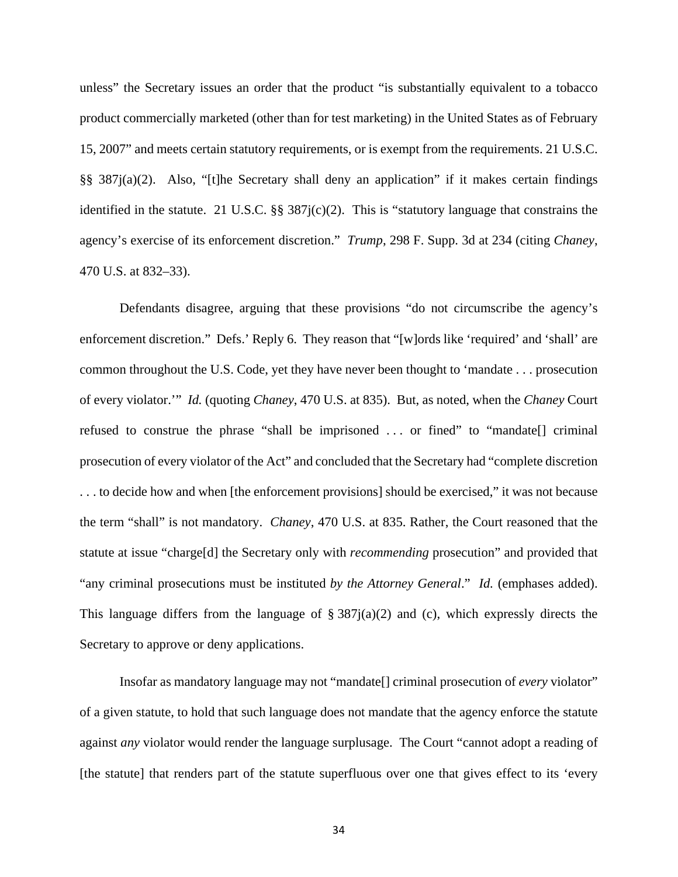unless" the Secretary issues an order that the product "is substantially equivalent to a tobacco product commercially marketed (other than for test marketing) in the United States as of February 15, 2007" and meets certain statutory requirements, or is exempt from the requirements. 21 U.S.C. §§ 387j(a)(2). Also, "[t]he Secretary shall deny an application" if it makes certain findings identified in the statute. 21 U.S.C. §§ 387j(c)(2). This is "statutory language that constrains the agency's exercise of its enforcement discretion." *Trump*, 298 F. Supp. 3d at 234 (citing *Chaney*, 470 U.S. at 832–33).

Defendants disagree, arguing that these provisions "do not circumscribe the agency's enforcement discretion." Defs.' Reply 6. They reason that "[w]ords like 'required' and 'shall' are common throughout the U.S. Code, yet they have never been thought to 'mandate . . . prosecution of every violator.'" *Id.* (quoting *Chaney*, 470 U.S. at 835). But, as noted, when the *Chaney* Court refused to construe the phrase "shall be imprisoned . . . or fined" to "mandate[] criminal prosecution of every violator of the Act" and concluded that the Secretary had "complete discretion . . . to decide how and when [the enforcement provisions] should be exercised," it was not because the term "shall" is not mandatory. *Chaney*, 470 U.S. at 835. Rather, the Court reasoned that the statute at issue "charge[d] the Secretary only with *recommending* prosecution" and provided that "any criminal prosecutions must be instituted *by the Attorney General*." *Id.* (emphases added). This language differs from the language of § 387j(a)(2) and (c), which expressly directs the Secretary to approve or deny applications.

Insofar as mandatory language may not "mandate[] criminal prosecution of *every* violator" of a given statute, to hold that such language does not mandate that the agency enforce the statute against *any* violator would render the language surplusage. The Court "cannot adopt a reading of [the statute] that renders part of the statute superfluous over one that gives effect to its 'every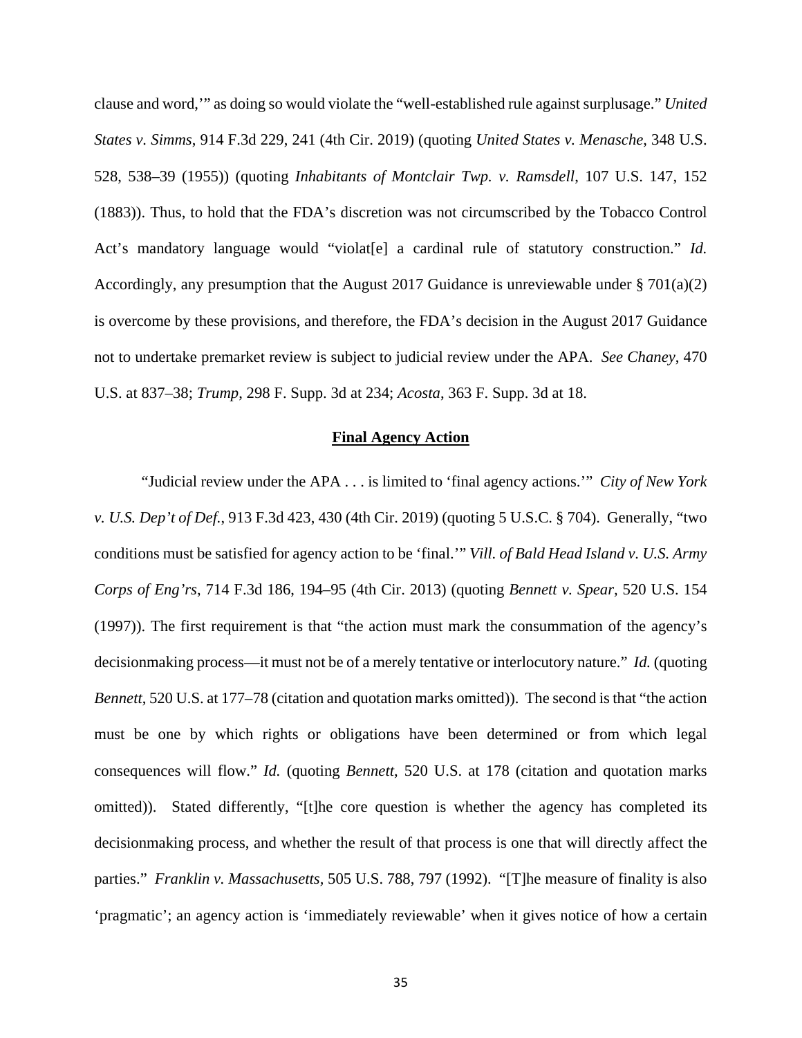clause and word,'" as doing so would violate the "well-established rule against surplusage." *United States v. Simms*, 914 F.3d 229, 241 (4th Cir. 2019) (quoting *United States v. Menasche*, 348 U.S. 528, 538–39 (1955)) (quoting *Inhabitants of Montclair Twp. v. Ramsdell*, 107 U.S. 147, 152 (1883)). Thus, to hold that the FDA's discretion was not circumscribed by the Tobacco Control Act's mandatory language would "violat[e] a cardinal rule of statutory construction." *Id.* Accordingly, any presumption that the August 2017 Guidance is unreviewable under § 701(a)(2) is overcome by these provisions, and therefore, the FDA's decision in the August 2017 Guidance not to undertake premarket review is subject to judicial review under the APA. *See Chaney*, 470 U.S. at 837–38; *Trump*, 298 F. Supp. 3d at 234; *Acosta*, 363 F. Supp. 3d at 18.

**<u>Final Agency Action</u>**

"Judicial review under the APA . . . is limited to 'final agency actions.'" *City of New York v. U.S. Dep't of Def.*, 913 F.3d 423, 430 (4th Cir. 2019) (quoting 5 U.S.C. § 704). Generally, "two conditions must be satisfied for agency action to be 'final.'" *Vill. of Bald Head Island v. U.S. Army Corps of Eng'rs*, 714 F.3d 186, 194–95 (4th Cir. 2013) (quoting *Bennett v. Spear,* 520 U.S. 154 (1997)). The first requirement is that "the action must mark the consummation of the agency's decisionmaking process—it must not be of a merely tentative or interlocutory nature." *Id.* (quoting *Bennett*, 520 U.S. at 177–78 (citation and quotation marks omitted)). The second is that "the action must be one by which rights or obligations have been determined or from which legal consequences will flow." *Id.* (quoting *Bennett*, 520 U.S. at 178 (citation and quotation marks omitted)). Stated differently, "[t]he core question is whether the agency has completed its decisionmaking process, and whether the result of that process is one that will directly affect the parties." *Franklin v. Massachusetts,* 505 U.S. 788, 797 (1992). "[T]he measure of finality is also 'pragmatic'; an agency action is 'immediately reviewable' when it gives notice of how a certain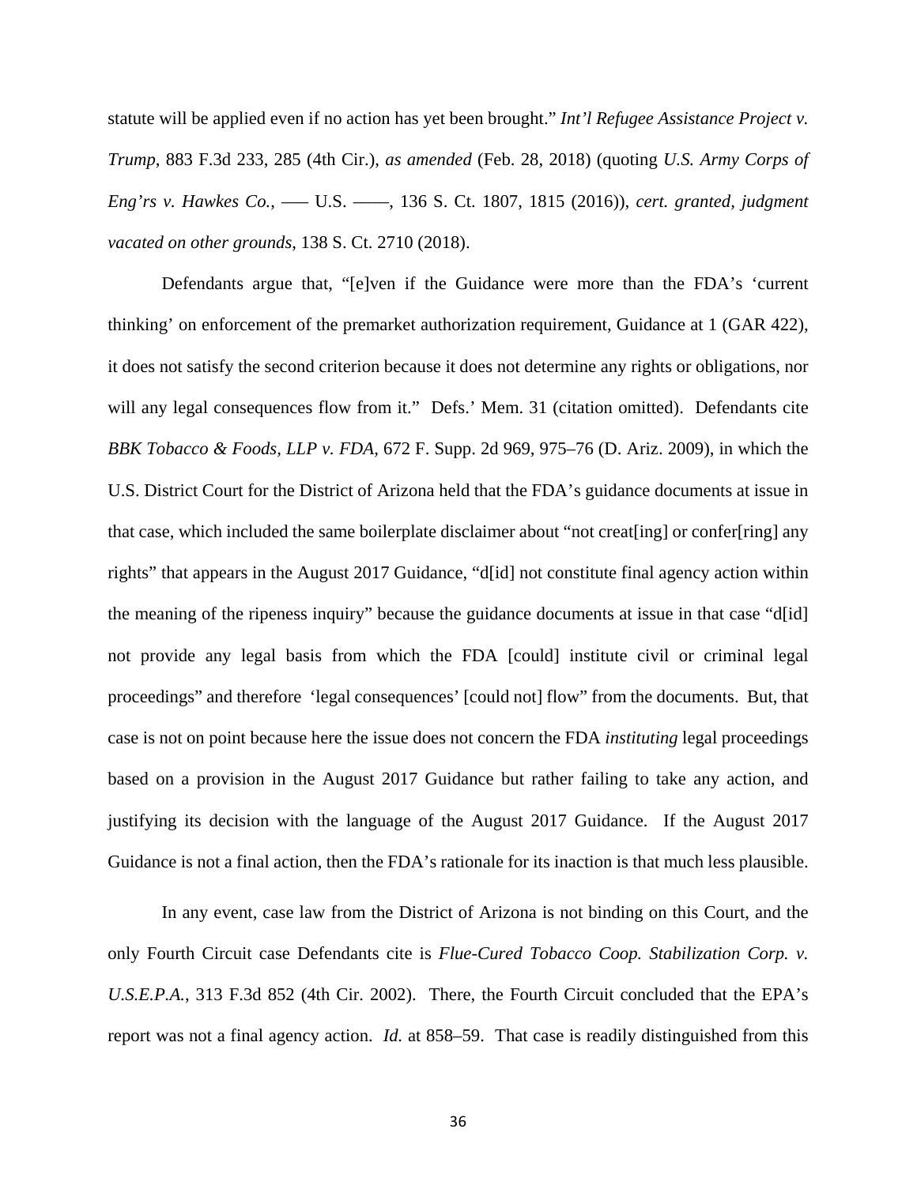statute will be applied even if no action has yet been brought." *Int'l Refugee Assistance Project v. Trump*, 883 F.3d 233, 285 (4th Cir.), *as amended* (Feb. 28, 2018) (quoting *U.S. Army Corps of Eng'rs v. Hawkes Co.*, ––– U.S. ––––, 136 S. Ct. 1807, 1815 (2016)), *cert. granted, judgment vacated on other grounds*, 138 S. Ct. 2710 (2018).

Defendants argue that, "[e]ven if the Guidance were more than the FDA's 'current thinking' on enforcement of the premarket authorization requirement, Guidance at 1 (GAR 422), it does not satisfy the second criterion because it does not determine any rights or obligations, nor will any legal consequences flow from it." Defs.' Mem. 31 (citation omitted). Defendants cite *BBK Tobacco & Foods, LLP v. FDA*, 672 F. Supp. 2d 969, 975–76 (D. Ariz. 2009), in which the U.S. District Court for the District of Arizona held that the FDA's guidance documents at issue in that case, which included the same boilerplate disclaimer about "not creat[ing] or confer[ring] any rights" that appears in the August 2017 Guidance, "d[id] not constitute final agency action within the meaning of the ripeness inquiry" because the guidance documents at issue in that case "d[id] not provide any legal basis from which the FDA [could] institute civil or criminal legal proceedings" and therefore 'legal consequences' [could not] flow" from the documents. But, that case is not on point because here the issue does not concern the FDA *instituting* legal proceedings based on a provision in the August 2017 Guidance but rather failing to take any action, and justifying its decision with the language of the August 2017 Guidance. If the August 2017 Guidance is not a final action, then the FDA's rationale for its inaction is that much less plausible.

In any event, case law from the District of Arizona is not binding on this Court, and the only Fourth Circuit case Defendants cite is *Flue-Cured Tobacco Coop. Stabilization Corp. v. U.S.E.P.A.*, 313 F.3d 852 (4th Cir. 2002). There, the Fourth Circuit concluded that the EPA's report was not a final agency action. *Id.* at 858–59. That case is readily distinguished from this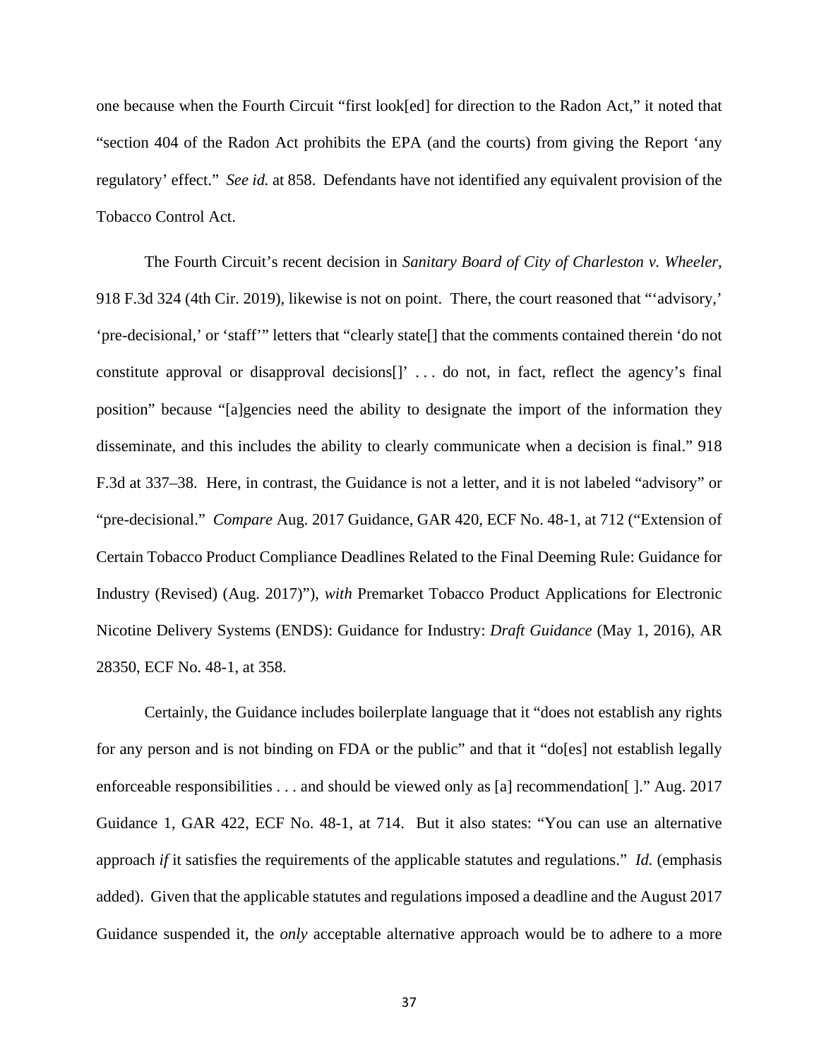one because when the Fourth Circuit "first look[ed] for direction to the Radon Act," it noted that "section 404 of the Radon Act prohibits the EPA (and the courts) from giving the Report 'any regulatory' effect." *See id.* at 858. Defendants have not identified any equivalent provision of the Tobacco Control Act.

The Fourth Circuit's recent decision in *Sanitary Board of City of Charleston v. Wheeler*, 918 F.3d 324 (4th Cir. 2019), likewise is not on point. There, the court reasoned that "'advisory,' 'pre-decisional,' or 'staff'" letters that "clearly state[] that the comments contained therein 'do not constitute approval or disapproval decisions[]' . . . do not, in fact, reflect the agency's final position" because "[a]gencies need the ability to designate the import of the information they disseminate, and this includes the ability to clearly communicate when a decision is final." 918 F.3d at 337–38. Here, in contrast, the Guidance is not a letter, and it is not labeled "advisory" or "pre-decisional." *Compare* Aug. 2017 Guidance, GAR 420, ECF No. 48-1, at 712 ("Extension of Certain Tobacco Product Compliance Deadlines Related to the Final Deeming Rule: Guidance for Industry (Revised) (Aug. 2017)"), *with* Premarket Tobacco Product Applications for Electronic Nicotine Delivery Systems (ENDS): Guidance for Industry: *Draft Guidance* (May 1, 2016), AR 28350, ECF No. 48-1, at 358.

Certainly, the Guidance includes boilerplate language that it "does not establish any rights for any person and is not binding on FDA or the public" and that it "do[es] not establish legally enforceable responsibilities . . . and should be viewed only as [a] recommendation[ ]." Aug. 2017 Guidance 1, GAR 422, ECF No. 48-1, at 714. But it also states: "You can use an alternative approach *if* it satisfies the requirements of the applicable statutes and regulations." *Id.* (emphasis added). Given that the applicable statutes and regulations imposed a deadline and the August 2017 Guidance suspended it, the *only* acceptable alternative approach would be to adhere to a more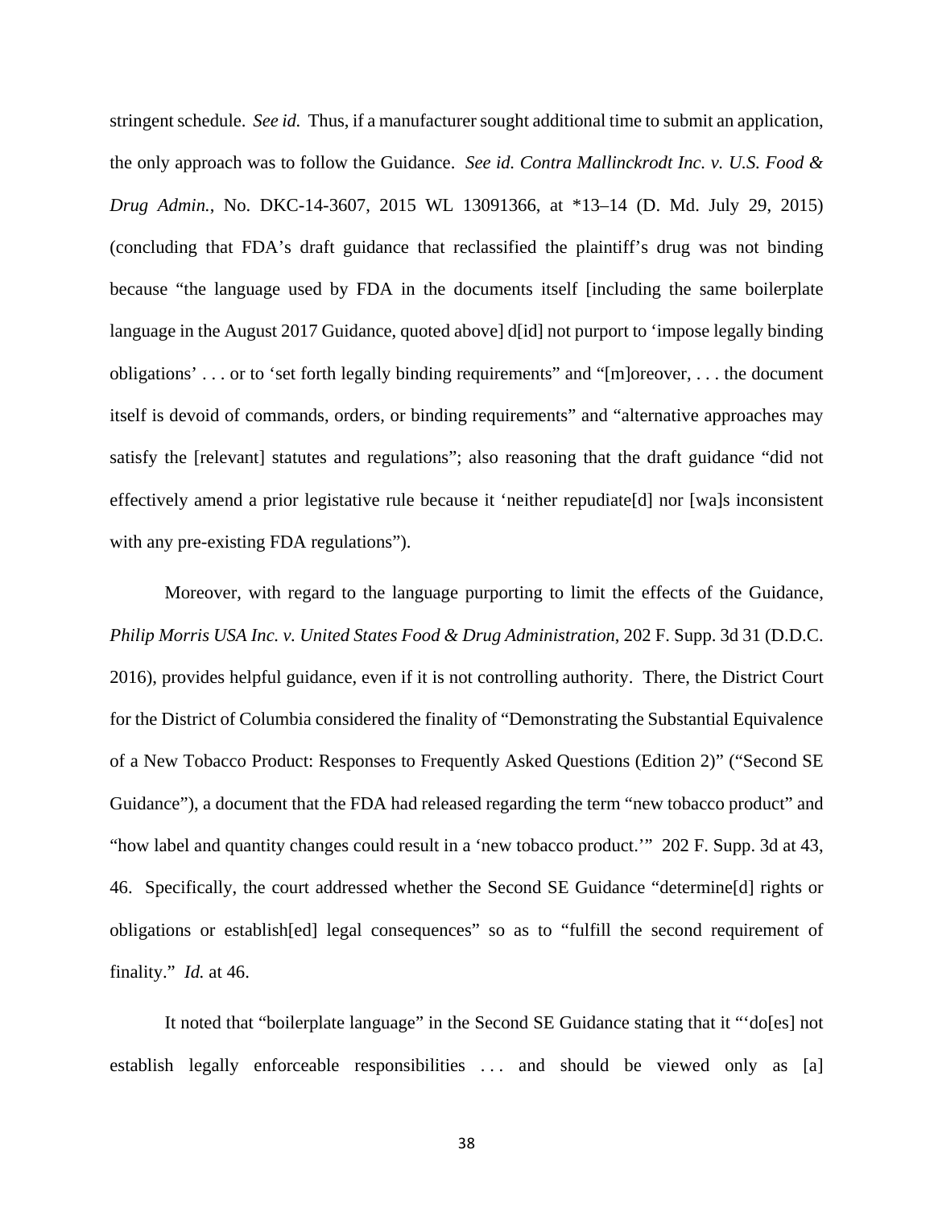stringent schedule. *See id.* Thus, if a manufacturer sought additional time to submit an application, the only approach was to follow the Guidance. *See id. Contra Mallinckrodt Inc. v. U.S. Food & Drug Admin.*, No. DKC-14-3607, 2015 WL 13091366, at *13–14 (D. Md. July 29, 2015) (concluding that FDA's draft guidance that reclassified the plaintiff's drug was not binding because "the language used by FDA in the documents itself [including the same boilerplate language in the August 2017 Guidance, quoted above] d[id] not purport to 'impose legally binding obligations' . . . or to 'set forth legally binding requirements" and "[m]oreover, . . . the document itself is devoid of commands, orders, or binding requirements" and "alternative approaches may satisfy the [relevant] statutes and regulations"; also reasoning that the draft guidance "did not effectively amend a prior legistative rule because it 'neither repudiate[d] nor [wa]s inconsistent with any pre-existing FDA regulations").

Moreover, with regard to the language purporting to limit the effects of the Guidance, *Philip Morris USA Inc. v. United States Food & Drug Administration*, 202 F. Supp. 3d 31 (D.D.C. 2016), provides helpful guidance, even if it is not controlling authority. There, the District Court for the District of Columbia considered the finality of "Demonstrating the Substantial Equivalence of a New Tobacco Product: Responses to Frequently Asked Questions (Edition 2)" ("Second SE Guidance"), a document that the FDA had released regarding the term "new tobacco product" and "how label and quantity changes could result in a 'new tobacco product.'" 202 F. Supp. 3d at 43, 46. Specifically, the court addressed whether the Second SE Guidance "determine[d] rights or obligations or establish[ed] legal consequences" so as to "fulfill the second requirement of finality." *Id.* at 46.

It noted that "boilerplate language" in the Second SE Guidance stating that it "'do[es] not establish legally enforceable responsibilities . . . and should be viewed only as [a]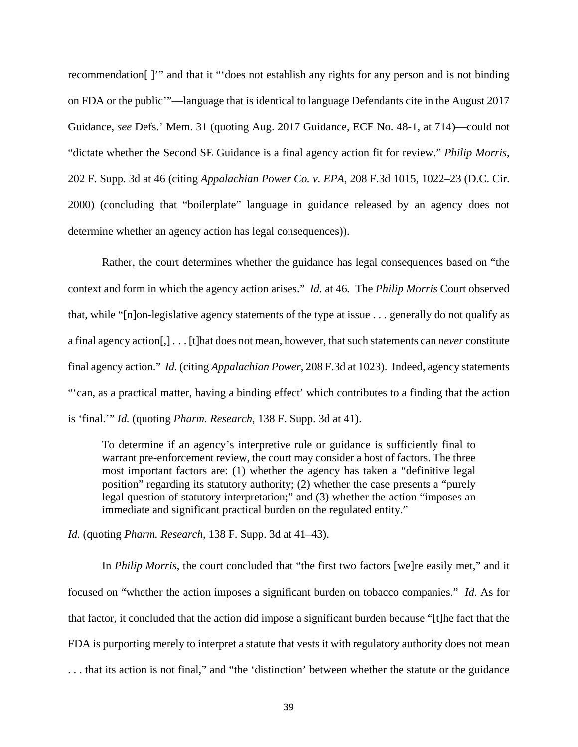recommendation[ ]'" and that it "'does not establish any rights for any person and is not binding on FDA or the public'"—language that is identical to language Defendants cite in the August 2017 Guidance, *see* Defs.' Mem. 31 (quoting Aug. 2017 Guidance, ECF No. 48-1, at 714)—could not "dictate whether the Second SE Guidance is a final agency action fit for review." *Philip Morris*, 202 F. Supp. 3d at 46 (citing *Appalachian Power Co. v. EPA*, 208 F.3d 1015, 1022–23 (D.C. Cir. 2000) (concluding that "boilerplate" language in guidance released by an agency does not determine whether an agency action has legal consequences)).

Rather, the court determines whether the guidance has legal consequences based on "the context and form in which the agency action arises." *Id.* at 46. The *Philip Morris* Court observed that, while "[n]on-legislative agency statements of the type at issue . . . generally do not qualify as a final agency action[,] . . . [t]hat does not mean, however, that such statements can *never* constitute final agency action." *Id.* (citing *Appalachian Power*, 208 F.3d at 1023). Indeed, agency statements "'can, as a practical matter, having a binding effect' which contributes to a finding that the action is 'final.'" *Id.* (quoting *Pharm. Research*, 138 F. Supp. 3d at 41).

> To determine if an agency's interpretive rule or guidance is sufficiently final to warrant pre-enforcement review, the court may consider a host of factors. The three most important factors are: (1) whether the agency has taken a "definitive legal position" regarding its statutory authority; (2) whether the case presents a "purely legal question of statutory interpretation;" and (3) whether the action "imposes an immediate and significant practical burden on the regulated entity."

*Id.* (quoting *Pharm. Research*, 138 F. Supp. 3d at 41–43).

In *Philip Morris*, the court concluded that "the first two factors [we]re easily met," and it focused on "whether the action imposes a significant burden on tobacco companies." *Id.* As for that factor, it concluded that the action did impose a significant burden because "[t]he fact that the FDA is purporting merely to interpret a statute that vests it with regulatory authority does not mean . . . that its action is not final," and "the 'distinction' between whether the statute or the guidance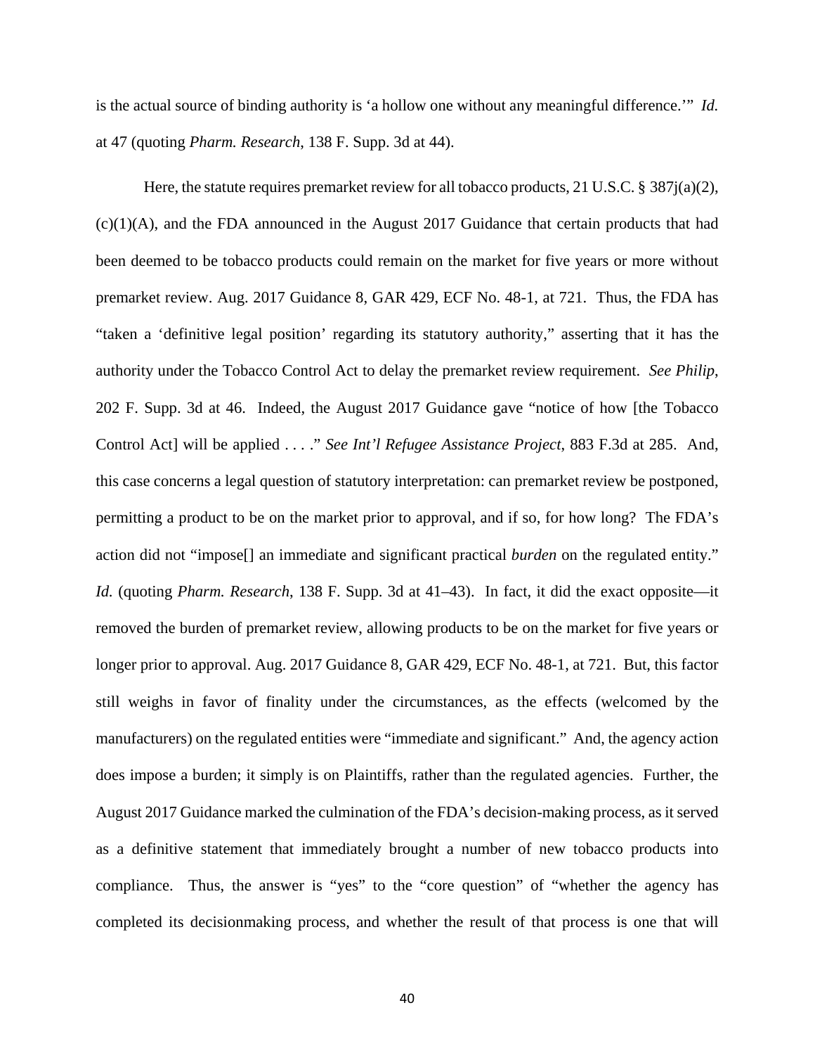is the actual source of binding authority is 'a hollow one without any meaningful difference.'" *Id.* at 47 (quoting *Pharm. Research*, 138 F. Supp. 3d at 44).

Here, the statute requires premarket review for all tobacco products, 21 U.S.C. § 387j(a)(2), (c)(1)(A), and the FDA announced in the August 2017 Guidance that certain products that had been deemed to be tobacco products could remain on the market for five years or more without premarket review. Aug. 2017 Guidance 8, GAR 429, ECF No. 48-1, at 721. Thus, the FDA has "taken a 'definitive legal position' regarding its statutory authority," asserting that it has the authority under the Tobacco Control Act to delay the premarket review requirement. *See Philip*, 202 F. Supp. 3d at 46. Indeed, the August 2017 Guidance gave "notice of how [the Tobacco Control Act] will be applied . . . ." *See Int'l Refugee Assistance Project*, 883 F.3d at 285. And, this case concerns a legal question of statutory interpretation: can premarket review be postponed, permitting a product to be on the market prior to approval, and if so, for how long? The FDA's action did not "impose[] an immediate and significant practical *burden* on the regulated entity." *Id.* (quoting *Pharm. Research*, 138 F. Supp. 3d at 41–43). In fact, it did the exact opposite—it removed the burden of premarket review, allowing products to be on the market for five years or longer prior to approval. Aug. 2017 Guidance 8, GAR 429, ECF No. 48-1, at 721. But, this factor still weighs in favor of finality under the circumstances, as the effects (welcomed by the manufacturers) on the regulated entities were "immediate and significant." And, the agency action does impose a burden; it simply is on Plaintiffs, rather than the regulated agencies. Further, the August 2017 Guidance marked the culmination of the FDA's decision-making process, as it served as a definitive statement that immediately brought a number of new tobacco products into compliance. Thus, the answer is "yes" to the "core question" of "whether the agency has completed its decisionmaking process, and whether the result of that process is one that will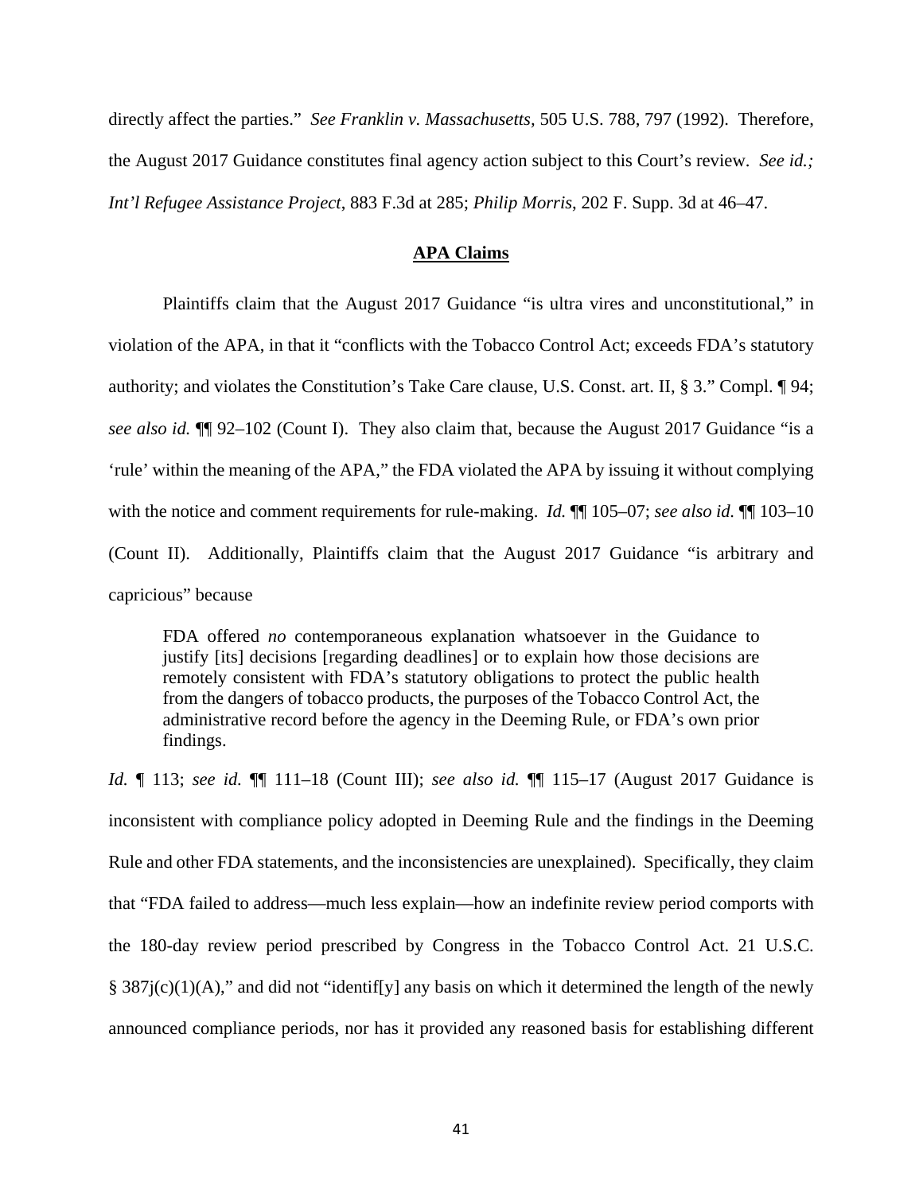directly affect the parties." *See Franklin v. Massachusetts*, 505 U.S. 788, 797 (1992). Therefore, the August 2017 Guidance constitutes final agency action subject to this Court's review. *See id.; Int'l Refugee Assistance Project*, 883 F.3d at 285; *Philip Morris*, 202 F. Supp. 3d at 46–47.

**APA Claims**

Plaintiffs claim that the August 2017 Guidance "is ultra vires and unconstitutional," in violation of the APA, in that it "conflicts with the Tobacco Control Act; exceeds FDA's statutory authority; and violates the Constitution's Take Care clause, U.S. Const. art. II, § 3." Compl. ¶ 94; *see also id.* ¶¶ 92–102 (Count I). They also claim that, because the August 2017 Guidance "is a 'rule' within the meaning of the APA," the FDA violated the APA by issuing it without complying with the notice and comment requirements for rule-making. *Id.* ¶¶ 105–07; *see also id.* ¶¶ 103–10 (Count II). Additionally, Plaintiffs claim that the August 2017 Guidance "is arbitrary and capricious" because

> FDA offered *no* contemporaneous explanation whatsoever in the Guidance to justify [its] decisions [regarding deadlines] or to explain how those decisions are remotely consistent with FDA's statutory obligations to protect the public health from the dangers of tobacco products, the purposes of the Tobacco Control Act, the administrative record before the agency in the Deeming Rule, or FDA's own prior findings.

*Id.* ¶ 113; *see id.* ¶¶ 111–18 (Count III); *see also id.* ¶¶ 115–17 (August 2017 Guidance is inconsistent with compliance policy adopted in Deeming Rule and the findings in the Deeming Rule and other FDA statements, and the inconsistencies are unexplained). Specifically, they claim that "FDA failed to address—much less explain—how an indefinite review period comports with the 180-day review period prescribed by Congress in the Tobacco Control Act. 21 U.S.C. § 387j(c)(1)(A)," and did not "identif[y] any basis on which it determined the length of the newly announced compliance periods, nor has it provided any reasoned basis for establishing different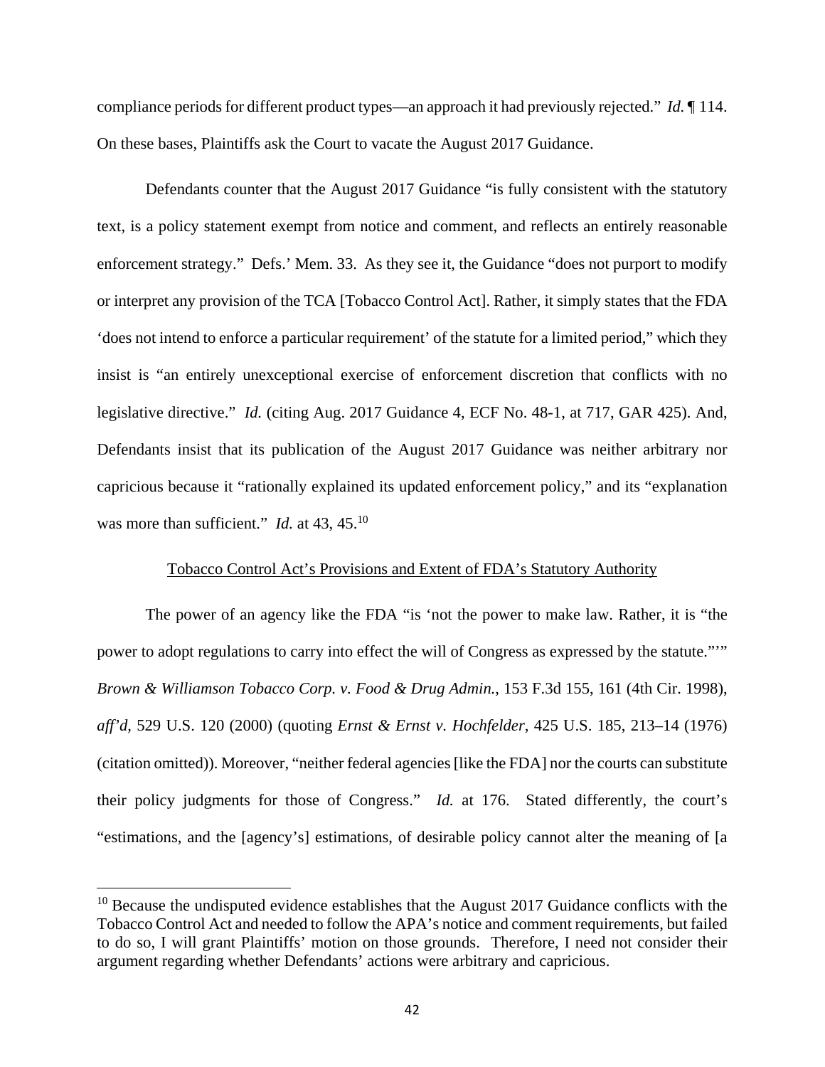compliance periods for different product types—an approach it had previously rejected." *Id.* ¶ 114. On these bases, Plaintiffs ask the Court to vacate the August 2017 Guidance.

Defendants counter that the August 2017 Guidance "is fully consistent with the statutory text, is a policy statement exempt from notice and comment, and reflects an entirely reasonable enforcement strategy." Defs.' Mem. 33. As they see it, the Guidance "does not purport to modify or interpret any provision of the TCA [Tobacco Control Act]. Rather, it simply states that the FDA 'does not intend to enforce a particular requirement' of the statute for a limited period," which they insist is "an entirely unexceptional exercise of enforcement discretion that conflicts with no legislative directive." *Id.* (citing Aug. 2017 Guidance 4, ECF No. 48-1, at 717, GAR 425). And, Defendants insist that its publication of the August 2017 Guidance was neither arbitrary nor capricious because it "rationally explained its updated enforcement policy," and its "explanation was more than sufficient." *Id.* at 43, 45.[10]

<u>Tobacco Control Act's Provisions and Extent of FDA's Statutory Authority</u>

The power of an agency like the FDA "is 'not the power to make law. Rather, it is "the power to adopt regulations to carry into effect the will of Congress as expressed by the statute."'" *Brown & Williamson Tobacco Corp. v. Food & Drug Admin.*, 153 F.3d 155, 161 (4th Cir. 1998), *aff'd*, 529 U.S. 120 (2000) (quoting *Ernst & Ernst v. Hochfelder*, 425 U.S. 185, 213–14 (1976) (citation omitted)). Moreover, "neither federal agencies [like the FDA] nor the courts can substitute their policy judgments for those of Congress." *Id.* at 176. Stated differently, the court's "estimations, and the [agency's] estimations, of desirable policy cannot alter the meaning of [a

---

[10] Because the undisputed evidence establishes that the August 2017 Guidance conflicts with the Tobacco Control Act and needed to follow the APA's notice and comment requirements, but failed to do so, I will grant Plaintiffs' motion on those grounds. Therefore, I need not consider their argument regarding whether Defendants' actions were arbitrary and capricious.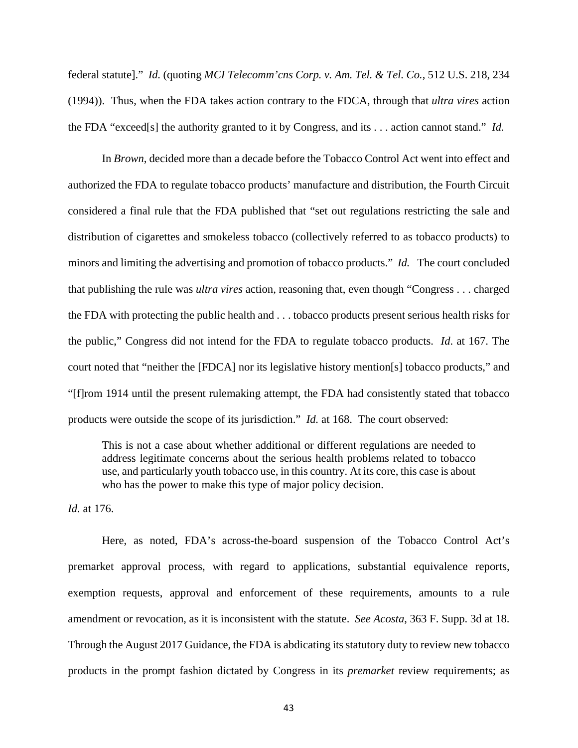federal statute]." *Id.* (quoting *MCI Telecomm'cns Corp. v. Am. Tel. & Tel. Co.*, 512 U.S. 218, 234 (1994)). Thus, when the FDA takes action contrary to the FDCA, through that *ultra vires* action the FDA "exceed[s] the authority granted to it by Congress, and its . . . action cannot stand." *Id.*

In *Brown*, decided more than a decade before the Tobacco Control Act went into effect and authorized the FDA to regulate tobacco products' manufacture and distribution, the Fourth Circuit considered a final rule that the FDA published that "set out regulations restricting the sale and distribution of cigarettes and smokeless tobacco (collectively referred to as tobacco products) to minors and limiting the advertising and promotion of tobacco products." *Id.* The court concluded that publishing the rule was *ultra vires* action, reasoning that, even though "Congress . . . charged the FDA with protecting the public health and . . . tobacco products present serious health risks for the public," Congress did not intend for the FDA to regulate tobacco products. *Id*. at 167. The court noted that "neither the [FDCA] nor its legislative history mention[s] tobacco products," and "[f]rom 1914 until the present rulemaking attempt, the FDA had consistently stated that tobacco products were outside the scope of its jurisdiction." *Id.* at 168. The court observed:

> This is not a case about whether additional or different regulations are needed to address legitimate concerns about the serious health problems related to tobacco use, and particularly youth tobacco use, in this country. At its core, this case is about who has the power to make this type of major policy decision.

*Id.* at 176.

Here, as noted, FDA's across-the-board suspension of the Tobacco Control Act's premarket approval process, with regard to applications, substantial equivalence reports, exemption requests, approval and enforcement of these requirements, amounts to a rule amendment or revocation, as it is inconsistent with the statute. *See Acosta*, 363 F. Supp. 3d at 18. Through the August 2017 Guidance, the FDA is abdicating its statutory duty to review new tobacco products in the prompt fashion dictated by Congress in its *premarket* review requirements; as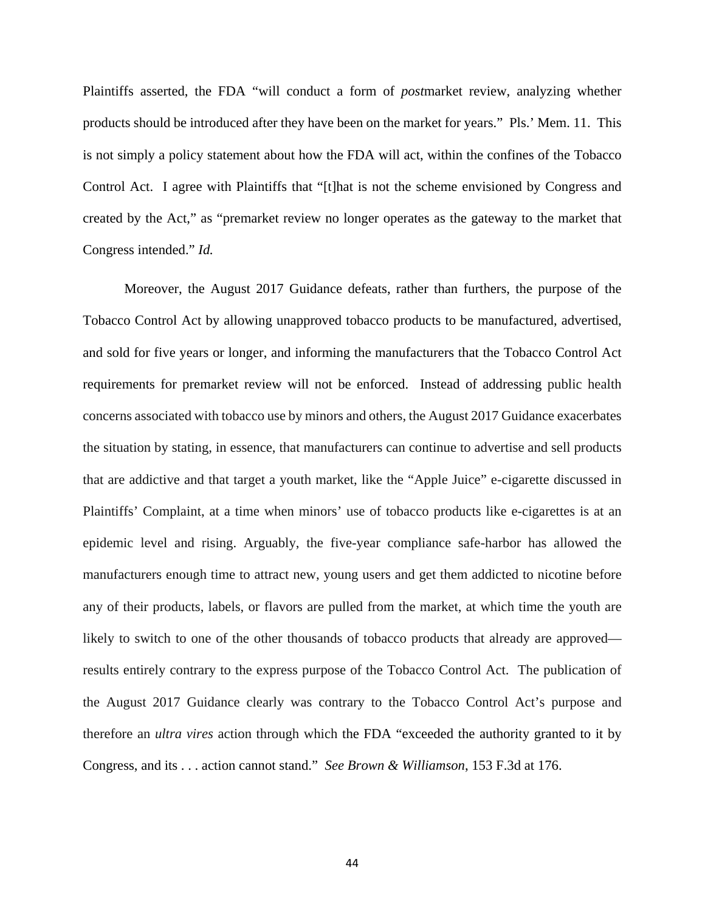Plaintiffs asserted, the FDA "will conduct a form of *post*market review, analyzing whether products should be introduced after they have been on the market for years." Pls.' Mem. 11. This is not simply a policy statement about how the FDA will act, within the confines of the Tobacco Control Act. I agree with Plaintiffs that "[t]hat is not the scheme envisioned by Congress and created by the Act," as "premarket review no longer operates as the gateway to the market that Congress intended." *Id.*

Moreover, the August 2017 Guidance defeats, rather than furthers, the purpose of the Tobacco Control Act by allowing unapproved tobacco products to be manufactured, advertised, and sold for five years or longer, and informing the manufacturers that the Tobacco Control Act requirements for premarket review will not be enforced. Instead of addressing public health concerns associated with tobacco use by minors and others, the August 2017 Guidance exacerbates the situation by stating, in essence, that manufacturers can continue to advertise and sell products that are addictive and that target a youth market, like the "Apple Juice" e-cigarette discussed in Plaintiffs' Complaint, at a time when minors' use of tobacco products like e-cigarettes is at an epidemic level and rising. Arguably, the five-year compliance safe-harbor has allowed the manufacturers enough time to attract new, young users and get them addicted to nicotine before any of their products, labels, or flavors are pulled from the market, at which time the youth are likely to switch to one of the other thousands of tobacco products that already are approved—results entirely contrary to the express purpose of the Tobacco Control Act. The publication of the August 2017 Guidance clearly was contrary to the Tobacco Control Act's purpose and therefore an *ultra vires* action through which the FDA "exceeded the authority granted to it by Congress, and its . . . action cannot stand." *See Brown & Williamson*, 153 F.3d at 176.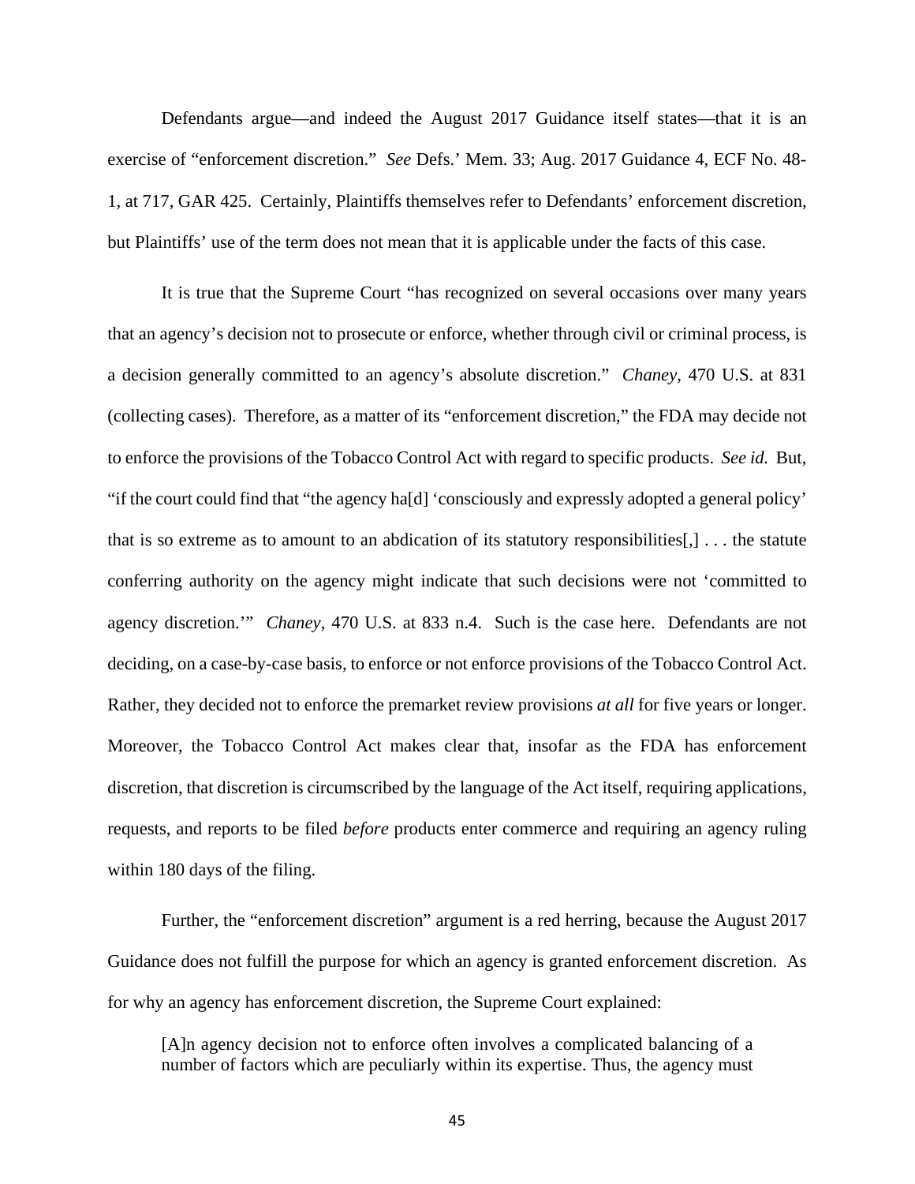Defendants argue—and indeed the August 2017 Guidance itself states—that it is an exercise of "enforcement discretion." *See* Defs.' Mem. 33; Aug. 2017 Guidance 4, ECF No. 48-1, at 717, GAR 425. Certainly, Plaintiffs themselves refer to Defendants' enforcement discretion, but Plaintiffs' use of the term does not mean that it is applicable under the facts of this case.

It is true that the Supreme Court "has recognized on several occasions over many years that an agency's decision not to prosecute or enforce, whether through civil or criminal process, is a decision generally committed to an agency's absolute discretion." *Chaney*, 470 U.S. at 831 (collecting cases). Therefore, as a matter of its "enforcement discretion," the FDA may decide not to enforce the provisions of the Tobacco Control Act with regard to specific products. *See id.* But, "if the court could find that "the agency ha[d] 'consciously and expressly adopted a general policy' that is so extreme as to amount to an abdication of its statutory responsibilities[,] . . . the statute conferring authority on the agency might indicate that such decisions were not 'committed to agency discretion.'" *Chaney*, 470 U.S. at 833 n.4. Such is the case here. Defendants are not deciding, on a case-by-case basis, to enforce or not enforce provisions of the Tobacco Control Act. Rather, they decided not to enforce the premarket review provisions *at all* for five years or longer. Moreover, the Tobacco Control Act makes clear that, insofar as the FDA has enforcement discretion, that discretion is circumscribed by the language of the Act itself, requiring applications, requests, and reports to be filed *before* products enter commerce and requiring an agency ruling within 180 days of the filing.

Further, the "enforcement discretion" argument is a red herring, because the August 2017 Guidance does not fulfill the purpose for which an agency is granted enforcement discretion. As for why an agency has enforcement discretion, the Supreme Court explained:

> [A]n agency decision not to enforce often involves a complicated balancing of a number of factors which are peculiarly within its expertise. Thus, the agency must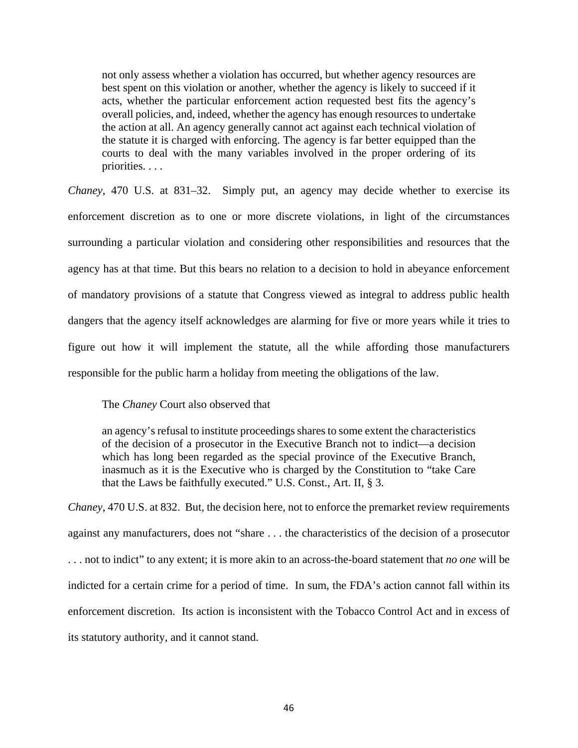> not only assess whether a violation has occurred, but whether agency resources are best spent on this violation or another, whether the agency is likely to succeed if it acts, whether the particular enforcement action requested best fits the agency's overall policies, and, indeed, whether the agency has enough resources to undertake the action at all. An agency generally cannot act against each technical violation of the statute it is charged with enforcing. The agency is far better equipped than the courts to deal with the many variables involved in the proper ordering of its priorities. . . .

*Chaney*, 470 U.S. at 831–32. Simply put, an agency may decide whether to exercise its enforcement discretion as to one or more discrete violations, in light of the circumstances surrounding a particular violation and considering other responsibilities and resources that the agency has at that time. But this bears no relation to a decision to hold in abeyance enforcement of mandatory provisions of a statute that Congress viewed as integral to address public health dangers that the agency itself acknowledges are alarming for five or more years while it tries to figure out how it will implement the statute, all the while affording those manufacturers responsible for the public harm a holiday from meeting the obligations of the law.

The *Chaney* Court also observed that

> an agency's refusal to institute proceedings shares to some extent the characteristics of the decision of a prosecutor in the Executive Branch not to indict—a decision which has long been regarded as the special province of the Executive Branch, inasmuch as it is the Executive who is charged by the Constitution to "take Care that the Laws be faithfully executed." U.S. Const., Art. II, § 3.

*Chaney*, 470 U.S. at 832. But, the decision here, not to enforce the premarket review requirements against any manufacturers, does not "share . . . the characteristics of the decision of a prosecutor . . . not to indict" to any extent; it is more akin to an across-the-board statement that *no one* will be indicted for a certain crime for a period of time. In sum, the FDA's action cannot fall within its enforcement discretion. Its action is inconsistent with the Tobacco Control Act and in excess of its statutory authority, and it cannot stand.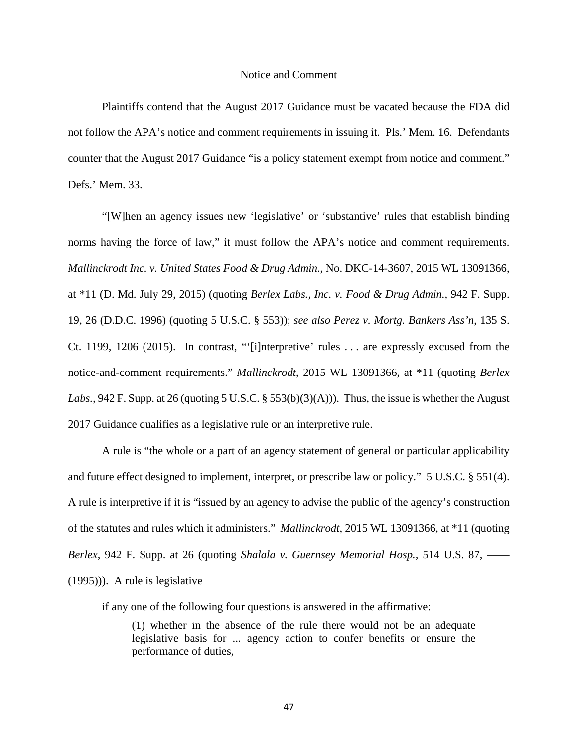Notice and Comment

Plaintiffs contend that the August 2017 Guidance must be vacated because the FDA did not follow the APA's notice and comment requirements in issuing it. Pls.' Mem. 16. Defendants counter that the August 2017 Guidance "is a policy statement exempt from notice and comment." Defs.' Mem. 33.

"[W]hen an agency issues new 'legislative' or 'substantive' rules that establish binding norms having the force of law," it must follow the APA's notice and comment requirements. *Mallinckrodt Inc. v. United States Food & Drug Admin.*, No. DKC-14-3607, 2015 WL 13091366, at *11 (D. Md. July 29, 2015) (quoting *Berlex Labs., Inc. v. Food & Drug Admin.*, 942 F. Supp. 19, 26 (D.D.C. 1996) (quoting 5 U.S.C. § 553)); *see also Perez v. Mortg. Bankers Ass'n*, 135 S. Ct. 1199, 1206 (2015). In contrast, "'[i]nterpretive' rules . . . are expressly excused from the notice-and-comment requirements." *Mallinckrodt*, 2015 WL 13091366, at *11 (quoting *Berlex Labs.*, 942 F. Supp. at 26 (quoting 5 U.S.C. § 553(b)(3)(A))). Thus, the issue is whether the August 2017 Guidance qualifies as a legislative rule or an interpretive rule.

A rule is "the whole or a part of an agency statement of general or particular applicability and future effect designed to implement, interpret, or prescribe law or policy." 5 U.S.C. § 551(4). A rule is interpretive if it is "issued by an agency to advise the public of the agency's construction of the statutes and rules which it administers." *Mallinckrodt*, 2015 WL 13091366, at *11 (quoting *Berlex*, 942 F. Supp. at 26 (quoting *Shalala v. Guernsey Memorial Hosp.*, 514 U.S. 87, —— (1995))). A rule is legislative

> if any one of the following four questions is answered in the affirmative:
>
> > (1) whether in the absence of the rule there would not be an adequate legislative basis for ... agency action to confer benefits or ensure the performance of duties,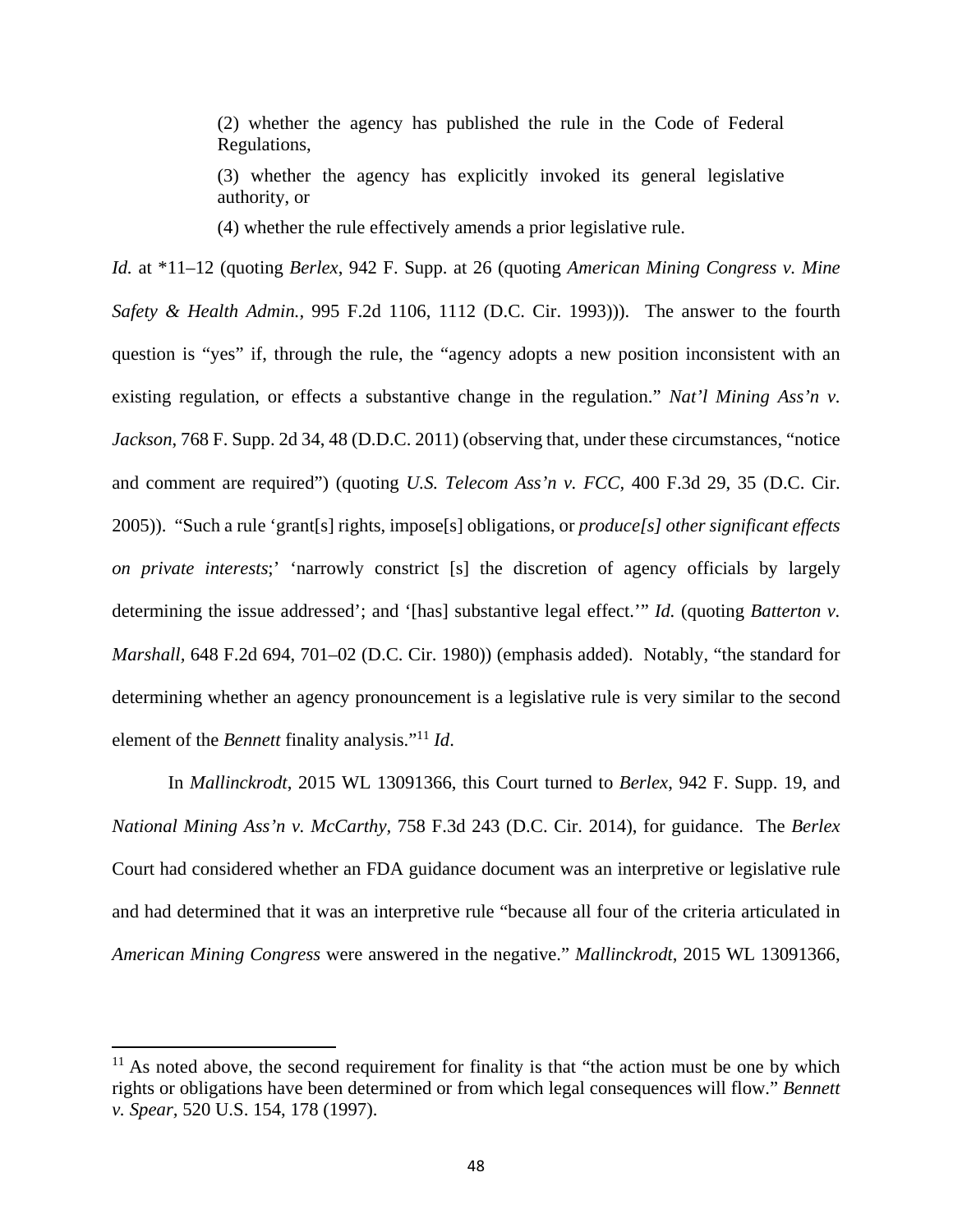> (2) whether the agency has published the rule in the Code of Federal Regulations,
>
> (3) whether the agency has explicitly invoked its general legislative authority, or
>
> (4) whether the rule effectively amends a prior legislative rule.

*Id.* at *11–12 (quoting *Berlex*, 942 F. Supp. at 26 (quoting *American Mining Congress v. Mine Safety & Health Admin.*, 995 F.2d 1106, 1112 (D.C. Cir. 1993))). The answer to the fourth question is "yes" if, through the rule, the "agency adopts a new position inconsistent with an existing regulation, or effects a substantive change in the regulation." *Nat'l Mining Ass'n v. Jackson*, 768 F. Supp. 2d 34, 48 (D.D.C. 2011) (observing that, under these circumstances, "notice and comment are required") (quoting *U.S. Telecom Ass'n v. FCC*, 400 F.3d 29, 35 (D.C. Cir. 2005)). "Such a rule 'grant[s] rights, impose[s] obligations, or *produce[s] other significant effects on private interests*;' 'narrowly constrict [s] the discretion of agency officials by largely determining the issue addressed'; and '[has] substantive legal effect.'" *Id.* (quoting *Batterton v. Marshall*, 648 F.2d 694, 701–02 (D.C. Cir. 1980)) (emphasis added). Notably, "the standard for determining whether an agency pronouncement is a legislative rule is very similar to the second element of the *Bennett* finality analysis."[11] *Id*.

In *Mallinckrodt*, 2015 WL 13091366, this Court turned to *Berlex*, 942 F. Supp. 19, and *National Mining Ass'n v. McCarthy*, 758 F.3d 243 (D.C. Cir. 2014), for guidance. The *Berlex* Court had considered whether an FDA guidance document was an interpretive or legislative rule and had determined that it was an interpretive rule "because all four of the criteria articulated in *American Mining Congress* were answered in the negative." *Mallinckrodt*, 2015 WL 13091366,

---

[11] As noted above, the second requirement for finality is that "the action must be one by which rights or obligations have been determined or from which legal consequences will flow." *Bennett v. Spear*, 520 U.S. 154, 178 (1997).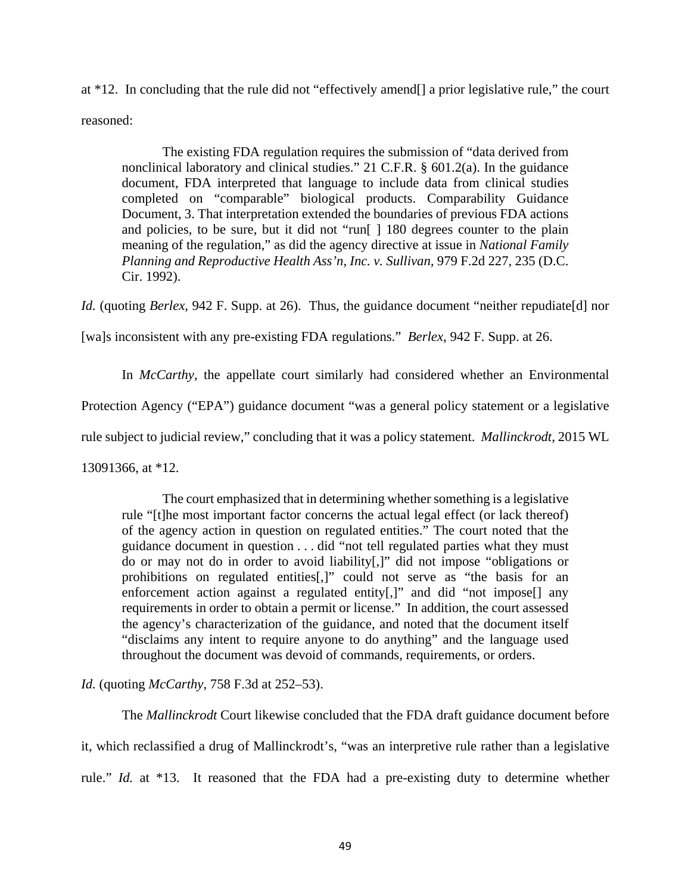at *12. In concluding that the rule did not "effectively amend[] a prior legislative rule," the court reasoned:

> The existing FDA regulation requires the submission of "data derived from nonclinical laboratory and clinical studies." 21 C.F.R. § 601.2(a). In the guidance document, FDA interpreted that language to include data from clinical studies completed on "comparable" biological products. Comparability Guidance Document, 3. That interpretation extended the boundaries of previous FDA actions and policies, to be sure, but it did not "run[ ] 180 degrees counter to the plain meaning of the regulation," as did the agency directive at issue in *National Family Planning and Reproductive Health Ass'n, Inc. v. Sullivan*, 979 F.2d 227, 235 (D.C. Cir. 1992).

*Id.* (quoting *Berlex*, 942 F. Supp. at 26). Thus, the guidance document "neither repudiate[d] nor [wa]s inconsistent with any pre-existing FDA regulations." *Berlex*, 942 F. Supp. at 26.

In *McCarthy*, the appellate court similarly had considered whether an Environmental Protection Agency ("EPA") guidance document "was a general policy statement or a legislative rule subject to judicial review," concluding that it was a policy statement. *Mallinckrodt*, 2015 WL 13091366, at *12.

> The court emphasized that in determining whether something is a legislative rule "[t]he most important factor concerns the actual legal effect (or lack thereof) of the agency action in question on regulated entities." The court noted that the guidance document in question . . . did "not tell regulated parties what they must do or may not do in order to avoid liability[,]" did not impose "obligations or prohibitions on regulated entities[,]" could not serve as "the basis for an enforcement action against a regulated entity[,]" and did "not impose[] any requirements in order to obtain a permit or license." In addition, the court assessed the agency's characterization of the guidance, and noted that the document itself "disclaims any intent to require anyone to do anything" and the language used throughout the document was devoid of commands, requirements, or orders.

*Id.* (quoting *McCarthy*, 758 F.3d at 252–53).

The *Mallinckrodt* Court likewise concluded that the FDA draft guidance document before it, which reclassified a drug of Mallinckrodt's, "was an interpretive rule rather than a legislative rule." *Id.* at *13. It reasoned that the FDA had a pre-existing duty to determine whether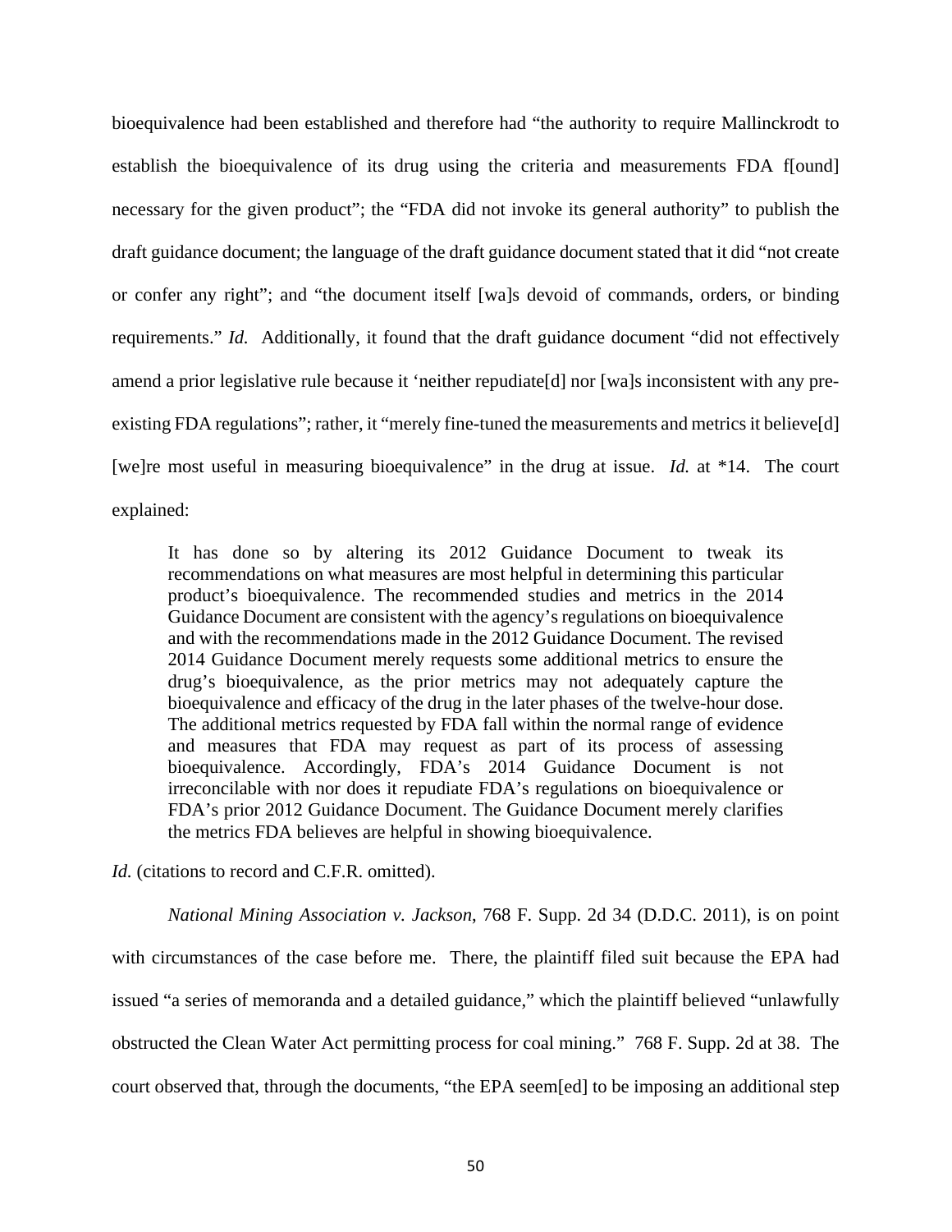bioequivalence had been established and therefore had "the authority to require Mallinckrodt to establish the bioequivalence of its drug using the criteria and measurements FDA f[ound] necessary for the given product"; the "FDA did not invoke its general authority" to publish the draft guidance document; the language of the draft guidance document stated that it did "not create or confer any right"; and "the document itself [wa]s devoid of commands, orders, or binding requirements." *Id.* Additionally, it found that the draft guidance document "did not effectively amend a prior legislative rule because it 'neither repudiate[d] nor [wa]s inconsistent with any pre-existing FDA regulations"; rather, it "merely fine-tuned the measurements and metrics it believe[d] [we]re most useful in measuring bioequivalence" in the drug at issue. *Id.* at *14. The court explained:

> It has done so by altering its 2012 Guidance Document to tweak its recommendations on what measures are most helpful in determining this particular product's bioequivalence. The recommended studies and metrics in the 2014 Guidance Document are consistent with the agency's regulations on bioequivalence and with the recommendations made in the 2012 Guidance Document. The revised 2014 Guidance Document merely requests some additional metrics to ensure the drug's bioequivalence, as the prior metrics may not adequately capture the bioequivalence and efficacy of the drug in the later phases of the twelve-hour dose. The additional metrics requested by FDA fall within the normal range of evidence and measures that FDA may request as part of its process of assessing bioequivalence. Accordingly, FDA's 2014 Guidance Document is not irreconcilable with nor does it repudiate FDA's regulations on bioequivalence or FDA's prior 2012 Guidance Document. The Guidance Document merely clarifies the metrics FDA believes are helpful in showing bioequivalence.

*Id.* (citations to record and C.F.R. omitted).

*National Mining Association v. Jackson*, 768 F. Supp. 2d 34 (D.D.C. 2011), is on point with circumstances of the case before me. There, the plaintiff filed suit because the EPA had issued "a series of memoranda and a detailed guidance," which the plaintiff believed "unlawfully obstructed the Clean Water Act permitting process for coal mining." 768 F. Supp. 2d at 38. The court observed that, through the documents, "the EPA seem[ed] to be imposing an additional step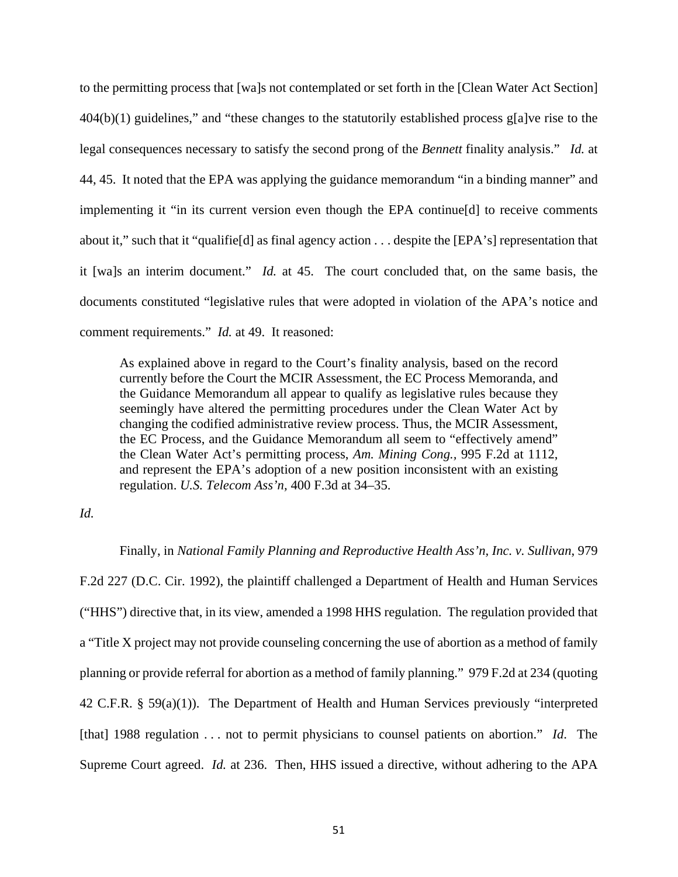to the permitting process that [wa]s not contemplated or set forth in the [Clean Water Act Section] 404(b)(1) guidelines," and "these changes to the statutorily established process g[a]ve rise to the legal consequences necessary to satisfy the second prong of the *Bennett* finality analysis." *Id.* at 44, 45. It noted that the EPA was applying the guidance memorandum "in a binding manner" and implementing it "in its current version even though the EPA continue[d] to receive comments about it," such that it "qualifie[d] as final agency action . . . despite the [EPA's] representation that it [wa]s an interim document." *Id.* at 45. The court concluded that, on the same basis, the documents constituted "legislative rules that were adopted in violation of the APA's notice and comment requirements." *Id.* at 49. It reasoned:

> As explained above in regard to the Court's finality analysis, based on the record currently before the Court the MCIR Assessment, the EC Process Memoranda, and the Guidance Memorandum all appear to qualify as legislative rules because they seemingly have altered the permitting procedures under the Clean Water Act by changing the codified administrative review process. Thus, the MCIR Assessment, the EC Process, and the Guidance Memorandum all seem to "effectively amend" the Clean Water Act's permitting process, *Am. Mining Cong.*, 995 F.2d at 1112, and represent the EPA's adoption of a new position inconsistent with an existing regulation. *U.S. Telecom Ass'n*, 400 F.3d at 34–35.

*Id.*

Finally, in *National Family Planning and Reproductive Health Ass'n, Inc. v. Sullivan*, 979 F.2d 227 (D.C. Cir. 1992), the plaintiff challenged a Department of Health and Human Services ("HHS") directive that, in its view, amended a 1998 HHS regulation. The regulation provided that a "Title X project may not provide counseling concerning the use of abortion as a method of family planning or provide referral for abortion as a method of family planning." 979 F.2d at 234 (quoting 42 C.F.R. § 59(a)(1)). The Department of Health and Human Services previously "interpreted [that] 1988 regulation . . . not to permit physicians to counsel patients on abortion." *Id*. The Supreme Court agreed. *Id.* at 236. Then, HHS issued a directive, without adhering to the APA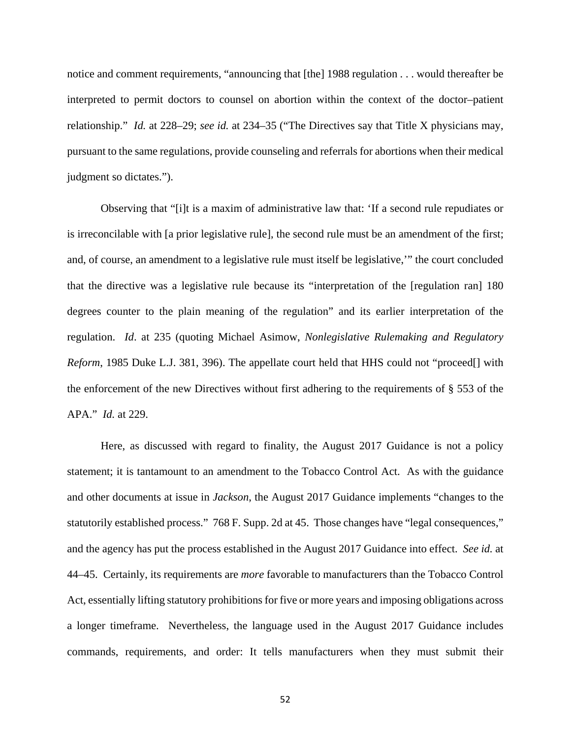notice and comment requirements, "announcing that [the] 1988 regulation . . . would thereafter be interpreted to permit doctors to counsel on abortion within the context of the doctor–patient relationship." *Id.* at 228–29; *see id.* at 234–35 ("The Directives say that Title X physicians may, pursuant to the same regulations, provide counseling and referrals for abortions when their medical judgment so dictates.").

Observing that "[i]t is a maxim of administrative law that: 'If a second rule repudiates or is irreconcilable with [a prior legislative rule], the second rule must be an amendment of the first; and, of course, an amendment to a legislative rule must itself be legislative,'" the court concluded that the directive was a legislative rule because its "interpretation of the [regulation ran] 180 degrees counter to the plain meaning of the regulation" and its earlier interpretation of the regulation. *Id*. at 235 (quoting Michael Asimow, *Nonlegislative Rulemaking and Regulatory Reform*, 1985 Duke L.J. 381, 396). The appellate court held that HHS could not "proceed[] with the enforcement of the new Directives without first adhering to the requirements of § 553 of the APA." *Id.* at 229.

Here, as discussed with regard to finality, the August 2017 Guidance is not a policy statement; it is tantamount to an amendment to the Tobacco Control Act. As with the guidance and other documents at issue in *Jackson*, the August 2017 Guidance implements "changes to the statutorily established process." 768 F. Supp. 2d at 45. Those changes have "legal consequences," and the agency has put the process established in the August 2017 Guidance into effect. *See id.* at 44–45. Certainly, its requirements are *more* favorable to manufacturers than the Tobacco Control Act, essentially lifting statutory prohibitions for five or more years and imposing obligations across a longer timeframe. Nevertheless, the language used in the August 2017 Guidance includes commands, requirements, and order: It tells manufacturers when they must submit their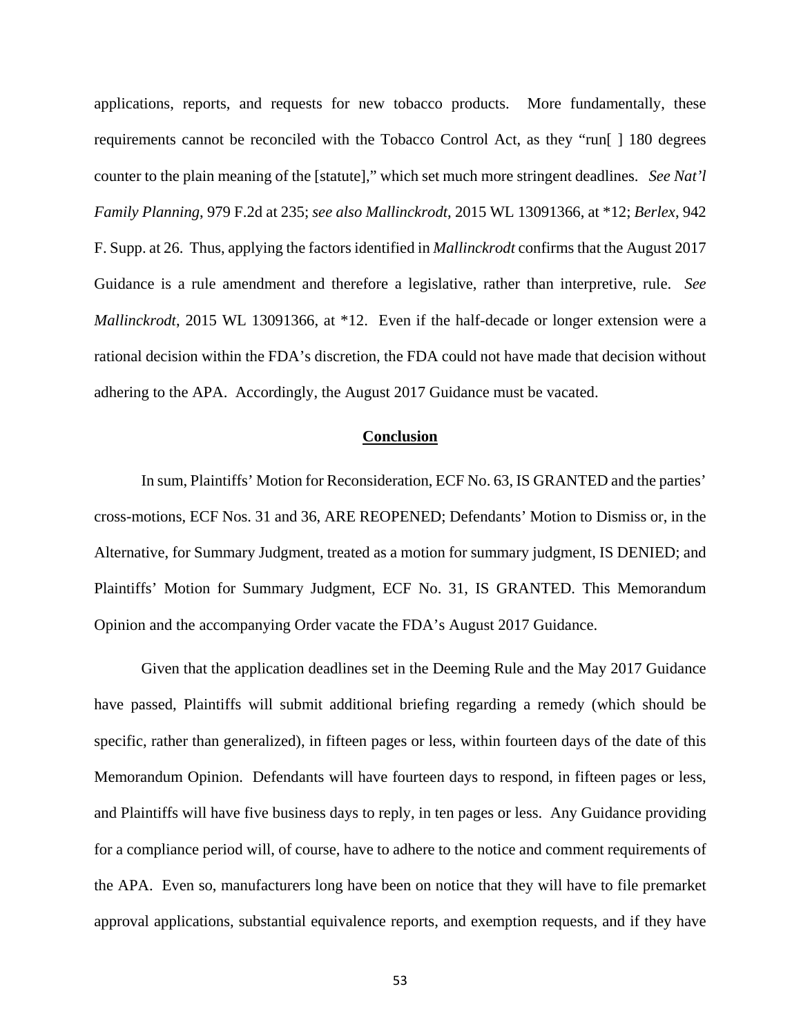applications, reports, and requests for new tobacco products. More fundamentally, these requirements cannot be reconciled with the Tobacco Control Act, as they "run[ ] 180 degrees counter to the plain meaning of the [statute]," which set much more stringent deadlines. *See Nat'l Family Planning*, 979 F.2d at 235; *see also Mallinckrodt*, 2015 WL 13091366, at *12; *Berlex*, 942 F. Supp. at 26. Thus, applying the factors identified in *Mallinckrodt* confirms that the August 2017 Guidance is a rule amendment and therefore a legislative, rather than interpretive, rule. *See Mallinckrodt*, 2015 WL 13091366, at *12. Even if the half-decade or longer extension were a rational decision within the FDA's discretion, the FDA could not have made that decision without adhering to the APA. Accordingly, the August 2017 Guidance must be vacated.

## Conclusion

In sum, Plaintiffs' Motion for Reconsideration, ECF No. 63, IS GRANTED and the parties' cross-motions, ECF Nos. 31 and 36, ARE REOPENED; Defendants' Motion to Dismiss or, in the Alternative, for Summary Judgment, treated as a motion for summary judgment, IS DENIED; and Plaintiffs' Motion for Summary Judgment, ECF No. 31, IS GRANTED. This Memorandum Opinion and the accompanying Order vacate the FDA's August 2017 Guidance.

Given that the application deadlines set in the Deeming Rule and the May 2017 Guidance have passed, Plaintiffs will submit additional briefing regarding a remedy (which should be specific, rather than generalized), in fifteen pages or less, within fourteen days of the date of this Memorandum Opinion. Defendants will have fourteen days to respond, in fifteen pages or less, and Plaintiffs will have five business days to reply, in ten pages or less. Any Guidance providing for a compliance period will, of course, have to adhere to the notice and comment requirements of the APA. Even so, manufacturers long have been on notice that they will have to file premarket approval applications, substantial equivalence reports, and exemption requests, and if they have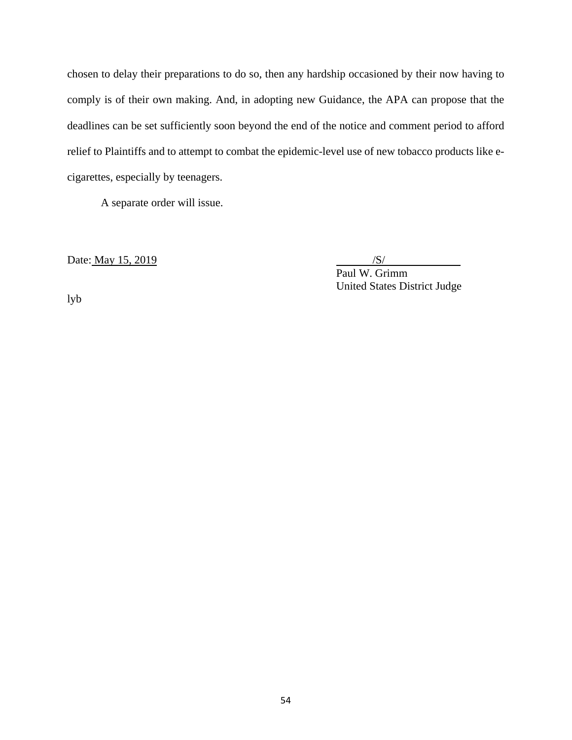chosen to delay their preparations to do so, then any hardship occasioned by their now having to comply is of their own making. And, in adopting new Guidance, the APA can propose that the deadlines can be set sufficiently soon beyond the end of the notice and comment period to afford relief to Plaintiffs and to attempt to combat the epidemic-level use of new tobacco products like e-cigarettes, especially by teenagers.

A separate order will issue.

Date: May 15, 2019

/S/
Paul W. Grimm
United States District Judge

lyb